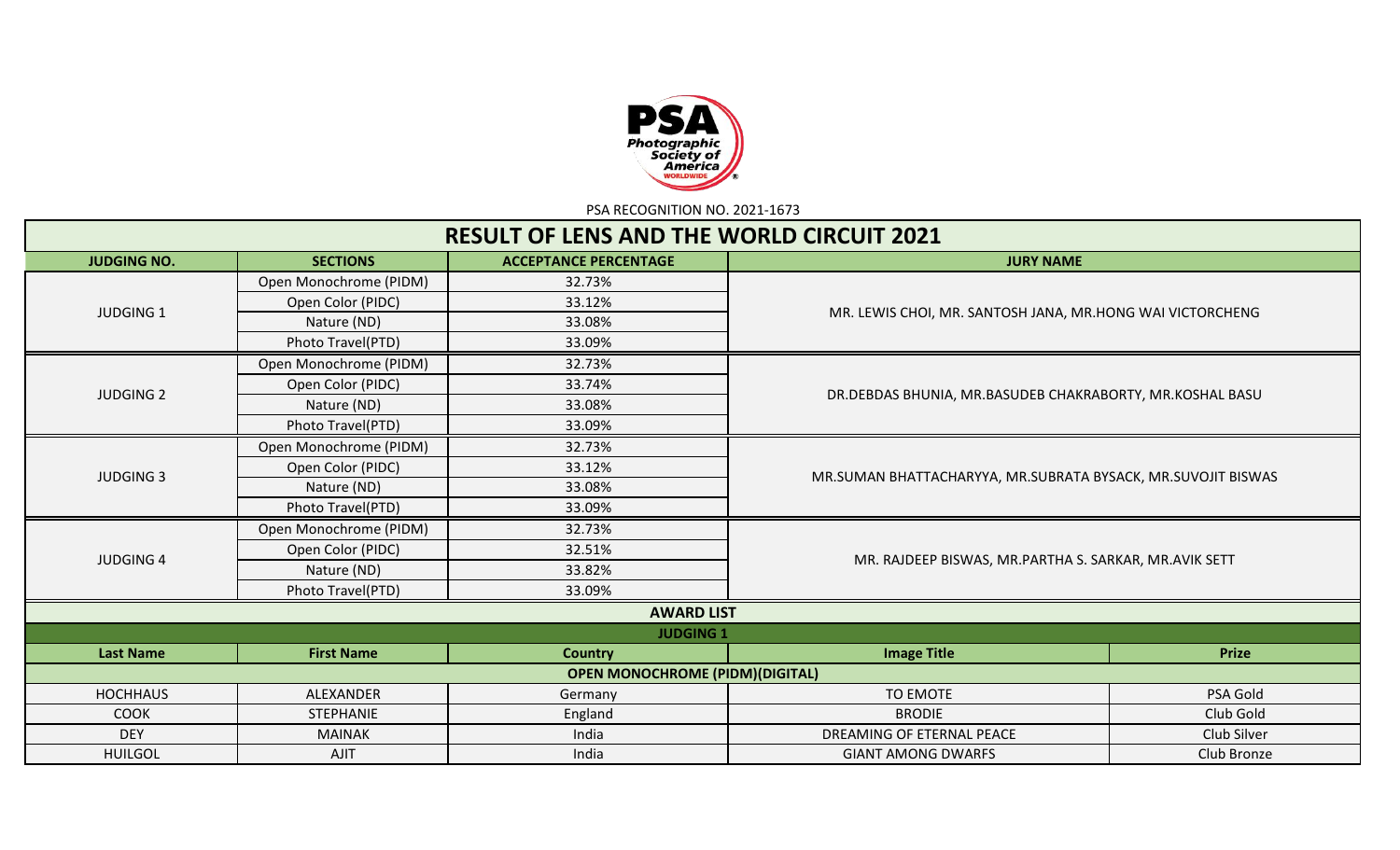PSA RECOGNITION NO. 2021-1673

# RESULT OF LENS AND THE WORLD CIRCUIT 2021

| JUDGING NO. | SECTIONS | ACCEPTANCE PERCENTAGE | JURY NAME |
|---|---|---|---|
| JUDGING 1 | Open Monochrome (PIDM) | 32.73% | MR. LEWIS CHOI, MR. SANTOSH JANA, MR.HONG WAI VICTORCHENG |
| | Open Color (PIDC) | 33.12% | |
| | Nature (ND) | 33.08% | |
| | Photo Travel(PTD) | 33.09% | |
| JUDGING 2 | Open Monochrome (PIDM) | 32.73% | DR.DEBDAS BHUNIA, MR.BASUDEB CHAKRABORTY, MR.KOSHAL BASU |
| | Open Color (PIDC) | 33.74% | |
| | Nature (ND) | 33.08% | |
| | Photo Travel(PTD) | 33.09% | |
| JUDGING 3 | Open Monochrome (PIDM) | 32.73% | MR.SUMAN BHATTACHARYYA, MR.SUBRATA BYSACK, MR.SUVOJIT BISWAS |
| | Open Color (PIDC) | 33.12% | |
| | Nature (ND) | 33.08% | |
| | Photo Travel(PTD) | 33.09% | |
| JUDGING 4 | Open Monochrome (PIDM) | 32.73% | MR. RAJDEEP BISWAS, MR.PARTHA S. SARKAR, MR.AVIK SETT |
| | Open Color (PIDC) | 32.51% | |
| | Nature (ND) | 33.82% | |
| | Photo Travel(PTD) | 33.09% | |

## AWARD LIST

### JUDGING 1

| Last Name | First Name | Country | Image Title | Prize |
|---|---|---|---|---|
| **OPEN MONOCHROME (PIDM)(DIGITAL)** | | | | |
| HOCHHAUS | ALEXANDER | Germany | TO EMOTE | PSA Gold |
| COOK | STEPHANIE | England | BRODIE | Club Gold |
| DEY | MAINAK | India | DREAMING OF ETERNAL PEACE | Club Silver |
| HUILGOL | AJIT | India | GIANT AMONG DWARFS | Club Bronze |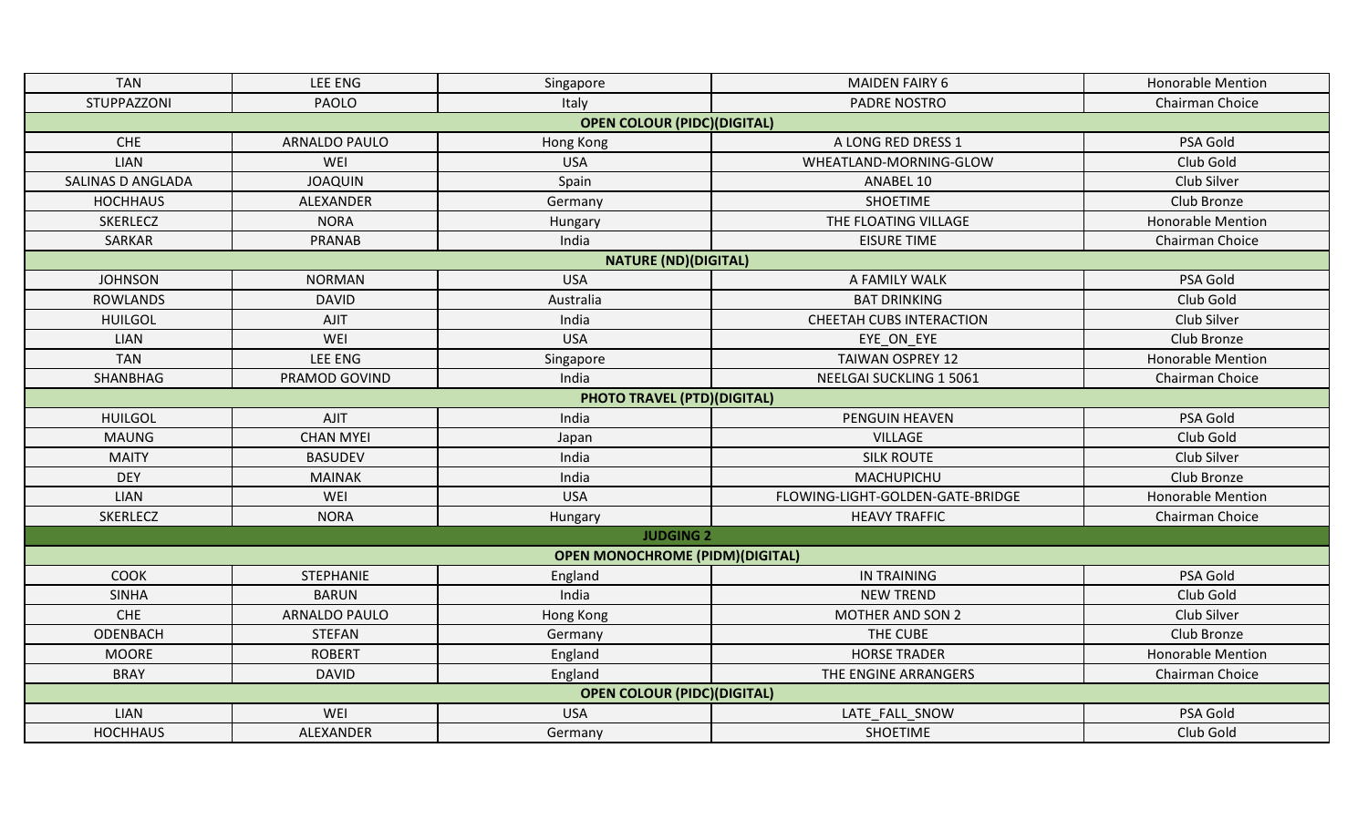| | | | | |
|---|---|---|---|---|
| TAN | LEE ENG | Singapore | MAIDEN FAIRY 6 | Honorable Mention |
| STUPPAZZONI | PAOLO | Italy | PADRE NOSTRO | Chairman Choice |
| **OPEN COLOUR (PIDC)(DIGITAL)** | | | | |
| CHE | ARNALDO PAULO | Hong Kong | A LONG RED DRESS 1 | PSA Gold |
| LIAN | WEI | USA | WHEATLAND-MORNING-GLOW | Club Gold |
| SALINAS D ANGLADA | JOAQUIN | Spain | ANABEL 10 | Club Silver |
| HOCHHAUS | ALEXANDER | Germany | SHOETIME | Club Bronze |
| SKERLECZ | NORA | Hungary | THE FLOATING VILLAGE | Honorable Mention |
| SARKAR | PRANAB | India | EISURE TIME | Chairman Choice |
| **NATURE (ND)(DIGITAL)** | | | | |
| JOHNSON | NORMAN | USA | A FAMILY WALK | PSA Gold |
| ROWLANDS | DAVID | Australia | BAT DRINKING | Club Gold |
| HUILGOL | AJIT | India | CHEETAH CUBS INTERACTION | Club Silver |
| LIAN | WEI | USA | EYE_ON_EYE | Club Bronze |
| TAN | LEE ENG | Singapore | TAIWAN OSPREY 12 | Honorable Mention |
| SHANBHAG | PRAMOD GOVIND | India | NEELGAI SUCKLING 1 5061 | Chairman Choice |
| **PHOTO TRAVEL (PTD)(DIGITAL)** | | | | |
| HUILGOL | AJIT | India | PENGUIN HEAVEN | PSA Gold |
| MAUNG | CHAN MYEI | Japan | VILLAGE | Club Gold |
| MAITY | BASUDEV | India | SILK ROUTE | Club Silver |
| DEY | MAINAK | India | MACHUPICHU | Club Bronze |
| LIAN | WEI | USA | FLOWING-LIGHT-GOLDEN-GATE-BRIDGE | Honorable Mention |
| SKERLECZ | NORA | Hungary | HEAVY TRAFFIC | Chairman Choice |
| **JUDGING 2** | | | | |
| **OPEN MONOCHROME (PIDM)(DIGITAL)** | | | | |
| COOK | STEPHANIE | England | IN TRAINING | PSA Gold |
| SINHA | BARUN | India | NEW TREND | Club Gold |
| CHE | ARNALDO PAULO | Hong Kong | MOTHER AND SON 2 | Club Silver |
| ODENBACH | STEFAN | Germany | THE CUBE | Club Bronze |
| MOORE | ROBERT | England | HORSE TRADER | Honorable Mention |
| BRAY | DAVID | England | THE ENGINE ARRANGERS | Chairman Choice |
| **OPEN COLOUR (PIDC)(DIGITAL)** | | | | |
| LIAN | WEI | USA | LATE_FALL_SNOW | PSA Gold |
| HOCHHAUS | ALEXANDER | Germany | SHOETIME | Club Gold |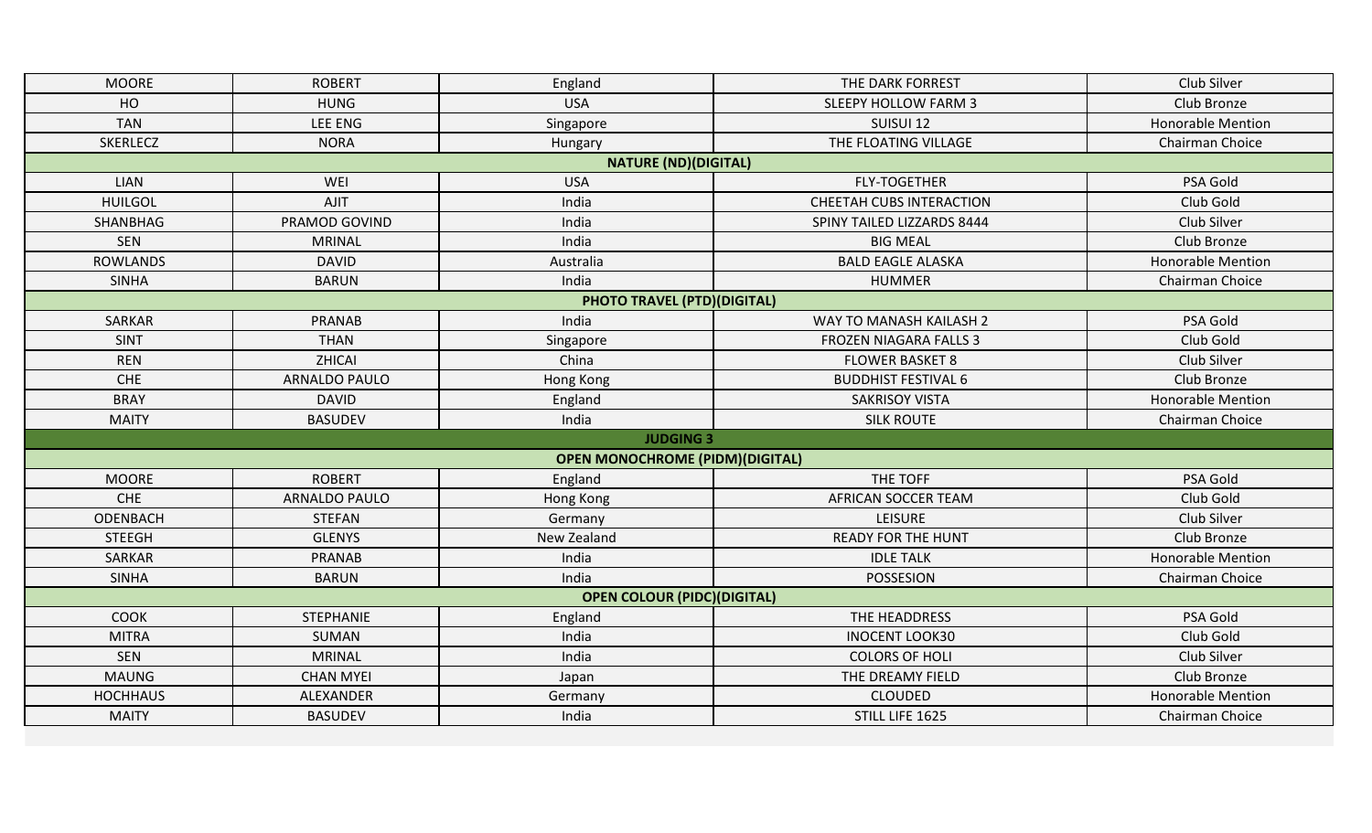| | | | | |
|---|---|---|---|---|
| MOORE | ROBERT | England | THE DARK FORREST | Club Silver |
| HO | HUNG | USA | SLEEPY HOLLOW FARM 3 | Club Bronze |
| TAN | LEE ENG | Singapore | SUISUI 12 | Honorable Mention |
| SKERLECZ | NORA | Hungary | THE FLOATING VILLAGE | Chairman Choice |
| **NATURE (ND)(DIGITAL)** | | | | |
| LIAN | WEI | USA | FLY-TOGETHER | PSA Gold |
| HUILGOL | AJIT | India | CHEETAH CUBS INTERACTION | Club Gold |
| SHANBHAG | PRAMOD GOVIND | India | SPINY TAILED LIZZARDS 8444 | Club Silver |
| SEN | MRINAL | India | BIG MEAL | Club Bronze |
| ROWLANDS | DAVID | Australia | BALD EAGLE ALASKA | Honorable Mention |
| SINHA | BARUN | India | HUMMER | Chairman Choice |
| **PHOTO TRAVEL (PTD)(DIGITAL)** | | | | |
| SARKAR | PRANAB | India | WAY TO MANASH KAILASH 2 | PSA Gold |
| SINT | THAN | Singapore | FROZEN NIAGARA FALLS 3 | Club Gold |
| REN | ZHICAI | China | FLOWER BASKET 8 | Club Silver |
| CHE | ARNALDO PAULO | Hong Kong | BUDDHIST FESTIVAL 6 | Club Bronze |
| BRAY | DAVID | England | SAKRISOY VISTA | Honorable Mention |
| MAITY | BASUDEV | India | SILK ROUTE | Chairman Choice |
| **JUDGING 3** | | | | |
| **OPEN MONOCHROME (PIDM)(DIGITAL)** | | | | |
| MOORE | ROBERT | England | THE TOFF | PSA Gold |
| CHE | ARNALDO PAULO | Hong Kong | AFRICAN SOCCER TEAM | Club Gold |
| ODENBACH | STEFAN | Germany | LEISURE | Club Silver |
| STEEGH | GLENYS | New Zealand | READY FOR THE HUNT | Club Bronze |
| SARKAR | PRANAB | India | IDLE TALK | Honorable Mention |
| SINHA | BARUN | India | POSSESION | Chairman Choice |
| **OPEN COLOUR (PIDC)(DIGITAL)** | | | | |
| COOK | STEPHANIE | England | THE HEADDRESS | PSA Gold |
| MITRA | SUMAN | India | INOCENT LOOK30 | Club Gold |
| SEN | MRINAL | India | COLORS OF HOLI | Club Silver |
| MAUNG | CHAN MYEI | Japan | THE DREAMY FIELD | Club Bronze |
| HOCHHAUS | ALEXANDER | Germany | CLOUDED | Honorable Mention |
| MAITY | BASUDEV | India | STILL LIFE 1625 | Chairman Choice |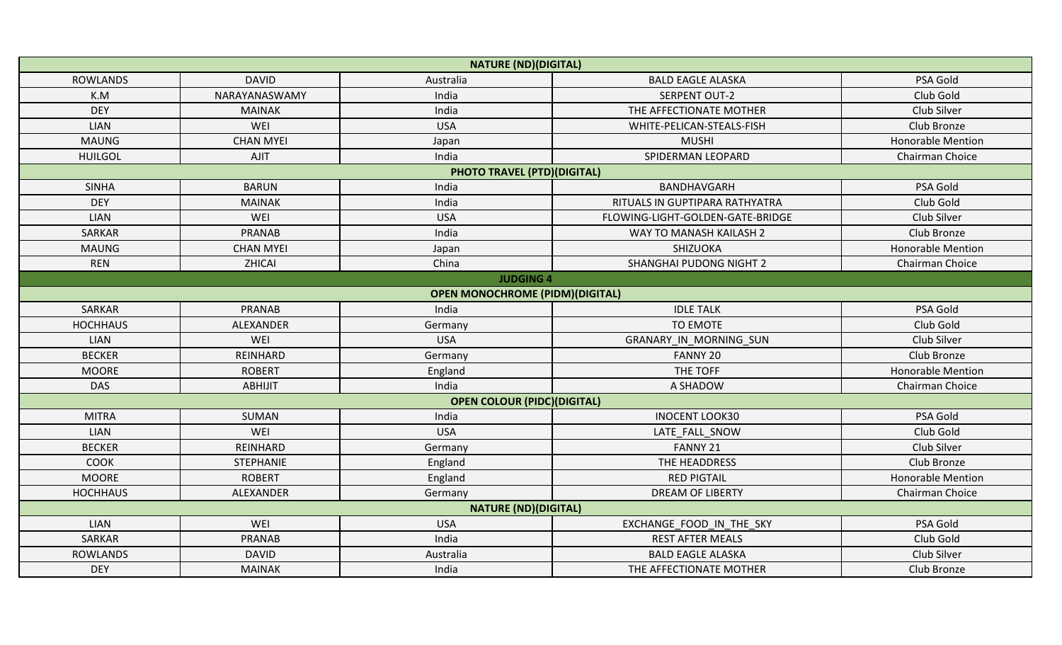| | | NATURE (ND)(DIGITAL) | | |
|---|---|---|---|---|
| ROWLANDS | DAVID | Australia | BALD EAGLE ALASKA | PSA Gold |
| K.M | NARAYANASWAMY | India | SERPENT OUT-2 | Club Gold |
| DEY | MAINAK | India | THE AFFECTIONATE MOTHER | Club Silver |
| LIAN | WEI | USA | WHITE-PELICAN-STEALS-FISH | Club Bronze |
| MAUNG | CHAN MYEI | Japan | MUSHI | Honorable Mention |
| HUILGOL | AJIT | India | SPIDERMAN LEOPARD | Chairman Choice |
| | | PHOTO TRAVEL (PTD)(DIGITAL) | | |
| SINHA | BARUN | India | BANDHAVGARH | PSA Gold |
| DEY | MAINAK | India | RITUALS IN GUPTIPARA RATHYATRA | Club Gold |
| LIAN | WEI | USA | FLOWING-LIGHT-GOLDEN-GATE-BRIDGE | Club Silver |
| SARKAR | PRANAB | India | WAY TO MANASH KAILASH 2 | Club Bronze |
| MAUNG | CHAN MYEI | Japan | SHIZUOKA | Honorable Mention |
| REN | ZHICAI | China | SHANGHAI PUDONG NIGHT 2 | Chairman Choice |
| | | JUDGING 4 | | |
| | | OPEN MONOCHROME (PIDM)(DIGITAL) | | |
| SARKAR | PRANAB | India | IDLE TALK | PSA Gold |
| HOCHHAUS | ALEXANDER | Germany | TO EMOTE | Club Gold |
| LIAN | WEI | USA | GRANARY_IN_MORNING_SUN | Club Silver |
| BECKER | REINHARD | Germany | FANNY 20 | Club Bronze |
| MOORE | ROBERT | England | THE TOFF | Honorable Mention |
| DAS | ABHIJIT | India | A SHADOW | Chairman Choice |
| | | OPEN COLOUR (PIDC)(DIGITAL) | | |
| MITRA | SUMAN | India | INOCENT LOOK30 | PSA Gold |
| LIAN | WEI | USA | LATE_FALL_SNOW | Club Gold |
| BECKER | REINHARD | Germany | FANNY 21 | Club Silver |
| COOK | STEPHANIE | England | THE HEADDRESS | Club Bronze |
| MOORE | ROBERT | England | RED PIGTAIL | Honorable Mention |
| HOCHHAUS | ALEXANDER | Germany | DREAM OF LIBERTY | Chairman Choice |
| | | NATURE (ND)(DIGITAL) | | |
| LIAN | WEI | USA | EXCHANGE_FOOD_IN_THE_SKY | PSA Gold |
| SARKAR | PRANAB | India | REST AFTER MEALS | Club Gold |
| ROWLANDS | DAVID | Australia | BALD EAGLE ALASKA | Club Silver |
| DEY | MAINAK | India | THE AFFECTIONATE MOTHER | Club Bronze |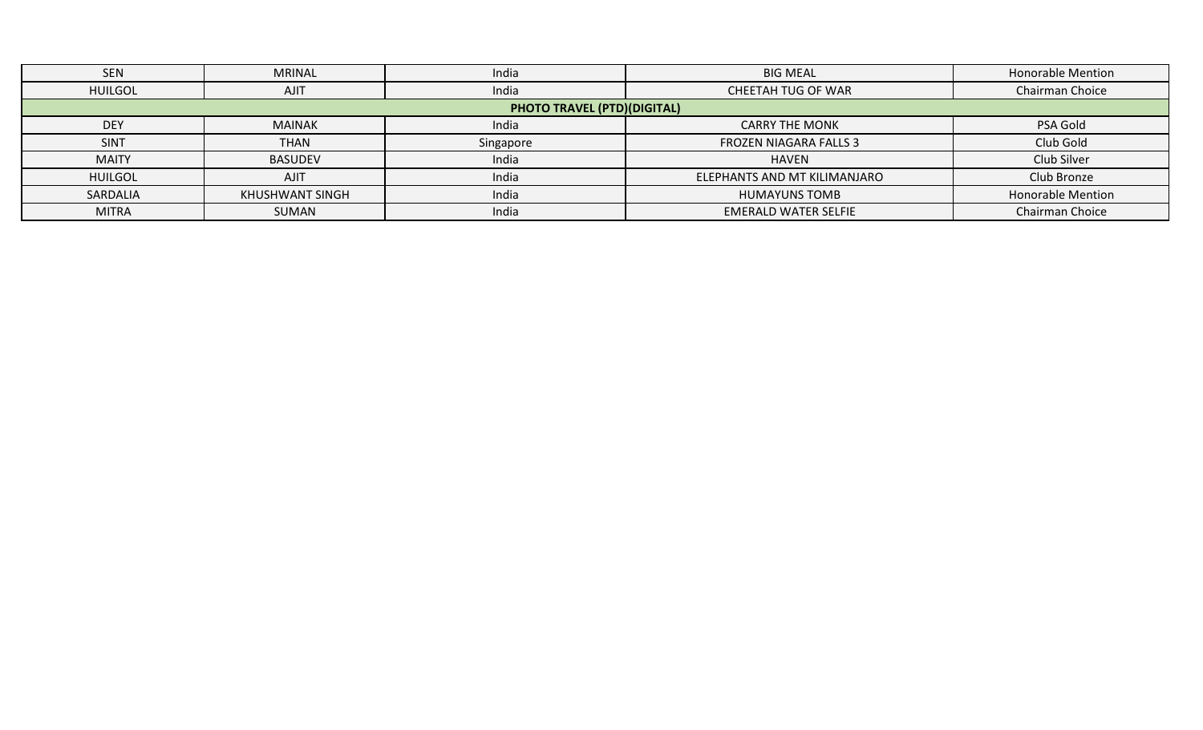| | | | | |
|---|---|---|---|---|
| SEN | MRINAL | India | BIG MEAL | Honorable Mention |
| HUILGOL | AJIT | India | CHEETAH TUG OF WAR | Chairman Choice |
| **PHOTO TRAVEL (PTD)(DIGITAL)** | | | | |
| DEY | MAINAK | India | CARRY THE MONK | PSA Gold |
| SINT | THAN | Singapore | FROZEN NIAGARA FALLS 3 | Club Gold |
| MAITY | BASUDEV | India | HAVEN | Club Silver |
| HUILGOL | AJIT | India | ELEPHANTS AND MT KILIMANJARO | Club Bronze |
| SARDALIA | KHUSHWANT SINGH | India | HUMAYUNS TOMB | Honorable Mention |
| MITRA | SUMAN | India | EMERALD WATER SELFIE | Chairman Choice |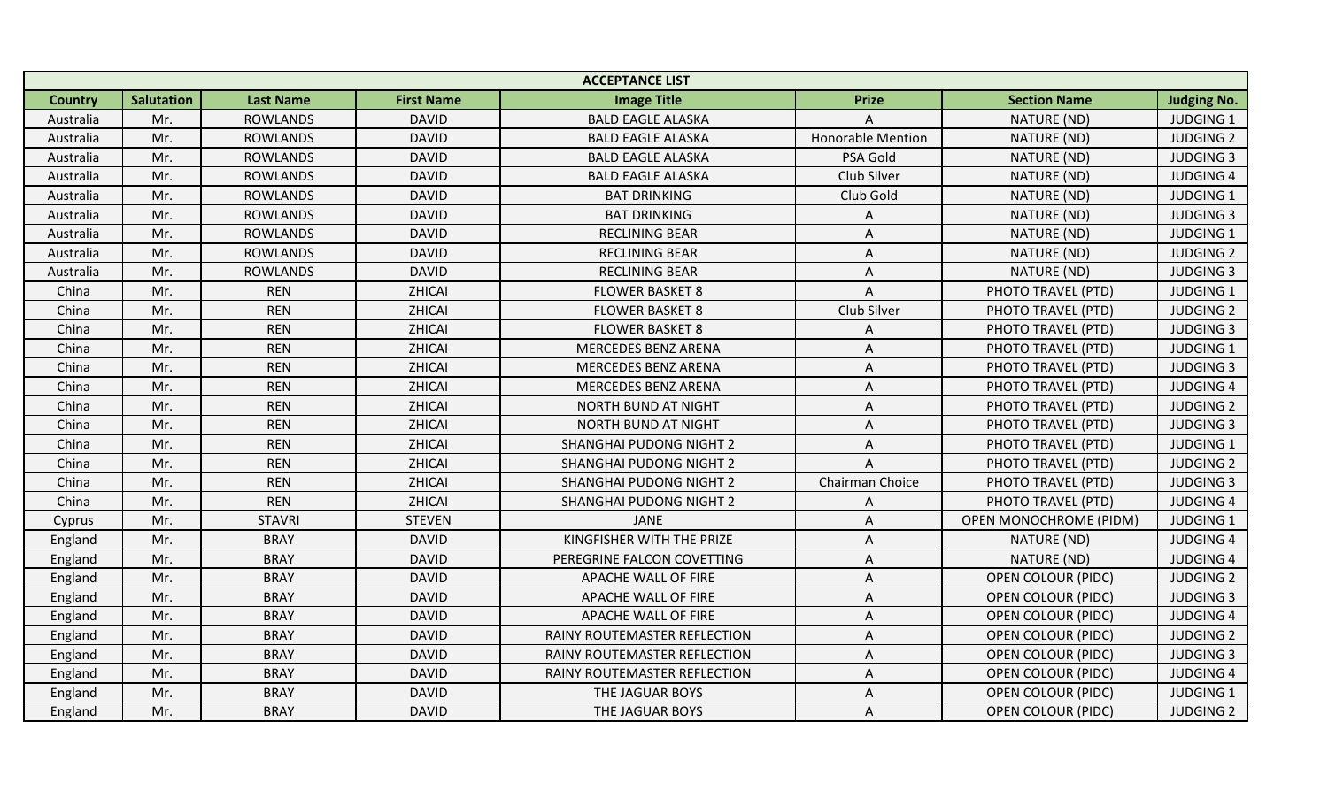| ACCEPTANCE LIST | | | | | | | |
|---|---|---|---|---|---|---|---|
| **Country** | **Salutation** | **Last Name** | **First Name** | **Image Title** | **Prize** | **Section Name** | **Judging No.** |
| Australia | Mr. | ROWLANDS | DAVID | BALD EAGLE ALASKA | A | NATURE (ND) | JUDGING 1 |
| Australia | Mr. | ROWLANDS | DAVID | BALD EAGLE ALASKA | Honorable Mention | NATURE (ND) | JUDGING 2 |
| Australia | Mr. | ROWLANDS | DAVID | BALD EAGLE ALASKA | PSA Gold | NATURE (ND) | JUDGING 3 |
| Australia | Mr. | ROWLANDS | DAVID | BALD EAGLE ALASKA | Club Silver | NATURE (ND) | JUDGING 4 |
| Australia | Mr. | ROWLANDS | DAVID | BAT DRINKING | Club Gold | NATURE (ND) | JUDGING 1 |
| Australia | Mr. | ROWLANDS | DAVID | BAT DRINKING | A | NATURE (ND) | JUDGING 3 |
| Australia | Mr. | ROWLANDS | DAVID | RECLINING BEAR | A | NATURE (ND) | JUDGING 1 |
| Australia | Mr. | ROWLANDS | DAVID | RECLINING BEAR | A | NATURE (ND) | JUDGING 2 |
| Australia | Mr. | ROWLANDS | DAVID | RECLINING BEAR | A | NATURE (ND) | JUDGING 3 |
| China | Mr. | REN | ZHICAI | FLOWER BASKET 8 | A | PHOTO TRAVEL (PTD) | JUDGING 1 |
| China | Mr. | REN | ZHICAI | FLOWER BASKET 8 | Club Silver | PHOTO TRAVEL (PTD) | JUDGING 2 |
| China | Mr. | REN | ZHICAI | FLOWER BASKET 8 | A | PHOTO TRAVEL (PTD) | JUDGING 3 |
| China | Mr. | REN | ZHICAI | MERCEDES BENZ ARENA | A | PHOTO TRAVEL (PTD) | JUDGING 1 |
| China | Mr. | REN | ZHICAI | MERCEDES BENZ ARENA | A | PHOTO TRAVEL (PTD) | JUDGING 3 |
| China | Mr. | REN | ZHICAI | MERCEDES BENZ ARENA | A | PHOTO TRAVEL (PTD) | JUDGING 4 |
| China | Mr. | REN | ZHICAI | NORTH BUND AT NIGHT | A | PHOTO TRAVEL (PTD) | JUDGING 2 |
| China | Mr. | REN | ZHICAI | NORTH BUND AT NIGHT | A | PHOTO TRAVEL (PTD) | JUDGING 3 |
| China | Mr. | REN | ZHICAI | SHANGHAI PUDONG NIGHT 2 | A | PHOTO TRAVEL (PTD) | JUDGING 1 |
| China | Mr. | REN | ZHICAI | SHANGHAI PUDONG NIGHT 2 | A | PHOTO TRAVEL (PTD) | JUDGING 2 |
| China | Mr. | REN | ZHICAI | SHANGHAI PUDONG NIGHT 2 | Chairman Choice | PHOTO TRAVEL (PTD) | JUDGING 3 |
| China | Mr. | REN | ZHICAI | SHANGHAI PUDONG NIGHT 2 | A | PHOTO TRAVEL (PTD) | JUDGING 4 |
| Cyprus | Mr. | STAVRI | STEVEN | JANE | A | OPEN MONOCHROME (PIDM) | JUDGING 1 |
| England | Mr. | BRAY | DAVID | KINGFISHER WITH THE PRIZE | A | NATURE (ND) | JUDGING 4 |
| England | Mr. | BRAY | DAVID | PEREGRINE FALCON COVETTING | A | NATURE (ND) | JUDGING 4 |
| England | Mr. | BRAY | DAVID | APACHE WALL OF FIRE | A | OPEN COLOUR (PIDC) | JUDGING 2 |
| England | Mr. | BRAY | DAVID | APACHE WALL OF FIRE | A | OPEN COLOUR (PIDC) | JUDGING 3 |
| England | Mr. | BRAY | DAVID | APACHE WALL OF FIRE | A | OPEN COLOUR (PIDC) | JUDGING 4 |
| England | Mr. | BRAY | DAVID | RAINY ROUTEMASTER REFLECTION | A | OPEN COLOUR (PIDC) | JUDGING 2 |
| England | Mr. | BRAY | DAVID | RAINY ROUTEMASTER REFLECTION | A | OPEN COLOUR (PIDC) | JUDGING 3 |
| England | Mr. | BRAY | DAVID | RAINY ROUTEMASTER REFLECTION | A | OPEN COLOUR (PIDC) | JUDGING 4 |
| England | Mr. | BRAY | DAVID | THE JAGUAR BOYS | A | OPEN COLOUR (PIDC) | JUDGING 1 |
| England | Mr. | BRAY | DAVID | THE JAGUAR BOYS | A | OPEN COLOUR (PIDC) | JUDGING 2 |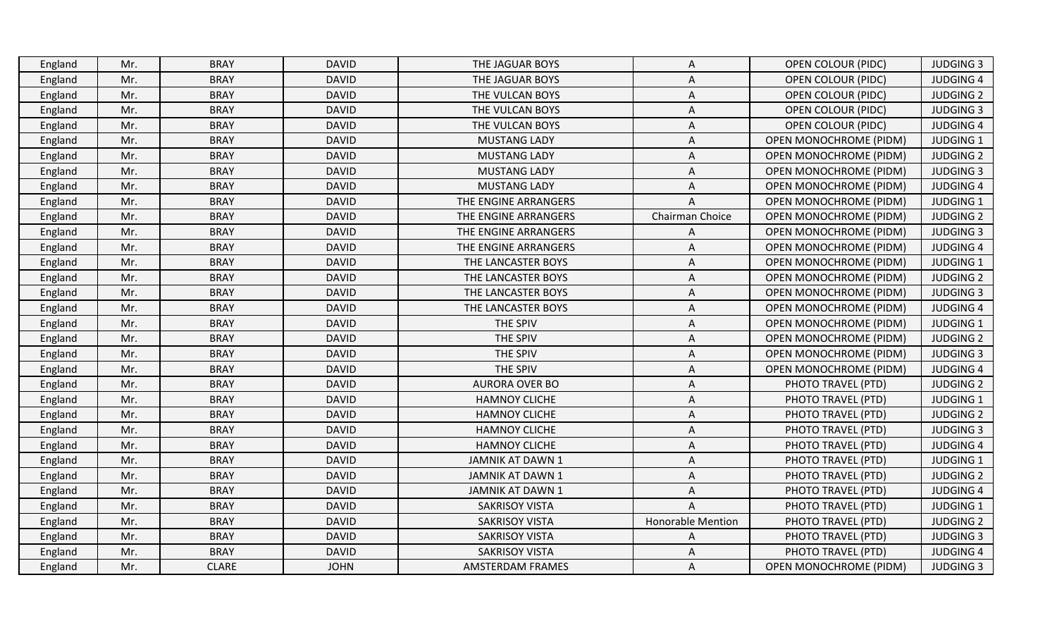| England | Mr. | BRAY | DAVID | THE JAGUAR BOYS | A | OPEN COLOUR (PIDC) | JUDGING 3 |
|---|---|---|---|---|---|---|---|
| England | Mr. | BRAY | DAVID | THE JAGUAR BOYS | A | OPEN COLOUR (PIDC) | JUDGING 4 |
| England | Mr. | BRAY | DAVID | THE VULCAN BOYS | A | OPEN COLOUR (PIDC) | JUDGING 2 |
| England | Mr. | BRAY | DAVID | THE VULCAN BOYS | A | OPEN COLOUR (PIDC) | JUDGING 3 |
| England | Mr. | BRAY | DAVID | THE VULCAN BOYS | A | OPEN COLOUR (PIDC) | JUDGING 4 |
| England | Mr. | BRAY | DAVID | MUSTANG LADY | A | OPEN MONOCHROME (PIDM) | JUDGING 1 |
| England | Mr. | BRAY | DAVID | MUSTANG LADY | A | OPEN MONOCHROME (PIDM) | JUDGING 2 |
| England | Mr. | BRAY | DAVID | MUSTANG LADY | A | OPEN MONOCHROME (PIDM) | JUDGING 3 |
| England | Mr. | BRAY | DAVID | MUSTANG LADY | A | OPEN MONOCHROME (PIDM) | JUDGING 4 |
| England | Mr. | BRAY | DAVID | THE ENGINE ARRANGERS | A | OPEN MONOCHROME (PIDM) | JUDGING 1 |
| England | Mr. | BRAY | DAVID | THE ENGINE ARRANGERS | Chairman Choice | OPEN MONOCHROME (PIDM) | JUDGING 2 |
| England | Mr. | BRAY | DAVID | THE ENGINE ARRANGERS | A | OPEN MONOCHROME (PIDM) | JUDGING 3 |
| England | Mr. | BRAY | DAVID | THE ENGINE ARRANGERS | A | OPEN MONOCHROME (PIDM) | JUDGING 4 |
| England | Mr. | BRAY | DAVID | THE LANCASTER BOYS | A | OPEN MONOCHROME (PIDM) | JUDGING 1 |
| England | Mr. | BRAY | DAVID | THE LANCASTER BOYS | A | OPEN MONOCHROME (PIDM) | JUDGING 2 |
| England | Mr. | BRAY | DAVID | THE LANCASTER BOYS | A | OPEN MONOCHROME (PIDM) | JUDGING 3 |
| England | Mr. | BRAY | DAVID | THE LANCASTER BOYS | A | OPEN MONOCHROME (PIDM) | JUDGING 4 |
| England | Mr. | BRAY | DAVID | THE SPIV | A | OPEN MONOCHROME (PIDM) | JUDGING 1 |
| England | Mr. | BRAY | DAVID | THE SPIV | A | OPEN MONOCHROME (PIDM) | JUDGING 2 |
| England | Mr. | BRAY | DAVID | THE SPIV | A | OPEN MONOCHROME (PIDM) | JUDGING 3 |
| England | Mr. | BRAY | DAVID | THE SPIV | A | OPEN MONOCHROME (PIDM) | JUDGING 4 |
| England | Mr. | BRAY | DAVID | AURORA OVER BO | A | PHOTO TRAVEL (PTD) | JUDGING 2 |
| England | Mr. | BRAY | DAVID | HAMNOY CLICHE | A | PHOTO TRAVEL (PTD) | JUDGING 1 |
| England | Mr. | BRAY | DAVID | HAMNOY CLICHE | A | PHOTO TRAVEL (PTD) | JUDGING 2 |
| England | Mr. | BRAY | DAVID | HAMNOY CLICHE | A | PHOTO TRAVEL (PTD) | JUDGING 3 |
| England | Mr. | BRAY | DAVID | HAMNOY CLICHE | A | PHOTO TRAVEL (PTD) | JUDGING 4 |
| England | Mr. | BRAY | DAVID | JAMNIK AT DAWN 1 | A | PHOTO TRAVEL (PTD) | JUDGING 1 |
| England | Mr. | BRAY | DAVID | JAMNIK AT DAWN 1 | A | PHOTO TRAVEL (PTD) | JUDGING 2 |
| England | Mr. | BRAY | DAVID | JAMNIK AT DAWN 1 | A | PHOTO TRAVEL (PTD) | JUDGING 4 |
| England | Mr. | BRAY | DAVID | SAKRISOY VISTA | A | PHOTO TRAVEL (PTD) | JUDGING 1 |
| England | Mr. | BRAY | DAVID | SAKRISOY VISTA | Honorable Mention | PHOTO TRAVEL (PTD) | JUDGING 2 |
| England | Mr. | BRAY | DAVID | SAKRISOY VISTA | A | PHOTO TRAVEL (PTD) | JUDGING 3 |
| England | Mr. | BRAY | DAVID | SAKRISOY VISTA | A | PHOTO TRAVEL (PTD) | JUDGING 4 |
| England | Mr. | CLARE | JOHN | AMSTERDAM FRAMES | A | OPEN MONOCHROME (PIDM) | JUDGING 3 |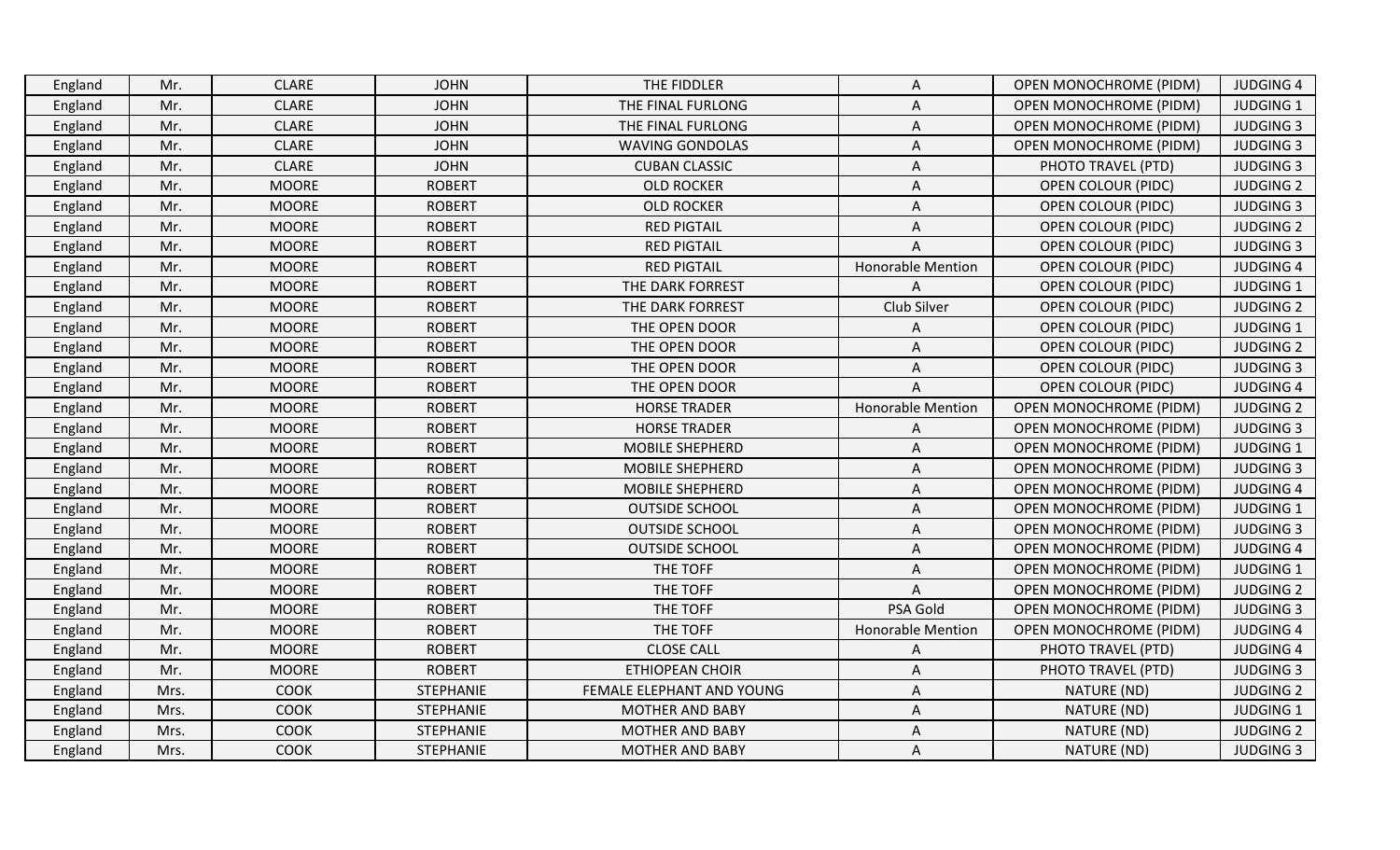| England | Mr. | CLARE | JOHN | THE FIDDLER | A | OPEN MONOCHROME (PIDM) | JUDGING 4 |
|---|---|---|---|---|---|---|---|
| England | Mr. | CLARE | JOHN | THE FINAL FURLONG | A | OPEN MONOCHROME (PIDM) | JUDGING 1 |
| England | Mr. | CLARE | JOHN | THE FINAL FURLONG | A | OPEN MONOCHROME (PIDM) | JUDGING 3 |
| England | Mr. | CLARE | JOHN | WAVING GONDOLAS | A | OPEN MONOCHROME (PIDM) | JUDGING 3 |
| England | Mr. | CLARE | JOHN | CUBAN CLASSIC | A | PHOTO TRAVEL (PTD) | JUDGING 3 |
| England | Mr. | MOORE | ROBERT | OLD ROCKER | A | OPEN COLOUR (PIDC) | JUDGING 2 |
| England | Mr. | MOORE | ROBERT | OLD ROCKER | A | OPEN COLOUR (PIDC) | JUDGING 3 |
| England | Mr. | MOORE | ROBERT | RED PIGTAIL | A | OPEN COLOUR (PIDC) | JUDGING 2 |
| England | Mr. | MOORE | ROBERT | RED PIGTAIL | A | OPEN COLOUR (PIDC) | JUDGING 3 |
| England | Mr. | MOORE | ROBERT | RED PIGTAIL | Honorable Mention | OPEN COLOUR (PIDC) | JUDGING 4 |
| England | Mr. | MOORE | ROBERT | THE DARK FORREST | A | OPEN COLOUR (PIDC) | JUDGING 1 |
| England | Mr. | MOORE | ROBERT | THE DARK FORREST | Club Silver | OPEN COLOUR (PIDC) | JUDGING 2 |
| England | Mr. | MOORE | ROBERT | THE OPEN DOOR | A | OPEN COLOUR (PIDC) | JUDGING 1 |
| England | Mr. | MOORE | ROBERT | THE OPEN DOOR | A | OPEN COLOUR (PIDC) | JUDGING 2 |
| England | Mr. | MOORE | ROBERT | THE OPEN DOOR | A | OPEN COLOUR (PIDC) | JUDGING 3 |
| England | Mr. | MOORE | ROBERT | THE OPEN DOOR | A | OPEN COLOUR (PIDC) | JUDGING 4 |
| England | Mr. | MOORE | ROBERT | HORSE TRADER | Honorable Mention | OPEN MONOCHROME (PIDM) | JUDGING 2 |
| England | Mr. | MOORE | ROBERT | HORSE TRADER | A | OPEN MONOCHROME (PIDM) | JUDGING 3 |
| England | Mr. | MOORE | ROBERT | MOBILE SHEPHERD | A | OPEN MONOCHROME (PIDM) | JUDGING 1 |
| England | Mr. | MOORE | ROBERT | MOBILE SHEPHERD | A | OPEN MONOCHROME (PIDM) | JUDGING 3 |
| England | Mr. | MOORE | ROBERT | MOBILE SHEPHERD | A | OPEN MONOCHROME (PIDM) | JUDGING 4 |
| England | Mr. | MOORE | ROBERT | OUTSIDE SCHOOL | A | OPEN MONOCHROME (PIDM) | JUDGING 1 |
| England | Mr. | MOORE | ROBERT | OUTSIDE SCHOOL | A | OPEN MONOCHROME (PIDM) | JUDGING 3 |
| England | Mr. | MOORE | ROBERT | OUTSIDE SCHOOL | A | OPEN MONOCHROME (PIDM) | JUDGING 4 |
| England | Mr. | MOORE | ROBERT | THE TOFF | A | OPEN MONOCHROME (PIDM) | JUDGING 1 |
| England | Mr. | MOORE | ROBERT | THE TOFF | A | OPEN MONOCHROME (PIDM) | JUDGING 2 |
| England | Mr. | MOORE | ROBERT | THE TOFF | PSA Gold | OPEN MONOCHROME (PIDM) | JUDGING 3 |
| England | Mr. | MOORE | ROBERT | THE TOFF | Honorable Mention | OPEN MONOCHROME (PIDM) | JUDGING 4 |
| England | Mr. | MOORE | ROBERT | CLOSE CALL | A | PHOTO TRAVEL (PTD) | JUDGING 4 |
| England | Mr. | MOORE | ROBERT | ETHIOPEAN CHOIR | A | PHOTO TRAVEL (PTD) | JUDGING 3 |
| England | Mrs. | COOK | STEPHANIE | FEMALE ELEPHANT AND YOUNG | A | NATURE (ND) | JUDGING 2 |
| England | Mrs. | COOK | STEPHANIE | MOTHER AND BABY | A | NATURE (ND) | JUDGING 1 |
| England | Mrs. | COOK | STEPHANIE | MOTHER AND BABY | A | NATURE (ND) | JUDGING 2 |
| England | Mrs. | COOK | STEPHANIE | MOTHER AND BABY | A | NATURE (ND) | JUDGING 3 |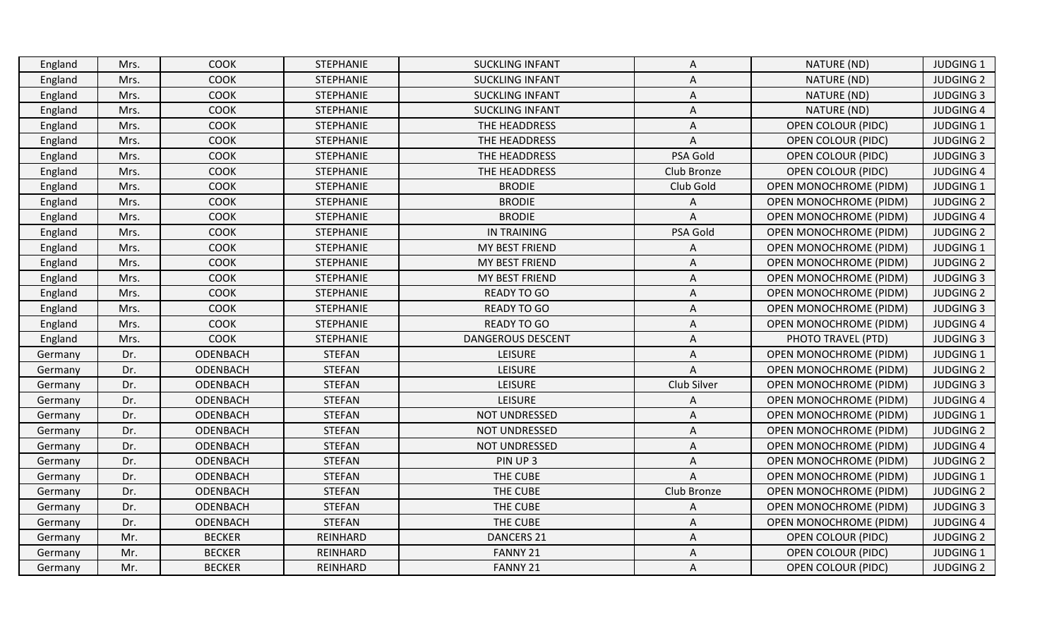| England | Mrs. | COOK | STEPHANIE | SUCKLING INFANT | A | NATURE (ND) | JUDGING 1 |
|---|---|---|---|---|---|---|---|
| England | Mrs. | COOK | STEPHANIE | SUCKLING INFANT | A | NATURE (ND) | JUDGING 2 |
| England | Mrs. | COOK | STEPHANIE | SUCKLING INFANT | A | NATURE (ND) | JUDGING 3 |
| England | Mrs. | COOK | STEPHANIE | SUCKLING INFANT | A | NATURE (ND) | JUDGING 4 |
| England | Mrs. | COOK | STEPHANIE | THE HEADDRESS | A | OPEN COLOUR (PIDC) | JUDGING 1 |
| England | Mrs. | COOK | STEPHANIE | THE HEADDRESS | A | OPEN COLOUR (PIDC) | JUDGING 2 |
| England | Mrs. | COOK | STEPHANIE | THE HEADDRESS | PSA Gold | OPEN COLOUR (PIDC) | JUDGING 3 |
| England | Mrs. | COOK | STEPHANIE | THE HEADDRESS | Club Bronze | OPEN COLOUR (PIDC) | JUDGING 4 |
| England | Mrs. | COOK | STEPHANIE | BRODIE | Club Gold | OPEN MONOCHROME (PIDM) | JUDGING 1 |
| England | Mrs. | COOK | STEPHANIE | BRODIE | A | OPEN MONOCHROME (PIDM) | JUDGING 2 |
| England | Mrs. | COOK | STEPHANIE | BRODIE | A | OPEN MONOCHROME (PIDM) | JUDGING 4 |
| England | Mrs. | COOK | STEPHANIE | IN TRAINING | PSA Gold | OPEN MONOCHROME (PIDM) | JUDGING 2 |
| England | Mrs. | COOK | STEPHANIE | MY BEST FRIEND | A | OPEN MONOCHROME (PIDM) | JUDGING 1 |
| England | Mrs. | COOK | STEPHANIE | MY BEST FRIEND | A | OPEN MONOCHROME (PIDM) | JUDGING 2 |
| England | Mrs. | COOK | STEPHANIE | MY BEST FRIEND | A | OPEN MONOCHROME (PIDM) | JUDGING 3 |
| England | Mrs. | COOK | STEPHANIE | READY TO GO | A | OPEN MONOCHROME (PIDM) | JUDGING 2 |
| England | Mrs. | COOK | STEPHANIE | READY TO GO | A | OPEN MONOCHROME (PIDM) | JUDGING 3 |
| England | Mrs. | COOK | STEPHANIE | READY TO GO | A | OPEN MONOCHROME (PIDM) | JUDGING 4 |
| England | Mrs. | COOK | STEPHANIE | DANGEROUS DESCENT | A | PHOTO TRAVEL (PTD) | JUDGING 3 |
| Germany | Dr. | ODENBACH | STEFAN | LEISURE | A | OPEN MONOCHROME (PIDM) | JUDGING 1 |
| Germany | Dr. | ODENBACH | STEFAN | LEISURE | A | OPEN MONOCHROME (PIDM) | JUDGING 2 |
| Germany | Dr. | ODENBACH | STEFAN | LEISURE | Club Silver | OPEN MONOCHROME (PIDM) | JUDGING 3 |
| Germany | Dr. | ODENBACH | STEFAN | LEISURE | A | OPEN MONOCHROME (PIDM) | JUDGING 4 |
| Germany | Dr. | ODENBACH | STEFAN | NOT UNDRESSED | A | OPEN MONOCHROME (PIDM) | JUDGING 1 |
| Germany | Dr. | ODENBACH | STEFAN | NOT UNDRESSED | A | OPEN MONOCHROME (PIDM) | JUDGING 2 |
| Germany | Dr. | ODENBACH | STEFAN | NOT UNDRESSED | A | OPEN MONOCHROME (PIDM) | JUDGING 4 |
| Germany | Dr. | ODENBACH | STEFAN | PIN UP 3 | A | OPEN MONOCHROME (PIDM) | JUDGING 2 |
| Germany | Dr. | ODENBACH | STEFAN | THE CUBE | A | OPEN MONOCHROME (PIDM) | JUDGING 1 |
| Germany | Dr. | ODENBACH | STEFAN | THE CUBE | Club Bronze | OPEN MONOCHROME (PIDM) | JUDGING 2 |
| Germany | Dr. | ODENBACH | STEFAN | THE CUBE | A | OPEN MONOCHROME (PIDM) | JUDGING 3 |
| Germany | Dr. | ODENBACH | STEFAN | THE CUBE | A | OPEN MONOCHROME (PIDM) | JUDGING 4 |
| Germany | Mr. | BECKER | REINHARD | DANCERS 21 | A | OPEN COLOUR (PIDC) | JUDGING 2 |
| Germany | Mr. | BECKER | REINHARD | FANNY 21 | A | OPEN COLOUR (PIDC) | JUDGING 1 |
| Germany | Mr. | BECKER | REINHARD | FANNY 21 | A | OPEN COLOUR (PIDC) | JUDGING 2 |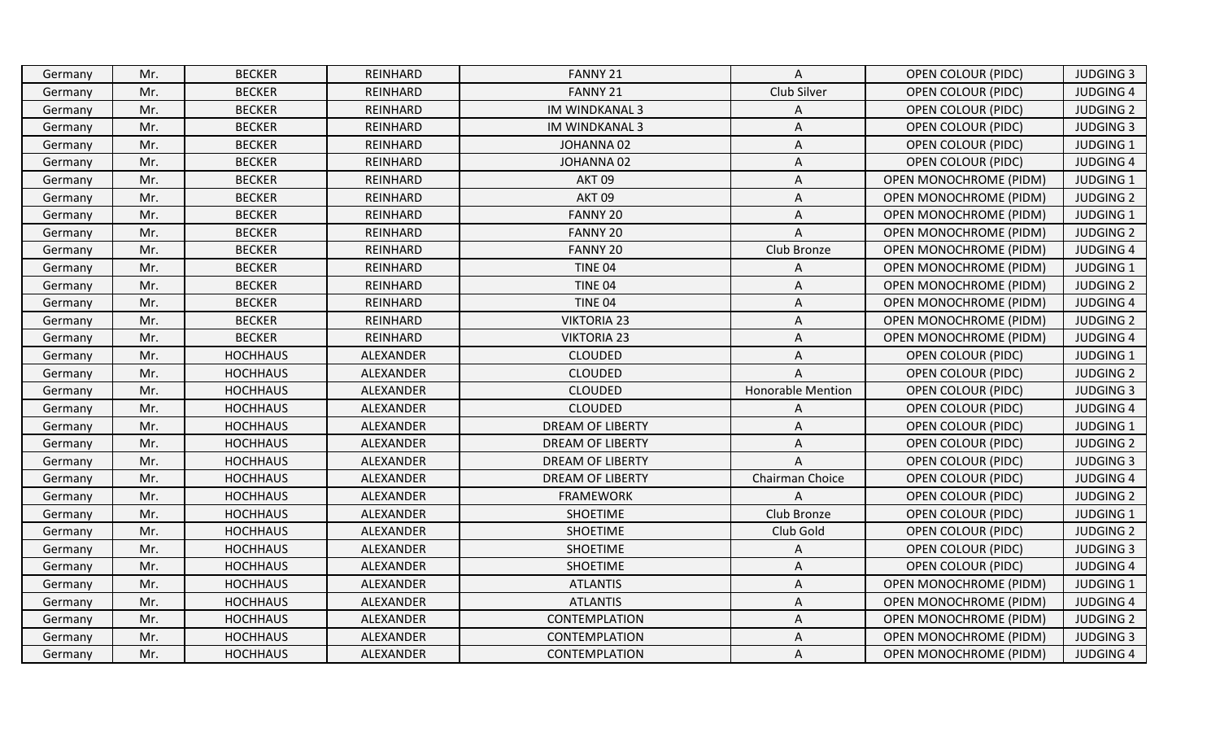| Germany | Mr. | BECKER | REINHARD | FANNY 21 | A | OPEN COLOUR (PIDC) | JUDGING 3 |
|---|---|---|---|---|---|---|---|
| Germany | Mr. | BECKER | REINHARD | FANNY 21 | Club Silver | OPEN COLOUR (PIDC) | JUDGING 4 |
| Germany | Mr. | BECKER | REINHARD | IM WINDKANAL 3 | A | OPEN COLOUR (PIDC) | JUDGING 2 |
| Germany | Mr. | BECKER | REINHARD | IM WINDKANAL 3 | A | OPEN COLOUR (PIDC) | JUDGING 3 |
| Germany | Mr. | BECKER | REINHARD | JOHANNA 02 | A | OPEN COLOUR (PIDC) | JUDGING 1 |
| Germany | Mr. | BECKER | REINHARD | JOHANNA 02 | A | OPEN COLOUR (PIDC) | JUDGING 4 |
| Germany | Mr. | BECKER | REINHARD | AKT 09 | A | OPEN MONOCHROME (PIDM) | JUDGING 1 |
| Germany | Mr. | BECKER | REINHARD | AKT 09 | A | OPEN MONOCHROME (PIDM) | JUDGING 2 |
| Germany | Mr. | BECKER | REINHARD | FANNY 20 | A | OPEN MONOCHROME (PIDM) | JUDGING 1 |
| Germany | Mr. | BECKER | REINHARD | FANNY 20 | A | OPEN MONOCHROME (PIDM) | JUDGING 2 |
| Germany | Mr. | BECKER | REINHARD | FANNY 20 | Club Bronze | OPEN MONOCHROME (PIDM) | JUDGING 4 |
| Germany | Mr. | BECKER | REINHARD | TINE 04 | A | OPEN MONOCHROME (PIDM) | JUDGING 1 |
| Germany | Mr. | BECKER | REINHARD | TINE 04 | A | OPEN MONOCHROME (PIDM) | JUDGING 2 |
| Germany | Mr. | BECKER | REINHARD | TINE 04 | A | OPEN MONOCHROME (PIDM) | JUDGING 4 |
| Germany | Mr. | BECKER | REINHARD | VIKTORIA 23 | A | OPEN MONOCHROME (PIDM) | JUDGING 2 |
| Germany | Mr. | BECKER | REINHARD | VIKTORIA 23 | A | OPEN MONOCHROME (PIDM) | JUDGING 4 |
| Germany | Mr. | HOCHHAUS | ALEXANDER | CLOUDED | A | OPEN COLOUR (PIDC) | JUDGING 1 |
| Germany | Mr. | HOCHHAUS | ALEXANDER | CLOUDED | A | OPEN COLOUR (PIDC) | JUDGING 2 |
| Germany | Mr. | HOCHHAUS | ALEXANDER | CLOUDED | Honorable Mention | OPEN COLOUR (PIDC) | JUDGING 3 |
| Germany | Mr. | HOCHHAUS | ALEXANDER | CLOUDED | A | OPEN COLOUR (PIDC) | JUDGING 4 |
| Germany | Mr. | HOCHHAUS | ALEXANDER | DREAM OF LIBERTY | A | OPEN COLOUR (PIDC) | JUDGING 1 |
| Germany | Mr. | HOCHHAUS | ALEXANDER | DREAM OF LIBERTY | A | OPEN COLOUR (PIDC) | JUDGING 2 |
| Germany | Mr. | HOCHHAUS | ALEXANDER | DREAM OF LIBERTY | A | OPEN COLOUR (PIDC) | JUDGING 3 |
| Germany | Mr. | HOCHHAUS | ALEXANDER | DREAM OF LIBERTY | Chairman Choice | OPEN COLOUR (PIDC) | JUDGING 4 |
| Germany | Mr. | HOCHHAUS | ALEXANDER | FRAMEWORK | A | OPEN COLOUR (PIDC) | JUDGING 2 |
| Germany | Mr. | HOCHHAUS | ALEXANDER | SHOETIME | Club Bronze | OPEN COLOUR (PIDC) | JUDGING 1 |
| Germany | Mr. | HOCHHAUS | ALEXANDER | SHOETIME | Club Gold | OPEN COLOUR (PIDC) | JUDGING 2 |
| Germany | Mr. | HOCHHAUS | ALEXANDER | SHOETIME | A | OPEN COLOUR (PIDC) | JUDGING 3 |
| Germany | Mr. | HOCHHAUS | ALEXANDER | SHOETIME | A | OPEN COLOUR (PIDC) | JUDGING 4 |
| Germany | Mr. | HOCHHAUS | ALEXANDER | ATLANTIS | A | OPEN MONOCHROME (PIDM) | JUDGING 1 |
| Germany | Mr. | HOCHHAUS | ALEXANDER | ATLANTIS | A | OPEN MONOCHROME (PIDM) | JUDGING 4 |
| Germany | Mr. | HOCHHAUS | ALEXANDER | CONTEMPLATION | A | OPEN MONOCHROME (PIDM) | JUDGING 2 |
| Germany | Mr. | HOCHHAUS | ALEXANDER | CONTEMPLATION | A | OPEN MONOCHROME (PIDM) | JUDGING 3 |
| Germany | Mr. | HOCHHAUS | ALEXANDER | CONTEMPLATION | A | OPEN MONOCHROME (PIDM) | JUDGING 4 |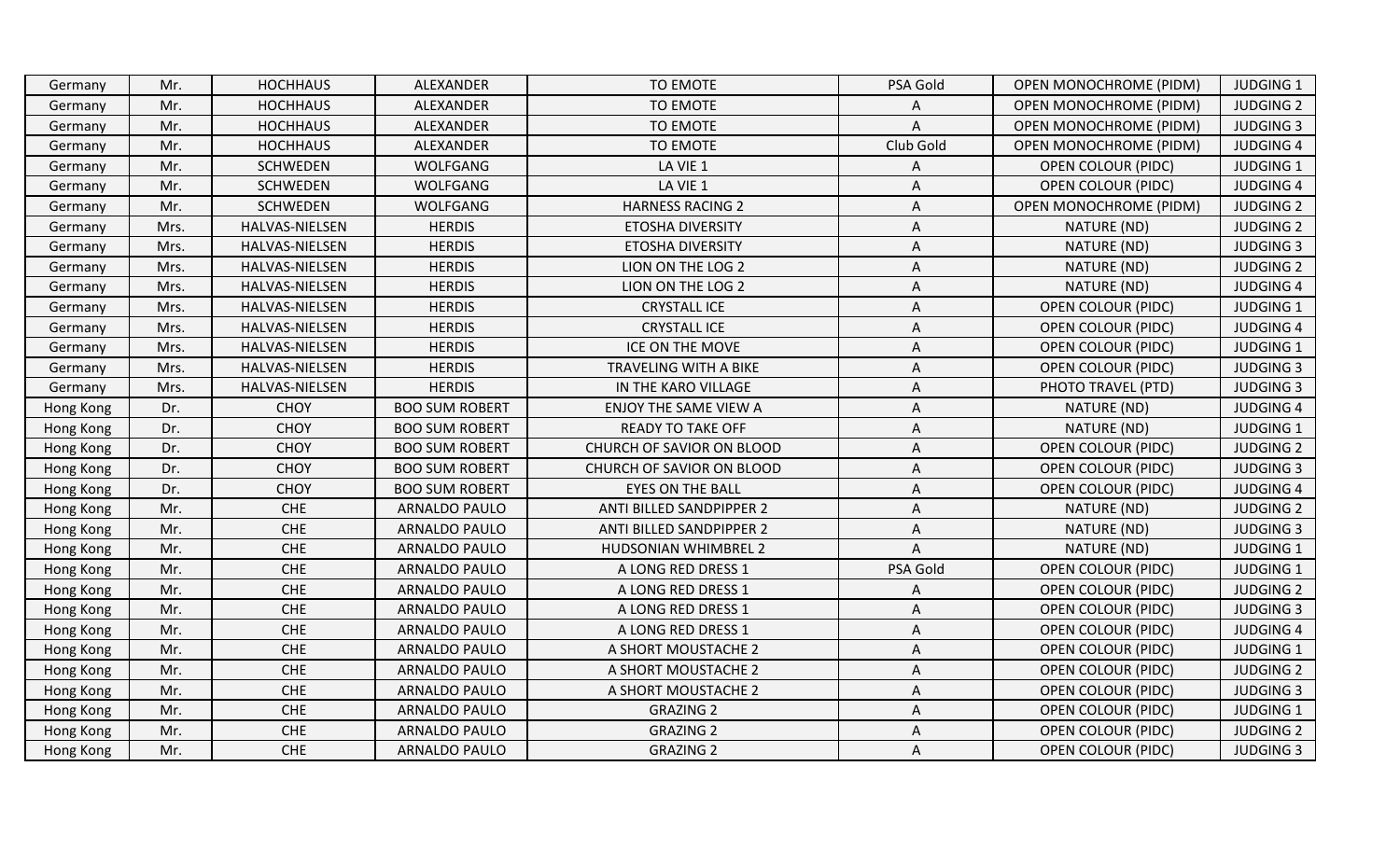| Germany | Mr. | HOCHHAUS | ALEXANDER | TO EMOTE | PSA Gold | OPEN MONOCHROME (PIDM) | JUDGING 1 |
|---|---|---|---|---|---|---|---|
| Germany | Mr. | HOCHHAUS | ALEXANDER | TO EMOTE | A | OPEN MONOCHROME (PIDM) | JUDGING 2 |
| Germany | Mr. | HOCHHAUS | ALEXANDER | TO EMOTE | A | OPEN MONOCHROME (PIDM) | JUDGING 3 |
| Germany | Mr. | HOCHHAUS | ALEXANDER | TO EMOTE | Club Gold | OPEN MONOCHROME (PIDM) | JUDGING 4 |
| Germany | Mr. | SCHWEDEN | WOLFGANG | LA VIE 1 | A | OPEN COLOUR (PIDC) | JUDGING 1 |
| Germany | Mr. | SCHWEDEN | WOLFGANG | LA VIE 1 | A | OPEN COLOUR (PIDC) | JUDGING 4 |
| Germany | Mr. | SCHWEDEN | WOLFGANG | HARNESS RACING 2 | A | OPEN MONOCHROME (PIDM) | JUDGING 2 |
| Germany | Mrs. | HALVAS-NIELSEN | HERDIS | ETOSHA DIVERSITY | A | NATURE (ND) | JUDGING 2 |
| Germany | Mrs. | HALVAS-NIELSEN | HERDIS | ETOSHA DIVERSITY | A | NATURE (ND) | JUDGING 3 |
| Germany | Mrs. | HALVAS-NIELSEN | HERDIS | LION ON THE LOG 2 | A | NATURE (ND) | JUDGING 2 |
| Germany | Mrs. | HALVAS-NIELSEN | HERDIS | LION ON THE LOG 2 | A | NATURE (ND) | JUDGING 4 |
| Germany | Mrs. | HALVAS-NIELSEN | HERDIS | CRYSTALL ICE | A | OPEN COLOUR (PIDC) | JUDGING 1 |
| Germany | Mrs. | HALVAS-NIELSEN | HERDIS | CRYSTALL ICE | A | OPEN COLOUR (PIDC) | JUDGING 4 |
| Germany | Mrs. | HALVAS-NIELSEN | HERDIS | ICE ON THE MOVE | A | OPEN COLOUR (PIDC) | JUDGING 1 |
| Germany | Mrs. | HALVAS-NIELSEN | HERDIS | TRAVELING WITH A BIKE | A | OPEN COLOUR (PIDC) | JUDGING 3 |
| Germany | Mrs. | HALVAS-NIELSEN | HERDIS | IN THE KARO VILLAGE | A | PHOTO TRAVEL (PTD) | JUDGING 3 |
| Hong Kong | Dr. | CHOY | BOO SUM ROBERT | ENJOY THE SAME VIEW A | A | NATURE (ND) | JUDGING 4 |
| Hong Kong | Dr. | CHOY | BOO SUM ROBERT | READY TO TAKE OFF | A | NATURE (ND) | JUDGING 1 |
| Hong Kong | Dr. | CHOY | BOO SUM ROBERT | CHURCH OF SAVIOR ON BLOOD | A | OPEN COLOUR (PIDC) | JUDGING 2 |
| Hong Kong | Dr. | CHOY | BOO SUM ROBERT | CHURCH OF SAVIOR ON BLOOD | A | OPEN COLOUR (PIDC) | JUDGING 3 |
| Hong Kong | Dr. | CHOY | BOO SUM ROBERT | EYES ON THE BALL | A | OPEN COLOUR (PIDC) | JUDGING 4 |
| Hong Kong | Mr. | CHE | ARNALDO PAULO | ANTI BILLED SANDPIPPER 2 | A | NATURE (ND) | JUDGING 2 |
| Hong Kong | Mr. | CHE | ARNALDO PAULO | ANTI BILLED SANDPIPPER 2 | A | NATURE (ND) | JUDGING 3 |
| Hong Kong | Mr. | CHE | ARNALDO PAULO | HUDSONIAN WHIMBREL 2 | A | NATURE (ND) | JUDGING 1 |
| Hong Kong | Mr. | CHE | ARNALDO PAULO | A LONG RED DRESS 1 | PSA Gold | OPEN COLOUR (PIDC) | JUDGING 1 |
| Hong Kong | Mr. | CHE | ARNALDO PAULO | A LONG RED DRESS 1 | A | OPEN COLOUR (PIDC) | JUDGING 2 |
| Hong Kong | Mr. | CHE | ARNALDO PAULO | A LONG RED DRESS 1 | A | OPEN COLOUR (PIDC) | JUDGING 3 |
| Hong Kong | Mr. | CHE | ARNALDO PAULO | A LONG RED DRESS 1 | A | OPEN COLOUR (PIDC) | JUDGING 4 |
| Hong Kong | Mr. | CHE | ARNALDO PAULO | A SHORT MOUSTACHE 2 | A | OPEN COLOUR (PIDC) | JUDGING 1 |
| Hong Kong | Mr. | CHE | ARNALDO PAULO | A SHORT MOUSTACHE 2 | A | OPEN COLOUR (PIDC) | JUDGING 2 |
| Hong Kong | Mr. | CHE | ARNALDO PAULO | A SHORT MOUSTACHE 2 | A | OPEN COLOUR (PIDC) | JUDGING 3 |
| Hong Kong | Mr. | CHE | ARNALDO PAULO | GRAZING 2 | A | OPEN COLOUR (PIDC) | JUDGING 1 |
| Hong Kong | Mr. | CHE | ARNALDO PAULO | GRAZING 2 | A | OPEN COLOUR (PIDC) | JUDGING 2 |
| Hong Kong | Mr. | CHE | ARNALDO PAULO | GRAZING 2 | A | OPEN COLOUR (PIDC) | JUDGING 3 |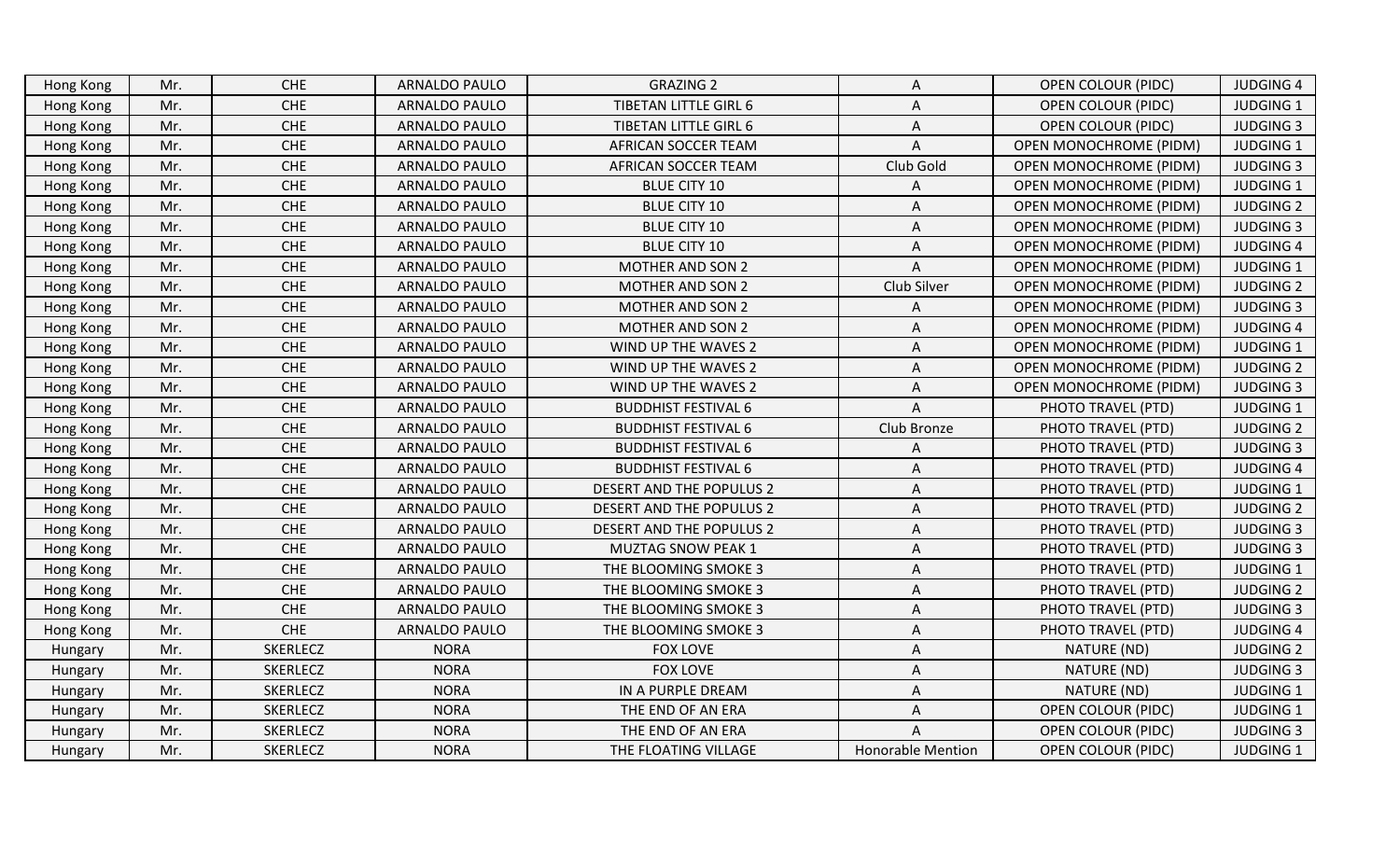| Hong Kong | Mr. | CHE | ARNALDO PAULO | GRAZING 2 | A | OPEN COLOUR (PIDC) | JUDGING 4 |
|---|---|---|---|---|---|---|---|
| Hong Kong | Mr. | CHE | ARNALDO PAULO | TIBETAN LITTLE GIRL 6 | A | OPEN COLOUR (PIDC) | JUDGING 1 |
| Hong Kong | Mr. | CHE | ARNALDO PAULO | TIBETAN LITTLE GIRL 6 | A | OPEN COLOUR (PIDC) | JUDGING 3 |
| Hong Kong | Mr. | CHE | ARNALDO PAULO | AFRICAN SOCCER TEAM | A | OPEN MONOCHROME (PIDM) | JUDGING 1 |
| Hong Kong | Mr. | CHE | ARNALDO PAULO | AFRICAN SOCCER TEAM | Club Gold | OPEN MONOCHROME (PIDM) | JUDGING 3 |
| Hong Kong | Mr. | CHE | ARNALDO PAULO | BLUE CITY 10 | A | OPEN MONOCHROME (PIDM) | JUDGING 1 |
| Hong Kong | Mr. | CHE | ARNALDO PAULO | BLUE CITY 10 | A | OPEN MONOCHROME (PIDM) | JUDGING 2 |
| Hong Kong | Mr. | CHE | ARNALDO PAULO | BLUE CITY 10 | A | OPEN MONOCHROME (PIDM) | JUDGING 3 |
| Hong Kong | Mr. | CHE | ARNALDO PAULO | BLUE CITY 10 | A | OPEN MONOCHROME (PIDM) | JUDGING 4 |
| Hong Kong | Mr. | CHE | ARNALDO PAULO | MOTHER AND SON 2 | A | OPEN MONOCHROME (PIDM) | JUDGING 1 |
| Hong Kong | Mr. | CHE | ARNALDO PAULO | MOTHER AND SON 2 | Club Silver | OPEN MONOCHROME (PIDM) | JUDGING 2 |
| Hong Kong | Mr. | CHE | ARNALDO PAULO | MOTHER AND SON 2 | A | OPEN MONOCHROME (PIDM) | JUDGING 3 |
| Hong Kong | Mr. | CHE | ARNALDO PAULO | MOTHER AND SON 2 | A | OPEN MONOCHROME (PIDM) | JUDGING 4 |
| Hong Kong | Mr. | CHE | ARNALDO PAULO | WIND UP THE WAVES 2 | A | OPEN MONOCHROME (PIDM) | JUDGING 1 |
| Hong Kong | Mr. | CHE | ARNALDO PAULO | WIND UP THE WAVES 2 | A | OPEN MONOCHROME (PIDM) | JUDGING 2 |
| Hong Kong | Mr. | CHE | ARNALDO PAULO | WIND UP THE WAVES 2 | A | OPEN MONOCHROME (PIDM) | JUDGING 3 |
| Hong Kong | Mr. | CHE | ARNALDO PAULO | BUDDHIST FESTIVAL 6 | A | PHOTO TRAVEL (PTD) | JUDGING 1 |
| Hong Kong | Mr. | CHE | ARNALDO PAULO | BUDDHIST FESTIVAL 6 | Club Bronze | PHOTO TRAVEL (PTD) | JUDGING 2 |
| Hong Kong | Mr. | CHE | ARNALDO PAULO | BUDDHIST FESTIVAL 6 | A | PHOTO TRAVEL (PTD) | JUDGING 3 |
| Hong Kong | Mr. | CHE | ARNALDO PAULO | BUDDHIST FESTIVAL 6 | A | PHOTO TRAVEL (PTD) | JUDGING 4 |
| Hong Kong | Mr. | CHE | ARNALDO PAULO | DESERT AND THE POPULUS 2 | A | PHOTO TRAVEL (PTD) | JUDGING 1 |
| Hong Kong | Mr. | CHE | ARNALDO PAULO | DESERT AND THE POPULUS 2 | A | PHOTO TRAVEL (PTD) | JUDGING 2 |
| Hong Kong | Mr. | CHE | ARNALDO PAULO | DESERT AND THE POPULUS 2 | A | PHOTO TRAVEL (PTD) | JUDGING 3 |
| Hong Kong | Mr. | CHE | ARNALDO PAULO | MUZTAG SNOW PEAK 1 | A | PHOTO TRAVEL (PTD) | JUDGING 3 |
| Hong Kong | Mr. | CHE | ARNALDO PAULO | THE BLOOMING SMOKE 3 | A | PHOTO TRAVEL (PTD) | JUDGING 1 |
| Hong Kong | Mr. | CHE | ARNALDO PAULO | THE BLOOMING SMOKE 3 | A | PHOTO TRAVEL (PTD) | JUDGING 2 |
| Hong Kong | Mr. | CHE | ARNALDO PAULO | THE BLOOMING SMOKE 3 | A | PHOTO TRAVEL (PTD) | JUDGING 3 |
| Hong Kong | Mr. | CHE | ARNALDO PAULO | THE BLOOMING SMOKE 3 | A | PHOTO TRAVEL (PTD) | JUDGING 4 |
| Hungary | Mr. | SKERLECZ | NORA | FOX LOVE | A | NATURE (ND) | JUDGING 2 |
| Hungary | Mr. | SKERLECZ | NORA | FOX LOVE | A | NATURE (ND) | JUDGING 3 |
| Hungary | Mr. | SKERLECZ | NORA | IN A PURPLE DREAM | A | NATURE (ND) | JUDGING 1 |
| Hungary | Mr. | SKERLECZ | NORA | THE END OF AN ERA | A | OPEN COLOUR (PIDC) | JUDGING 1 |
| Hungary | Mr. | SKERLECZ | NORA | THE END OF AN ERA | A | OPEN COLOUR (PIDC) | JUDGING 3 |
| Hungary | Mr. | SKERLECZ | NORA | THE FLOATING VILLAGE | Honorable Mention | OPEN COLOUR (PIDC) | JUDGING 1 |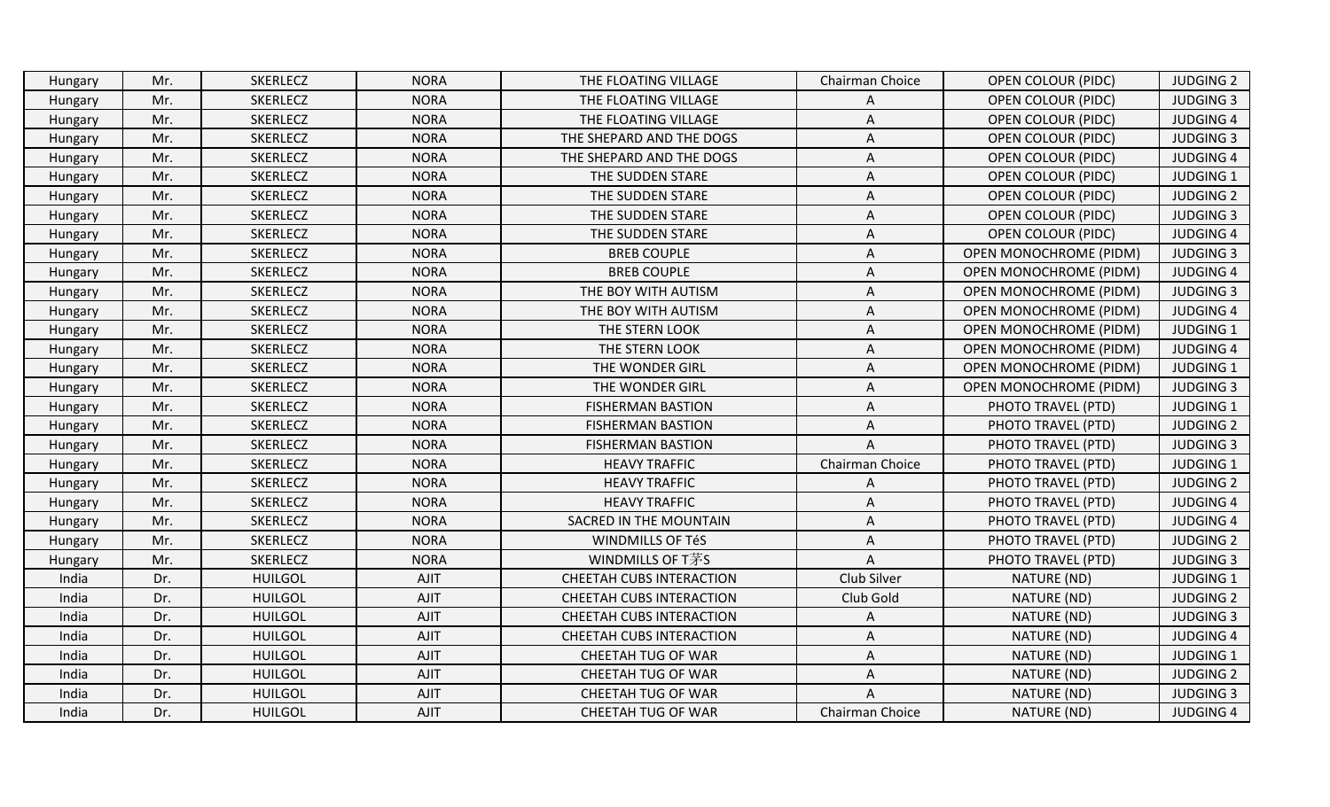| Hungary | Mr. | SKERLECZ | NORA | THE FLOATING VILLAGE | Chairman Choice | OPEN COLOUR (PIDC) | JUDGING 2 |
|---|---|---|---|---|---|---|---|
| Hungary | Mr. | SKERLECZ | NORA | THE FLOATING VILLAGE | A | OPEN COLOUR (PIDC) | JUDGING 3 |
| Hungary | Mr. | SKERLECZ | NORA | THE FLOATING VILLAGE | A | OPEN COLOUR (PIDC) | JUDGING 4 |
| Hungary | Mr. | SKERLECZ | NORA | THE SHEPARD AND THE DOGS | A | OPEN COLOUR (PIDC) | JUDGING 3 |
| Hungary | Mr. | SKERLECZ | NORA | THE SHEPARD AND THE DOGS | A | OPEN COLOUR (PIDC) | JUDGING 4 |
| Hungary | Mr. | SKERLECZ | NORA | THE SUDDEN STARE | A | OPEN COLOUR (PIDC) | JUDGING 1 |
| Hungary | Mr. | SKERLECZ | NORA | THE SUDDEN STARE | A | OPEN COLOUR (PIDC) | JUDGING 2 |
| Hungary | Mr. | SKERLECZ | NORA | THE SUDDEN STARE | A | OPEN COLOUR (PIDC) | JUDGING 3 |
| Hungary | Mr. | SKERLECZ | NORA | THE SUDDEN STARE | A | OPEN COLOUR (PIDC) | JUDGING 4 |
| Hungary | Mr. | SKERLECZ | NORA | BREB COUPLE | A | OPEN MONOCHROME (PIDM) | JUDGING 3 |
| Hungary | Mr. | SKERLECZ | NORA | BREB COUPLE | A | OPEN MONOCHROME (PIDM) | JUDGING 4 |
| Hungary | Mr. | SKERLECZ | NORA | THE BOY WITH AUTISM | A | OPEN MONOCHROME (PIDM) | JUDGING 3 |
| Hungary | Mr. | SKERLECZ | NORA | THE BOY WITH AUTISM | A | OPEN MONOCHROME (PIDM) | JUDGING 4 |
| Hungary | Mr. | SKERLECZ | NORA | THE STERN LOOK | A | OPEN MONOCHROME (PIDM) | JUDGING 1 |
| Hungary | Mr. | SKERLECZ | NORA | THE STERN LOOK | A | OPEN MONOCHROME (PIDM) | JUDGING 4 |
| Hungary | Mr. | SKERLECZ | NORA | THE WONDER GIRL | A | OPEN MONOCHROME (PIDM) | JUDGING 1 |
| Hungary | Mr. | SKERLECZ | NORA | THE WONDER GIRL | A | OPEN MONOCHROME (PIDM) | JUDGING 3 |
| Hungary | Mr. | SKERLECZ | NORA | FISHERMAN BASTION | A | PHOTO TRAVEL (PTD) | JUDGING 1 |
| Hungary | Mr. | SKERLECZ | NORA | FISHERMAN BASTION | A | PHOTO TRAVEL (PTD) | JUDGING 2 |
| Hungary | Mr. | SKERLECZ | NORA | FISHERMAN BASTION | A | PHOTO TRAVEL (PTD) | JUDGING 3 |
| Hungary | Mr. | SKERLECZ | NORA | HEAVY TRAFFIC | Chairman Choice | PHOTO TRAVEL (PTD) | JUDGING 1 |
| Hungary | Mr. | SKERLECZ | NORA | HEAVY TRAFFIC | A | PHOTO TRAVEL (PTD) | JUDGING 2 |
| Hungary | Mr. | SKERLECZ | NORA | HEAVY TRAFFIC | A | PHOTO TRAVEL (PTD) | JUDGING 4 |
| Hungary | Mr. | SKERLECZ | NORA | SACRED IN THE MOUNTAIN | A | PHOTO TRAVEL (PTD) | JUDGING 4 |
| Hungary | Mr. | SKERLECZ | NORA | WINDMILLS OF TéS | A | PHOTO TRAVEL (PTD) | JUDGING 2 |
| Hungary | Mr. | SKERLECZ | NORA | WINDMILLS OF T茅S | A | PHOTO TRAVEL (PTD) | JUDGING 3 |
| India | Dr. | HUILGOL | AJIT | CHEETAH CUBS INTERACTION | Club Silver | NATURE (ND) | JUDGING 1 |
| India | Dr. | HUILGOL | AJIT | CHEETAH CUBS INTERACTION | Club Gold | NATURE (ND) | JUDGING 2 |
| India | Dr. | HUILGOL | AJIT | CHEETAH CUBS INTERACTION | A | NATURE (ND) | JUDGING 3 |
| India | Dr. | HUILGOL | AJIT | CHEETAH CUBS INTERACTION | A | NATURE (ND) | JUDGING 4 |
| India | Dr. | HUILGOL | AJIT | CHEETAH TUG OF WAR | A | NATURE (ND) | JUDGING 1 |
| India | Dr. | HUILGOL | AJIT | CHEETAH TUG OF WAR | A | NATURE (ND) | JUDGING 2 |
| India | Dr. | HUILGOL | AJIT | CHEETAH TUG OF WAR | A | NATURE (ND) | JUDGING 3 |
| India | Dr. | HUILGOL | AJIT | CHEETAH TUG OF WAR | Chairman Choice | NATURE (ND) | JUDGING 4 |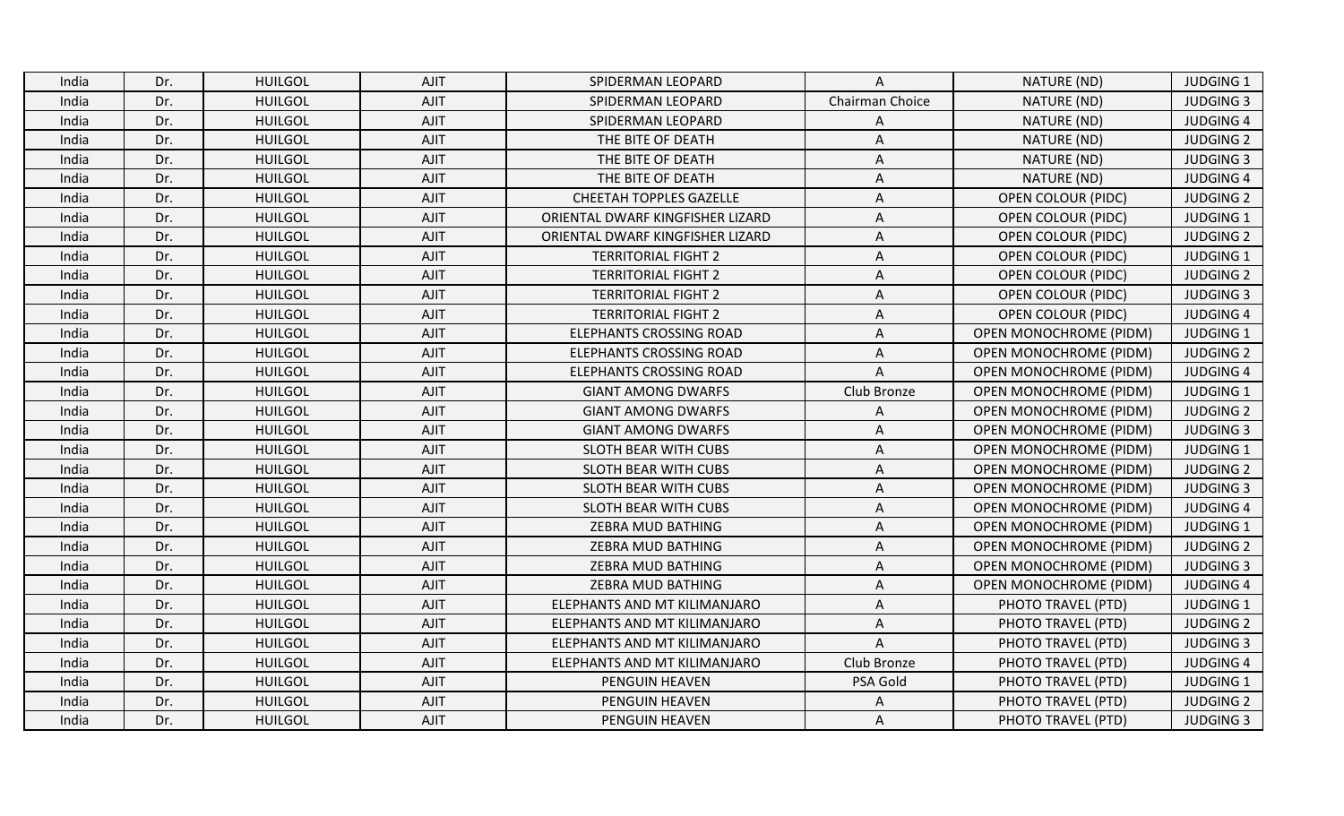| India | Dr. | HUILGOL | AJIT | SPIDERMAN LEOPARD | A | NATURE (ND) | JUDGING 1 |
|---|---|---|---|---|---|---|---|
| India | Dr. | HUILGOL | AJIT | SPIDERMAN LEOPARD | Chairman Choice | NATURE (ND) | JUDGING 3 |
| India | Dr. | HUILGOL | AJIT | SPIDERMAN LEOPARD | A | NATURE (ND) | JUDGING 4 |
| India | Dr. | HUILGOL | AJIT | THE BITE OF DEATH | A | NATURE (ND) | JUDGING 2 |
| India | Dr. | HUILGOL | AJIT | THE BITE OF DEATH | A | NATURE (ND) | JUDGING 3 |
| India | Dr. | HUILGOL | AJIT | THE BITE OF DEATH | A | NATURE (ND) | JUDGING 4 |
| India | Dr. | HUILGOL | AJIT | CHEETAH TOPPLES GAZELLE | A | OPEN COLOUR (PIDC) | JUDGING 2 |
| India | Dr. | HUILGOL | AJIT | ORIENTAL DWARF KINGFISHER LIZARD | A | OPEN COLOUR (PIDC) | JUDGING 1 |
| India | Dr. | HUILGOL | AJIT | ORIENTAL DWARF KINGFISHER LIZARD | A | OPEN COLOUR (PIDC) | JUDGING 2 |
| India | Dr. | HUILGOL | AJIT | TERRITORIAL FIGHT 2 | A | OPEN COLOUR (PIDC) | JUDGING 1 |
| India | Dr. | HUILGOL | AJIT | TERRITORIAL FIGHT 2 | A | OPEN COLOUR (PIDC) | JUDGING 2 |
| India | Dr. | HUILGOL | AJIT | TERRITORIAL FIGHT 2 | A | OPEN COLOUR (PIDC) | JUDGING 3 |
| India | Dr. | HUILGOL | AJIT | TERRITORIAL FIGHT 2 | A | OPEN COLOUR (PIDC) | JUDGING 4 |
| India | Dr. | HUILGOL | AJIT | ELEPHANTS CROSSING ROAD | A | OPEN MONOCHROME (PIDM) | JUDGING 1 |
| India | Dr. | HUILGOL | AJIT | ELEPHANTS CROSSING ROAD | A | OPEN MONOCHROME (PIDM) | JUDGING 2 |
| India | Dr. | HUILGOL | AJIT | ELEPHANTS CROSSING ROAD | A | OPEN MONOCHROME (PIDM) | JUDGING 4 |
| India | Dr. | HUILGOL | AJIT | GIANT AMONG DWARFS | Club Bronze | OPEN MONOCHROME (PIDM) | JUDGING 1 |
| India | Dr. | HUILGOL | AJIT | GIANT AMONG DWARFS | A | OPEN MONOCHROME (PIDM) | JUDGING 2 |
| India | Dr. | HUILGOL | AJIT | GIANT AMONG DWARFS | A | OPEN MONOCHROME (PIDM) | JUDGING 3 |
| India | Dr. | HUILGOL | AJIT | SLOTH BEAR WITH CUBS | A | OPEN MONOCHROME (PIDM) | JUDGING 1 |
| India | Dr. | HUILGOL | AJIT | SLOTH BEAR WITH CUBS | A | OPEN MONOCHROME (PIDM) | JUDGING 2 |
| India | Dr. | HUILGOL | AJIT | SLOTH BEAR WITH CUBS | A | OPEN MONOCHROME (PIDM) | JUDGING 3 |
| India | Dr. | HUILGOL | AJIT | SLOTH BEAR WITH CUBS | A | OPEN MONOCHROME (PIDM) | JUDGING 4 |
| India | Dr. | HUILGOL | AJIT | ZEBRA MUD BATHING | A | OPEN MONOCHROME (PIDM) | JUDGING 1 |
| India | Dr. | HUILGOL | AJIT | ZEBRA MUD BATHING | A | OPEN MONOCHROME (PIDM) | JUDGING 2 |
| India | Dr. | HUILGOL | AJIT | ZEBRA MUD BATHING | A | OPEN MONOCHROME (PIDM) | JUDGING 3 |
| India | Dr. | HUILGOL | AJIT | ZEBRA MUD BATHING | A | OPEN MONOCHROME (PIDM) | JUDGING 4 |
| India | Dr. | HUILGOL | AJIT | ELEPHANTS AND MT KILIMANJARO | A | PHOTO TRAVEL (PTD) | JUDGING 1 |
| India | Dr. | HUILGOL | AJIT | ELEPHANTS AND MT KILIMANJARO | A | PHOTO TRAVEL (PTD) | JUDGING 2 |
| India | Dr. | HUILGOL | AJIT | ELEPHANTS AND MT KILIMANJARO | A | PHOTO TRAVEL (PTD) | JUDGING 3 |
| India | Dr. | HUILGOL | AJIT | ELEPHANTS AND MT KILIMANJARO | Club Bronze | PHOTO TRAVEL (PTD) | JUDGING 4 |
| India | Dr. | HUILGOL | AJIT | PENGUIN HEAVEN | PSA Gold | PHOTO TRAVEL (PTD) | JUDGING 1 |
| India | Dr. | HUILGOL | AJIT | PENGUIN HEAVEN | A | PHOTO TRAVEL (PTD) | JUDGING 2 |
| India | Dr. | HUILGOL | AJIT | PENGUIN HEAVEN | A | PHOTO TRAVEL (PTD) | JUDGING 3 |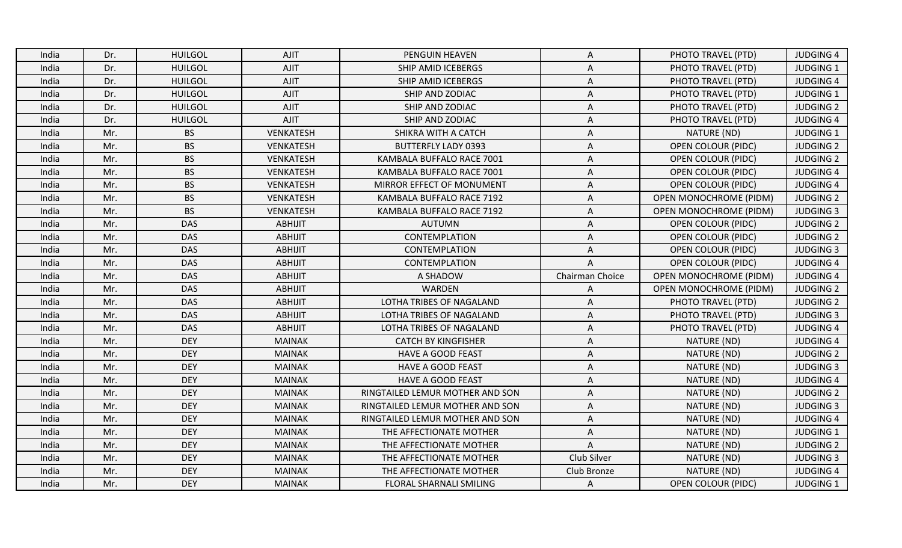| India | Dr. | HUILGOL | AJIT | PENGUIN HEAVEN | A | PHOTO TRAVEL (PTD) | JUDGING 4 |
|---|---|---|---|---|---|---|---|
| India | Dr. | HUILGOL | AJIT | SHIP AMID ICEBERGS | A | PHOTO TRAVEL (PTD) | JUDGING 1 |
| India | Dr. | HUILGOL | AJIT | SHIP AMID ICEBERGS | A | PHOTO TRAVEL (PTD) | JUDGING 4 |
| India | Dr. | HUILGOL | AJIT | SHIP AND ZODIAC | A | PHOTO TRAVEL (PTD) | JUDGING 1 |
| India | Dr. | HUILGOL | AJIT | SHIP AND ZODIAC | A | PHOTO TRAVEL (PTD) | JUDGING 2 |
| India | Dr. | HUILGOL | AJIT | SHIP AND ZODIAC | A | PHOTO TRAVEL (PTD) | JUDGING 4 |
| India | Mr. | BS | VENKATESH | SHIKRA WITH A CATCH | A | NATURE (ND) | JUDGING 1 |
| India | Mr. | BS | VENKATESH | BUTTERFLY LADY 0393 | A | OPEN COLOUR (PIDC) | JUDGING 2 |
| India | Mr. | BS | VENKATESH | KAMBALA BUFFALO RACE 7001 | A | OPEN COLOUR (PIDC) | JUDGING 2 |
| India | Mr. | BS | VENKATESH | KAMBALA BUFFALO RACE 7001 | A | OPEN COLOUR (PIDC) | JUDGING 4 |
| India | Mr. | BS | VENKATESH | MIRROR EFFECT OF MONUMENT | A | OPEN COLOUR (PIDC) | JUDGING 4 |
| India | Mr. | BS | VENKATESH | KAMBALA BUFFALO RACE 7192 | A | OPEN MONOCHROME (PIDM) | JUDGING 2 |
| India | Mr. | BS | VENKATESH | KAMBALA BUFFALO RACE 7192 | A | OPEN MONOCHROME (PIDM) | JUDGING 3 |
| India | Mr. | DAS | ABHIJIT | AUTUMN | A | OPEN COLOUR (PIDC) | JUDGING 2 |
| India | Mr. | DAS | ABHIJIT | CONTEMPLATION | A | OPEN COLOUR (PIDC) | JUDGING 2 |
| India | Mr. | DAS | ABHIJIT | CONTEMPLATION | A | OPEN COLOUR (PIDC) | JUDGING 3 |
| India | Mr. | DAS | ABHIJIT | CONTEMPLATION | A | OPEN COLOUR (PIDC) | JUDGING 4 |
| India | Mr. | DAS | ABHIJIT | A SHADOW | Chairman Choice | OPEN MONOCHROME (PIDM) | JUDGING 4 |
| India | Mr. | DAS | ABHIJIT | WARDEN | A | OPEN MONOCHROME (PIDM) | JUDGING 2 |
| India | Mr. | DAS | ABHIJIT | LOTHA TRIBES OF NAGALAND | A | PHOTO TRAVEL (PTD) | JUDGING 2 |
| India | Mr. | DAS | ABHIJIT | LOTHA TRIBES OF NAGALAND | A | PHOTO TRAVEL (PTD) | JUDGING 3 |
| India | Mr. | DAS | ABHIJIT | LOTHA TRIBES OF NAGALAND | A | PHOTO TRAVEL (PTD) | JUDGING 4 |
| India | Mr. | DEY | MAINAK | CATCH BY KINGFISHER | A | NATURE (ND) | JUDGING 4 |
| India | Mr. | DEY | MAINAK | HAVE A GOOD FEAST | A | NATURE (ND) | JUDGING 2 |
| India | Mr. | DEY | MAINAK | HAVE A GOOD FEAST | A | NATURE (ND) | JUDGING 3 |
| India | Mr. | DEY | MAINAK | HAVE A GOOD FEAST | A | NATURE (ND) | JUDGING 4 |
| India | Mr. | DEY | MAINAK | RINGTAILED LEMUR MOTHER AND SON | A | NATURE (ND) | JUDGING 2 |
| India | Mr. | DEY | MAINAK | RINGTAILED LEMUR MOTHER AND SON | A | NATURE (ND) | JUDGING 3 |
| India | Mr. | DEY | MAINAK | RINGTAILED LEMUR MOTHER AND SON | A | NATURE (ND) | JUDGING 4 |
| India | Mr. | DEY | MAINAK | THE AFFECTIONATE MOTHER | A | NATURE (ND) | JUDGING 1 |
| India | Mr. | DEY | MAINAK | THE AFFECTIONATE MOTHER | A | NATURE (ND) | JUDGING 2 |
| India | Mr. | DEY | MAINAK | THE AFFECTIONATE MOTHER | Club Silver | NATURE (ND) | JUDGING 3 |
| India | Mr. | DEY | MAINAK | THE AFFECTIONATE MOTHER | Club Bronze | NATURE (ND) | JUDGING 4 |
| India | Mr. | DEY | MAINAK | FLORAL SHARNALI SMILING | A | OPEN COLOUR (PIDC) | JUDGING 1 |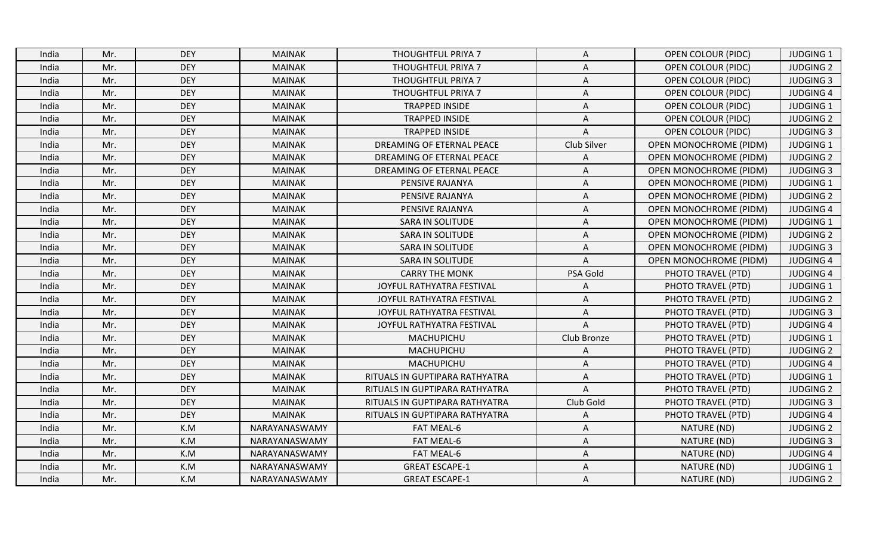| India | Mr. | DEY | MAINAK | THOUGHTFUL PRIYA 7 | A | OPEN COLOUR (PIDC) | JUDGING 1 |
|---|---|---|---|---|---|---|---|
| India | Mr. | DEY | MAINAK | THOUGHTFUL PRIYA 7 | A | OPEN COLOUR (PIDC) | JUDGING 2 |
| India | Mr. | DEY | MAINAK | THOUGHTFUL PRIYA 7 | A | OPEN COLOUR (PIDC) | JUDGING 3 |
| India | Mr. | DEY | MAINAK | THOUGHTFUL PRIYA 7 | A | OPEN COLOUR (PIDC) | JUDGING 4 |
| India | Mr. | DEY | MAINAK | TRAPPED INSIDE | A | OPEN COLOUR (PIDC) | JUDGING 1 |
| India | Mr. | DEY | MAINAK | TRAPPED INSIDE | A | OPEN COLOUR (PIDC) | JUDGING 2 |
| India | Mr. | DEY | MAINAK | TRAPPED INSIDE | A | OPEN COLOUR (PIDC) | JUDGING 3 |
| India | Mr. | DEY | MAINAK | DREAMING OF ETERNAL PEACE | Club Silver | OPEN MONOCHROME (PIDM) | JUDGING 1 |
| India | Mr. | DEY | MAINAK | DREAMING OF ETERNAL PEACE | A | OPEN MONOCHROME (PIDM) | JUDGING 2 |
| India | Mr. | DEY | MAINAK | DREAMING OF ETERNAL PEACE | A | OPEN MONOCHROME (PIDM) | JUDGING 3 |
| India | Mr. | DEY | MAINAK | PENSIVE RAJANYA | A | OPEN MONOCHROME (PIDM) | JUDGING 1 |
| India | Mr. | DEY | MAINAK | PENSIVE RAJANYA | A | OPEN MONOCHROME (PIDM) | JUDGING 2 |
| India | Mr. | DEY | MAINAK | PENSIVE RAJANYA | A | OPEN MONOCHROME (PIDM) | JUDGING 4 |
| India | Mr. | DEY | MAINAK | SARA IN SOLITUDE | A | OPEN MONOCHROME (PIDM) | JUDGING 1 |
| India | Mr. | DEY | MAINAK | SARA IN SOLITUDE | A | OPEN MONOCHROME (PIDM) | JUDGING 2 |
| India | Mr. | DEY | MAINAK | SARA IN SOLITUDE | A | OPEN MONOCHROME (PIDM) | JUDGING 3 |
| India | Mr. | DEY | MAINAK | SARA IN SOLITUDE | A | OPEN MONOCHROME (PIDM) | JUDGING 4 |
| India | Mr. | DEY | MAINAK | CARRY THE MONK | PSA Gold | PHOTO TRAVEL (PTD) | JUDGING 4 |
| India | Mr. | DEY | MAINAK | JOYFUL RATHYATRA FESTIVAL | A | PHOTO TRAVEL (PTD) | JUDGING 1 |
| India | Mr. | DEY | MAINAK | JOYFUL RATHYATRA FESTIVAL | A | PHOTO TRAVEL (PTD) | JUDGING 2 |
| India | Mr. | DEY | MAINAK | JOYFUL RATHYATRA FESTIVAL | A | PHOTO TRAVEL (PTD) | JUDGING 3 |
| India | Mr. | DEY | MAINAK | JOYFUL RATHYATRA FESTIVAL | A | PHOTO TRAVEL (PTD) | JUDGING 4 |
| India | Mr. | DEY | MAINAK | MACHUPICHU | Club Bronze | PHOTO TRAVEL (PTD) | JUDGING 1 |
| India | Mr. | DEY | MAINAK | MACHUPICHU | A | PHOTO TRAVEL (PTD) | JUDGING 2 |
| India | Mr. | DEY | MAINAK | MACHUPICHU | A | PHOTO TRAVEL (PTD) | JUDGING 4 |
| India | Mr. | DEY | MAINAK | RITUALS IN GUPTIPARA RATHYATRA | A | PHOTO TRAVEL (PTD) | JUDGING 1 |
| India | Mr. | DEY | MAINAK | RITUALS IN GUPTIPARA RATHYATRA | A | PHOTO TRAVEL (PTD) | JUDGING 2 |
| India | Mr. | DEY | MAINAK | RITUALS IN GUPTIPARA RATHYATRA | Club Gold | PHOTO TRAVEL (PTD) | JUDGING 3 |
| India | Mr. | DEY | MAINAK | RITUALS IN GUPTIPARA RATHYATRA | A | PHOTO TRAVEL (PTD) | JUDGING 4 |
| India | Mr. | K.M | NARAYANASWAMY | FAT MEAL-6 | A | NATURE (ND) | JUDGING 2 |
| India | Mr. | K.M | NARAYANASWAMY | FAT MEAL-6 | A | NATURE (ND) | JUDGING 3 |
| India | Mr. | K.M | NARAYANASWAMY | FAT MEAL-6 | A | NATURE (ND) | JUDGING 4 |
| India | Mr. | K.M | NARAYANASWAMY | GREAT ESCAPE-1 | A | NATURE (ND) | JUDGING 1 |
| India | Mr. | K.M | NARAYANASWAMY | GREAT ESCAPE-1 | A | NATURE (ND) | JUDGING 2 |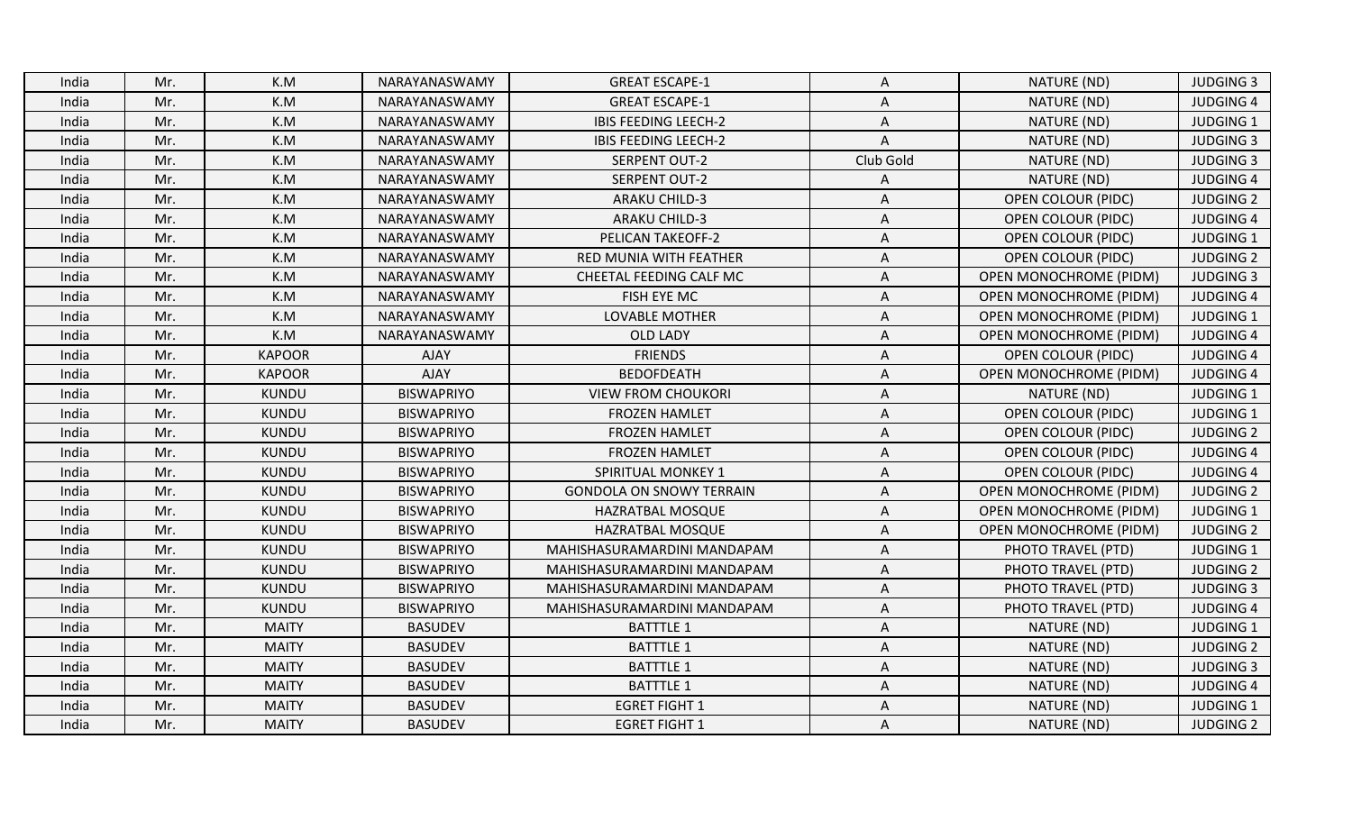| India | Mr. | K.M | NARAYANASWAMY | GREAT ESCAPE-1 | A | NATURE (ND) | JUDGING 3 |
|---|---|---|---|---|---|---|---|
| India | Mr. | K.M | NARAYANASWAMY | GREAT ESCAPE-1 | A | NATURE (ND) | JUDGING 4 |
| India | Mr. | K.M | NARAYANASWAMY | IBIS FEEDING LEECH-2 | A | NATURE (ND) | JUDGING 1 |
| India | Mr. | K.M | NARAYANASWAMY | IBIS FEEDING LEECH-2 | A | NATURE (ND) | JUDGING 3 |
| India | Mr. | K.M | NARAYANASWAMY | SERPENT OUT-2 | Club Gold | NATURE (ND) | JUDGING 3 |
| India | Mr. | K.M | NARAYANASWAMY | SERPENT OUT-2 | A | NATURE (ND) | JUDGING 4 |
| India | Mr. | K.M | NARAYANASWAMY | ARAKU CHILD-3 | A | OPEN COLOUR (PIDC) | JUDGING 2 |
| India | Mr. | K.M | NARAYANASWAMY | ARAKU CHILD-3 | A | OPEN COLOUR (PIDC) | JUDGING 4 |
| India | Mr. | K.M | NARAYANASWAMY | PELICAN TAKEOFF-2 | A | OPEN COLOUR (PIDC) | JUDGING 1 |
| India | Mr. | K.M | NARAYANASWAMY | RED MUNIA WITH FEATHER | A | OPEN COLOUR (PIDC) | JUDGING 2 |
| India | Mr. | K.M | NARAYANASWAMY | CHEETAL FEEDING CALF MC | A | OPEN MONOCHROME (PIDM) | JUDGING 3 |
| India | Mr. | K.M | NARAYANASWAMY | FISH EYE MC | A | OPEN MONOCHROME (PIDM) | JUDGING 4 |
| India | Mr. | K.M | NARAYANASWAMY | LOVABLE MOTHER | A | OPEN MONOCHROME (PIDM) | JUDGING 1 |
| India | Mr. | K.M | NARAYANASWAMY | OLD LADY | A | OPEN MONOCHROME (PIDM) | JUDGING 4 |
| India | Mr. | KAPOOR | AJAY | FRIENDS | A | OPEN COLOUR (PIDC) | JUDGING 4 |
| India | Mr. | KAPOOR | AJAY | BEDOFDEATH | A | OPEN MONOCHROME (PIDM) | JUDGING 4 |
| India | Mr. | KUNDU | BISWAPRIYO | VIEW FROM CHOUKORI | A | NATURE (ND) | JUDGING 1 |
| India | Mr. | KUNDU | BISWAPRIYO | FROZEN HAMLET | A | OPEN COLOUR (PIDC) | JUDGING 1 |
| India | Mr. | KUNDU | BISWAPRIYO | FROZEN HAMLET | A | OPEN COLOUR (PIDC) | JUDGING 2 |
| India | Mr. | KUNDU | BISWAPRIYO | FROZEN HAMLET | A | OPEN COLOUR (PIDC) | JUDGING 4 |
| India | Mr. | KUNDU | BISWAPRIYO | SPIRITUAL MONKEY 1 | A | OPEN COLOUR (PIDC) | JUDGING 4 |
| India | Mr. | KUNDU | BISWAPRIYO | GONDOLA ON SNOWY TERRAIN | A | OPEN MONOCHROME (PIDM) | JUDGING 2 |
| India | Mr. | KUNDU | BISWAPRIYO | HAZRATBAL MOSQUE | A | OPEN MONOCHROME (PIDM) | JUDGING 1 |
| India | Mr. | KUNDU | BISWAPRIYO | HAZRATBAL MOSQUE | A | OPEN MONOCHROME (PIDM) | JUDGING 2 |
| India | Mr. | KUNDU | BISWAPRIYO | MAHISHASURAMARDINI MANDAPAM | A | PHOTO TRAVEL (PTD) | JUDGING 1 |
| India | Mr. | KUNDU | BISWAPRIYO | MAHISHASURAMARDINI MANDAPAM | A | PHOTO TRAVEL (PTD) | JUDGING 2 |
| India | Mr. | KUNDU | BISWAPRIYO | MAHISHASURAMARDINI MANDAPAM | A | PHOTO TRAVEL (PTD) | JUDGING 3 |
| India | Mr. | KUNDU | BISWAPRIYO | MAHISHASURAMARDINI MANDAPAM | A | PHOTO TRAVEL (PTD) | JUDGING 4 |
| India | Mr. | MAITY | BASUDEV | BATTTLE 1 | A | NATURE (ND) | JUDGING 1 |
| India | Mr. | MAITY | BASUDEV | BATTTLE 1 | A | NATURE (ND) | JUDGING 2 |
| India | Mr. | MAITY | BASUDEV | BATTTLE 1 | A | NATURE (ND) | JUDGING 3 |
| India | Mr. | MAITY | BASUDEV | BATTTLE 1 | A | NATURE (ND) | JUDGING 4 |
| India | Mr. | MAITY | BASUDEV | EGRET FIGHT 1 | A | NATURE (ND) | JUDGING 1 |
| India | Mr. | MAITY | BASUDEV | EGRET FIGHT 1 | A | NATURE (ND) | JUDGING 2 |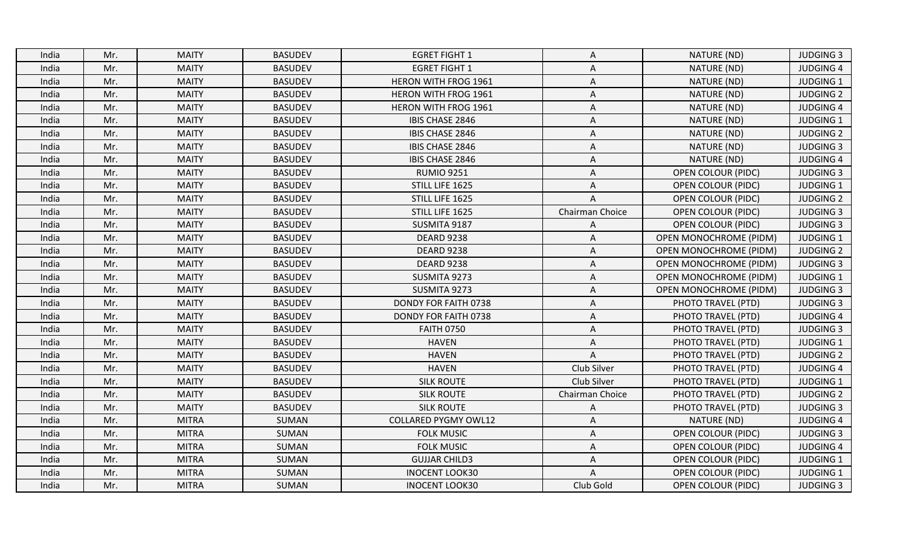| India | Mr. | MAITY | BASUDEV | EGRET FIGHT 1 | A | NATURE (ND) | JUDGING 3 |
|---|---|---|---|---|---|---|---|
| India | Mr. | MAITY | BASUDEV | EGRET FIGHT 1 | A | NATURE (ND) | JUDGING 4 |
| India | Mr. | MAITY | BASUDEV | HERON WITH FROG 1961 | A | NATURE (ND) | JUDGING 1 |
| India | Mr. | MAITY | BASUDEV | HERON WITH FROG 1961 | A | NATURE (ND) | JUDGING 2 |
| India | Mr. | MAITY | BASUDEV | HERON WITH FROG 1961 | A | NATURE (ND) | JUDGING 4 |
| India | Mr. | MAITY | BASUDEV | IBIS CHASE 2846 | A | NATURE (ND) | JUDGING 1 |
| India | Mr. | MAITY | BASUDEV | IBIS CHASE 2846 | A | NATURE (ND) | JUDGING 2 |
| India | Mr. | MAITY | BASUDEV | IBIS CHASE 2846 | A | NATURE (ND) | JUDGING 3 |
| India | Mr. | MAITY | BASUDEV | IBIS CHASE 2846 | A | NATURE (ND) | JUDGING 4 |
| India | Mr. | MAITY | BASUDEV | RUMIO 9251 | A | OPEN COLOUR (PIDC) | JUDGING 3 |
| India | Mr. | MAITY | BASUDEV | STILL LIFE 1625 | A | OPEN COLOUR (PIDC) | JUDGING 1 |
| India | Mr. | MAITY | BASUDEV | STILL LIFE 1625 | A | OPEN COLOUR (PIDC) | JUDGING 2 |
| India | Mr. | MAITY | BASUDEV | STILL LIFE 1625 | Chairman Choice | OPEN COLOUR (PIDC) | JUDGING 3 |
| India | Mr. | MAITY | BASUDEV | SUSMITA 9187 | A | OPEN COLOUR (PIDC) | JUDGING 3 |
| India | Mr. | MAITY | BASUDEV | DEARD 9238 | A | OPEN MONOCHROME (PIDM) | JUDGING 1 |
| India | Mr. | MAITY | BASUDEV | DEARD 9238 | A | OPEN MONOCHROME (PIDM) | JUDGING 2 |
| India | Mr. | MAITY | BASUDEV | DEARD 9238 | A | OPEN MONOCHROME (PIDM) | JUDGING 3 |
| India | Mr. | MAITY | BASUDEV | SUSMITA 9273 | A | OPEN MONOCHROME (PIDM) | JUDGING 1 |
| India | Mr. | MAITY | BASUDEV | SUSMITA 9273 | A | OPEN MONOCHROME (PIDM) | JUDGING 3 |
| India | Mr. | MAITY | BASUDEV | DONDY FOR FAITH 0738 | A | PHOTO TRAVEL (PTD) | JUDGING 3 |
| India | Mr. | MAITY | BASUDEV | DONDY FOR FAITH 0738 | A | PHOTO TRAVEL (PTD) | JUDGING 4 |
| India | Mr. | MAITY | BASUDEV | FAITH 0750 | A | PHOTO TRAVEL (PTD) | JUDGING 3 |
| India | Mr. | MAITY | BASUDEV | HAVEN | A | PHOTO TRAVEL (PTD) | JUDGING 1 |
| India | Mr. | MAITY | BASUDEV | HAVEN | A | PHOTO TRAVEL (PTD) | JUDGING 2 |
| India | Mr. | MAITY | BASUDEV | HAVEN | Club Silver | PHOTO TRAVEL (PTD) | JUDGING 4 |
| India | Mr. | MAITY | BASUDEV | SILK ROUTE | Club Silver | PHOTO TRAVEL (PTD) | JUDGING 1 |
| India | Mr. | MAITY | BASUDEV | SILK ROUTE | Chairman Choice | PHOTO TRAVEL (PTD) | JUDGING 2 |
| India | Mr. | MAITY | BASUDEV | SILK ROUTE | A | PHOTO TRAVEL (PTD) | JUDGING 3 |
| India | Mr. | MITRA | SUMAN | COLLARED PYGMY OWL12 | A | NATURE (ND) | JUDGING 4 |
| India | Mr. | MITRA | SUMAN | FOLK MUSIC | A | OPEN COLOUR (PIDC) | JUDGING 3 |
| India | Mr. | MITRA | SUMAN | FOLK MUSIC | A | OPEN COLOUR (PIDC) | JUDGING 4 |
| India | Mr. | MITRA | SUMAN | GUJJAR CHILD3 | A | OPEN COLOUR (PIDC) | JUDGING 1 |
| India | Mr. | MITRA | SUMAN | INOCENT LOOK30 | A | OPEN COLOUR (PIDC) | JUDGING 1 |
| India | Mr. | MITRA | SUMAN | INOCENT LOOK30 | Club Gold | OPEN COLOUR (PIDC) | JUDGING 3 |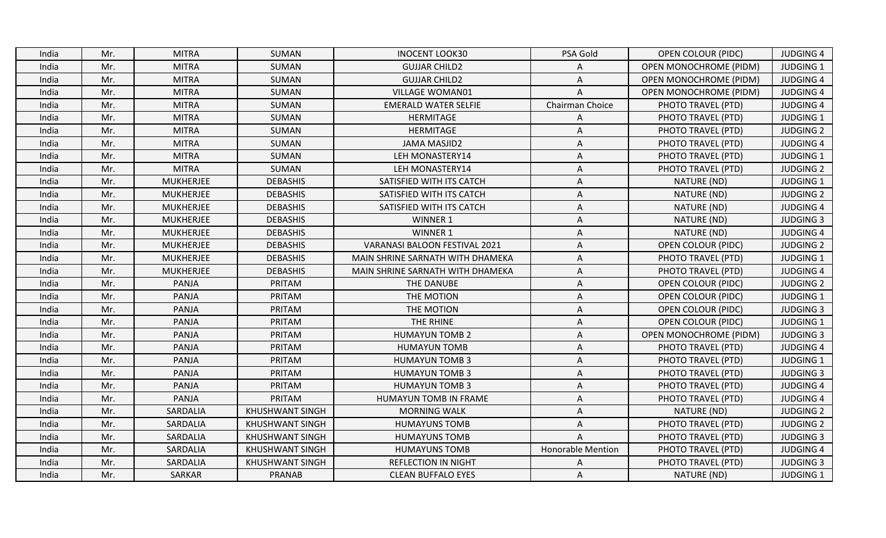| India | Mr. | MITRA | SUMAN | INOCENT LOOK30 | PSA Gold | OPEN COLOUR (PIDC) | JUDGING 4 |
|---|---|---|---|---|---|---|---|
| India | Mr. | MITRA | SUMAN | GUJJAR CHILD2 | A | OPEN MONOCHROME (PIDM) | JUDGING 1 |
| India | Mr. | MITRA | SUMAN | GUJJAR CHILD2 | A | OPEN MONOCHROME (PIDM) | JUDGING 4 |
| India | Mr. | MITRA | SUMAN | VILLAGE WOMAN01 | A | OPEN MONOCHROME (PIDM) | JUDGING 4 |
| India | Mr. | MITRA | SUMAN | EMERALD WATER SELFIE | Chairman Choice | PHOTO TRAVEL (PTD) | JUDGING 4 |
| India | Mr. | MITRA | SUMAN | HERMITAGE | A | PHOTO TRAVEL (PTD) | JUDGING 1 |
| India | Mr. | MITRA | SUMAN | HERMITAGE | A | PHOTO TRAVEL (PTD) | JUDGING 2 |
| India | Mr. | MITRA | SUMAN | JAMA MASJID2 | A | PHOTO TRAVEL (PTD) | JUDGING 4 |
| India | Mr. | MITRA | SUMAN | LEH MONASTERY14 | A | PHOTO TRAVEL (PTD) | JUDGING 1 |
| India | Mr. | MITRA | SUMAN | LEH MONASTERY14 | A | PHOTO TRAVEL (PTD) | JUDGING 2 |
| India | Mr. | MUKHERJEE | DEBASHIS | SATISFIED WITH ITS CATCH | A | NATURE (ND) | JUDGING 1 |
| India | Mr. | MUKHERJEE | DEBASHIS | SATISFIED WITH ITS CATCH | A | NATURE (ND) | JUDGING 2 |
| India | Mr. | MUKHERJEE | DEBASHIS | SATISFIED WITH ITS CATCH | A | NATURE (ND) | JUDGING 4 |
| India | Mr. | MUKHERJEE | DEBASHIS | WINNER 1 | A | NATURE (ND) | JUDGING 3 |
| India | Mr. | MUKHERJEE | DEBASHIS | WINNER 1 | A | NATURE (ND) | JUDGING 4 |
| India | Mr. | MUKHERJEE | DEBASHIS | VARANASI BALOON FESTIVAL 2021 | A | OPEN COLOUR (PIDC) | JUDGING 2 |
| India | Mr. | MUKHERJEE | DEBASHIS | MAIN SHRINE SARNATH WITH DHAMEKA | A | PHOTO TRAVEL (PTD) | JUDGING 1 |
| India | Mr. | MUKHERJEE | DEBASHIS | MAIN SHRINE SARNATH WITH DHAMEKA | A | PHOTO TRAVEL (PTD) | JUDGING 4 |
| India | Mr. | PANJA | PRITAM | THE DANUBE | A | OPEN COLOUR (PIDC) | JUDGING 2 |
| India | Mr. | PANJA | PRITAM | THE MOTION | A | OPEN COLOUR (PIDC) | JUDGING 1 |
| India | Mr. | PANJA | PRITAM | THE MOTION | A | OPEN COLOUR (PIDC) | JUDGING 3 |
| India | Mr. | PANJA | PRITAM | THE RHINE | A | OPEN COLOUR (PIDC) | JUDGING 1 |
| India | Mr. | PANJA | PRITAM | HUMAYUN TOMB 2 | A | OPEN MONOCHROME (PIDM) | JUDGING 3 |
| India | Mr. | PANJA | PRITAM | HUMAYUN TOMB | A | PHOTO TRAVEL (PTD) | JUDGING 4 |
| India | Mr. | PANJA | PRITAM | HUMAYUN TOMB 3 | A | PHOTO TRAVEL (PTD) | JUDGING 1 |
| India | Mr. | PANJA | PRITAM | HUMAYUN TOMB 3 | A | PHOTO TRAVEL (PTD) | JUDGING 3 |
| India | Mr. | PANJA | PRITAM | HUMAYUN TOMB 3 | A | PHOTO TRAVEL (PTD) | JUDGING 4 |
| India | Mr. | PANJA | PRITAM | HUMAYUN TOMB IN FRAME | A | PHOTO TRAVEL (PTD) | JUDGING 4 |
| India | Mr. | SARDALIA | KHUSHWANT SINGH | MORNING WALK | A | NATURE (ND) | JUDGING 2 |
| India | Mr. | SARDALIA | KHUSHWANT SINGH | HUMAYUNS TOMB | A | PHOTO TRAVEL (PTD) | JUDGING 2 |
| India | Mr. | SARDALIA | KHUSHWANT SINGH | HUMAYUNS TOMB | A | PHOTO TRAVEL (PTD) | JUDGING 3 |
| India | Mr. | SARDALIA | KHUSHWANT SINGH | HUMAYUNS TOMB | Honorable Mention | PHOTO TRAVEL (PTD) | JUDGING 4 |
| India | Mr. | SARDALIA | KHUSHWANT SINGH | REFLECTION IN NIGHT | A | PHOTO TRAVEL (PTD) | JUDGING 3 |
| India | Mr. | SARKAR | PRANAB | CLEAN BUFFALO EYES | A | NATURE (ND) | JUDGING 1 |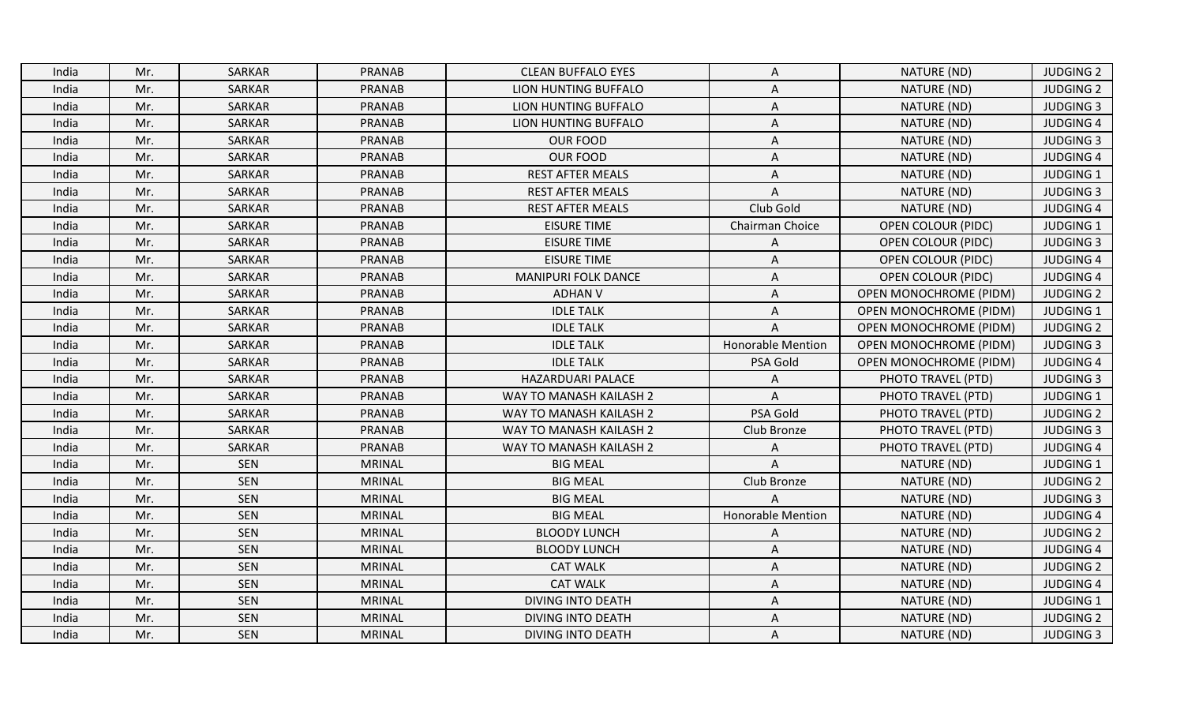| India | Mr. | SARKAR | PRANAB | CLEAN BUFFALO EYES | A | NATURE (ND) | JUDGING 2 |
|---|---|---|---|---|---|---|---|
| India | Mr. | SARKAR | PRANAB | LION HUNTING BUFFALO | A | NATURE (ND) | JUDGING 2 |
| India | Mr. | SARKAR | PRANAB | LION HUNTING BUFFALO | A | NATURE (ND) | JUDGING 3 |
| India | Mr. | SARKAR | PRANAB | LION HUNTING BUFFALO | A | NATURE (ND) | JUDGING 4 |
| India | Mr. | SARKAR | PRANAB | OUR FOOD | A | NATURE (ND) | JUDGING 3 |
| India | Mr. | SARKAR | PRANAB | OUR FOOD | A | NATURE (ND) | JUDGING 4 |
| India | Mr. | SARKAR | PRANAB | REST AFTER MEALS | A | NATURE (ND) | JUDGING 1 |
| India | Mr. | SARKAR | PRANAB | REST AFTER MEALS | A | NATURE (ND) | JUDGING 3 |
| India | Mr. | SARKAR | PRANAB | REST AFTER MEALS | Club Gold | NATURE (ND) | JUDGING 4 |
| India | Mr. | SARKAR | PRANAB | EISURE TIME | Chairman Choice | OPEN COLOUR (PIDC) | JUDGING 1 |
| India | Mr. | SARKAR | PRANAB | EISURE TIME | A | OPEN COLOUR (PIDC) | JUDGING 3 |
| India | Mr. | SARKAR | PRANAB | EISURE TIME | A | OPEN COLOUR (PIDC) | JUDGING 4 |
| India | Mr. | SARKAR | PRANAB | MANIPURI FOLK DANCE | A | OPEN COLOUR (PIDC) | JUDGING 4 |
| India | Mr. | SARKAR | PRANAB | ADHAN V | A | OPEN MONOCHROME (PIDM) | JUDGING 2 |
| India | Mr. | SARKAR | PRANAB | IDLE TALK | A | OPEN MONOCHROME (PIDM) | JUDGING 1 |
| India | Mr. | SARKAR | PRANAB | IDLE TALK | A | OPEN MONOCHROME (PIDM) | JUDGING 2 |
| India | Mr. | SARKAR | PRANAB | IDLE TALK | Honorable Mention | OPEN MONOCHROME (PIDM) | JUDGING 3 |
| India | Mr. | SARKAR | PRANAB | IDLE TALK | PSA Gold | OPEN MONOCHROME (PIDM) | JUDGING 4 |
| India | Mr. | SARKAR | PRANAB | HAZARDUARI PALACE | A | PHOTO TRAVEL (PTD) | JUDGING 3 |
| India | Mr. | SARKAR | PRANAB | WAY TO MANASH KAILASH 2 | A | PHOTO TRAVEL (PTD) | JUDGING 1 |
| India | Mr. | SARKAR | PRANAB | WAY TO MANASH KAILASH 2 | PSA Gold | PHOTO TRAVEL (PTD) | JUDGING 2 |
| India | Mr. | SARKAR | PRANAB | WAY TO MANASH KAILASH 2 | Club Bronze | PHOTO TRAVEL (PTD) | JUDGING 3 |
| India | Mr. | SARKAR | PRANAB | WAY TO MANASH KAILASH 2 | A | PHOTO TRAVEL (PTD) | JUDGING 4 |
| India | Mr. | SEN | MRINAL | BIG MEAL | A | NATURE (ND) | JUDGING 1 |
| India | Mr. | SEN | MRINAL | BIG MEAL | Club Bronze | NATURE (ND) | JUDGING 2 |
| India | Mr. | SEN | MRINAL | BIG MEAL | A | NATURE (ND) | JUDGING 3 |
| India | Mr. | SEN | MRINAL | BIG MEAL | Honorable Mention | NATURE (ND) | JUDGING 4 |
| India | Mr. | SEN | MRINAL | BLOODY LUNCH | A | NATURE (ND) | JUDGING 2 |
| India | Mr. | SEN | MRINAL | BLOODY LUNCH | A | NATURE (ND) | JUDGING 4 |
| India | Mr. | SEN | MRINAL | CAT WALK | A | NATURE (ND) | JUDGING 2 |
| India | Mr. | SEN | MRINAL | CAT WALK | A | NATURE (ND) | JUDGING 4 |
| India | Mr. | SEN | MRINAL | DIVING INTO DEATH | A | NATURE (ND) | JUDGING 1 |
| India | Mr. | SEN | MRINAL | DIVING INTO DEATH | A | NATURE (ND) | JUDGING 2 |
| India | Mr. | SEN | MRINAL | DIVING INTO DEATH | A | NATURE (ND) | JUDGING 3 |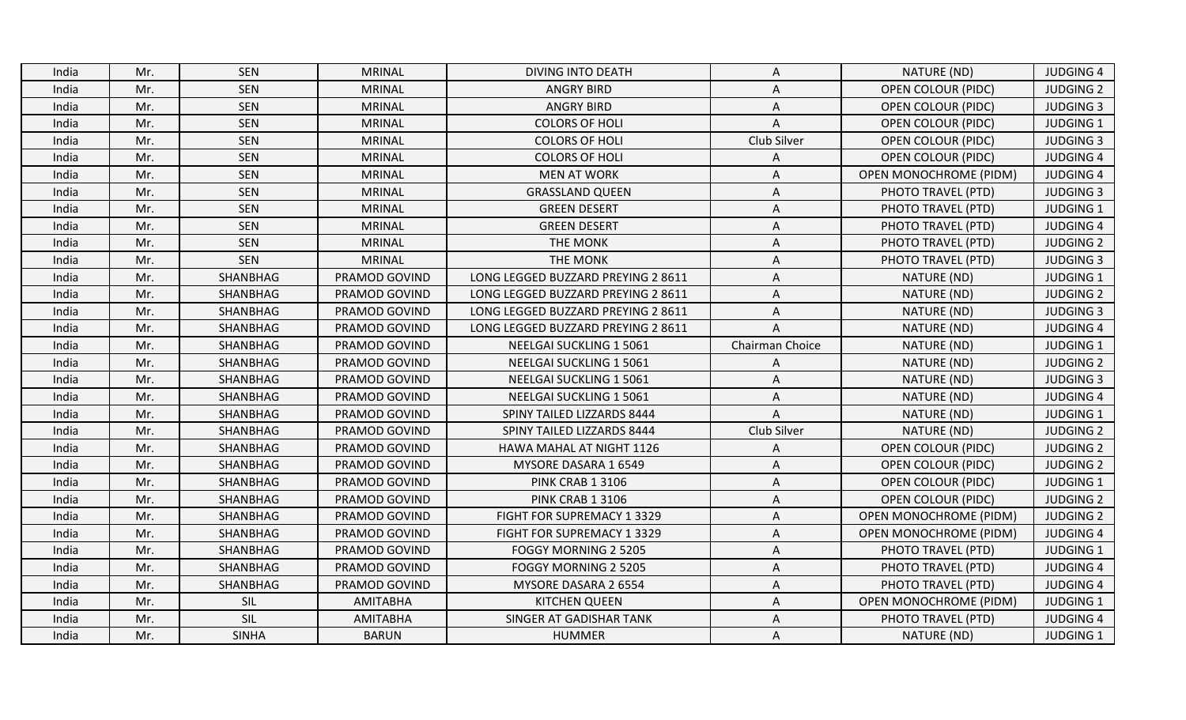| India | Mr. | SEN | MRINAL | DIVING INTO DEATH | A | NATURE (ND) | JUDGING 4 |
|---|---|---|---|---|---|---|---|
| India | Mr. | SEN | MRINAL | ANGRY BIRD | A | OPEN COLOUR (PIDC) | JUDGING 2 |
| India | Mr. | SEN | MRINAL | ANGRY BIRD | A | OPEN COLOUR (PIDC) | JUDGING 3 |
| India | Mr. | SEN | MRINAL | COLORS OF HOLI | A | OPEN COLOUR (PIDC) | JUDGING 1 |
| India | Mr. | SEN | MRINAL | COLORS OF HOLI | Club Silver | OPEN COLOUR (PIDC) | JUDGING 3 |
| India | Mr. | SEN | MRINAL | COLORS OF HOLI | A | OPEN COLOUR (PIDC) | JUDGING 4 |
| India | Mr. | SEN | MRINAL | MEN AT WORK | A | OPEN MONOCHROME (PIDM) | JUDGING 4 |
| India | Mr. | SEN | MRINAL | GRASSLAND QUEEN | A | PHOTO TRAVEL (PTD) | JUDGING 3 |
| India | Mr. | SEN | MRINAL | GREEN DESERT | A | PHOTO TRAVEL (PTD) | JUDGING 1 |
| India | Mr. | SEN | MRINAL | GREEN DESERT | A | PHOTO TRAVEL (PTD) | JUDGING 4 |
| India | Mr. | SEN | MRINAL | THE MONK | A | PHOTO TRAVEL (PTD) | JUDGING 2 |
| India | Mr. | SEN | MRINAL | THE MONK | A | PHOTO TRAVEL (PTD) | JUDGING 3 |
| India | Mr. | SHANBHAG | PRAMOD GOVIND | LONG LEGGED BUZZARD PREYING 2 8611 | A | NATURE (ND) | JUDGING 1 |
| India | Mr. | SHANBHAG | PRAMOD GOVIND | LONG LEGGED BUZZARD PREYING 2 8611 | A | NATURE (ND) | JUDGING 2 |
| India | Mr. | SHANBHAG | PRAMOD GOVIND | LONG LEGGED BUZZARD PREYING 2 8611 | A | NATURE (ND) | JUDGING 3 |
| India | Mr. | SHANBHAG | PRAMOD GOVIND | LONG LEGGED BUZZARD PREYING 2 8611 | A | NATURE (ND) | JUDGING 4 |
| India | Mr. | SHANBHAG | PRAMOD GOVIND | NEELGAI SUCKLING 1 5061 | Chairman Choice | NATURE (ND) | JUDGING 1 |
| India | Mr. | SHANBHAG | PRAMOD GOVIND | NEELGAI SUCKLING 1 5061 | A | NATURE (ND) | JUDGING 2 |
| India | Mr. | SHANBHAG | PRAMOD GOVIND | NEELGAI SUCKLING 1 5061 | A | NATURE (ND) | JUDGING 3 |
| India | Mr. | SHANBHAG | PRAMOD GOVIND | NEELGAI SUCKLING 1 5061 | A | NATURE (ND) | JUDGING 4 |
| India | Mr. | SHANBHAG | PRAMOD GOVIND | SPINY TAILED LIZZARDS 8444 | A | NATURE (ND) | JUDGING 1 |
| India | Mr. | SHANBHAG | PRAMOD GOVIND | SPINY TAILED LIZZARDS 8444 | Club Silver | NATURE (ND) | JUDGING 2 |
| India | Mr. | SHANBHAG | PRAMOD GOVIND | HAWA MAHAL AT NIGHT 1126 | A | OPEN COLOUR (PIDC) | JUDGING 2 |
| India | Mr. | SHANBHAG | PRAMOD GOVIND | MYSORE DASARA 1 6549 | A | OPEN COLOUR (PIDC) | JUDGING 2 |
| India | Mr. | SHANBHAG | PRAMOD GOVIND | PINK CRAB 1 3106 | A | OPEN COLOUR (PIDC) | JUDGING 1 |
| India | Mr. | SHANBHAG | PRAMOD GOVIND | PINK CRAB 1 3106 | A | OPEN COLOUR (PIDC) | JUDGING 2 |
| India | Mr. | SHANBHAG | PRAMOD GOVIND | FIGHT FOR SUPREMACY 1 3329 | A | OPEN MONOCHROME (PIDM) | JUDGING 2 |
| India | Mr. | SHANBHAG | PRAMOD GOVIND | FIGHT FOR SUPREMACY 1 3329 | A | OPEN MONOCHROME (PIDM) | JUDGING 4 |
| India | Mr. | SHANBHAG | PRAMOD GOVIND | FOGGY MORNING 2 5205 | A | PHOTO TRAVEL (PTD) | JUDGING 1 |
| India | Mr. | SHANBHAG | PRAMOD GOVIND | FOGGY MORNING 2 5205 | A | PHOTO TRAVEL (PTD) | JUDGING 4 |
| India | Mr. | SHANBHAG | PRAMOD GOVIND | MYSORE DASARA 2 6554 | A | PHOTO TRAVEL (PTD) | JUDGING 4 |
| India | Mr. | SIL | AMITABHA | KITCHEN QUEEN | A | OPEN MONOCHROME (PIDM) | JUDGING 1 |
| India | Mr. | SIL | AMITABHA | SINGER AT GADISHAR TANK | A | PHOTO TRAVEL (PTD) | JUDGING 4 |
| India | Mr. | SINHA | BARUN | HUMMER | A | NATURE (ND) | JUDGING 1 |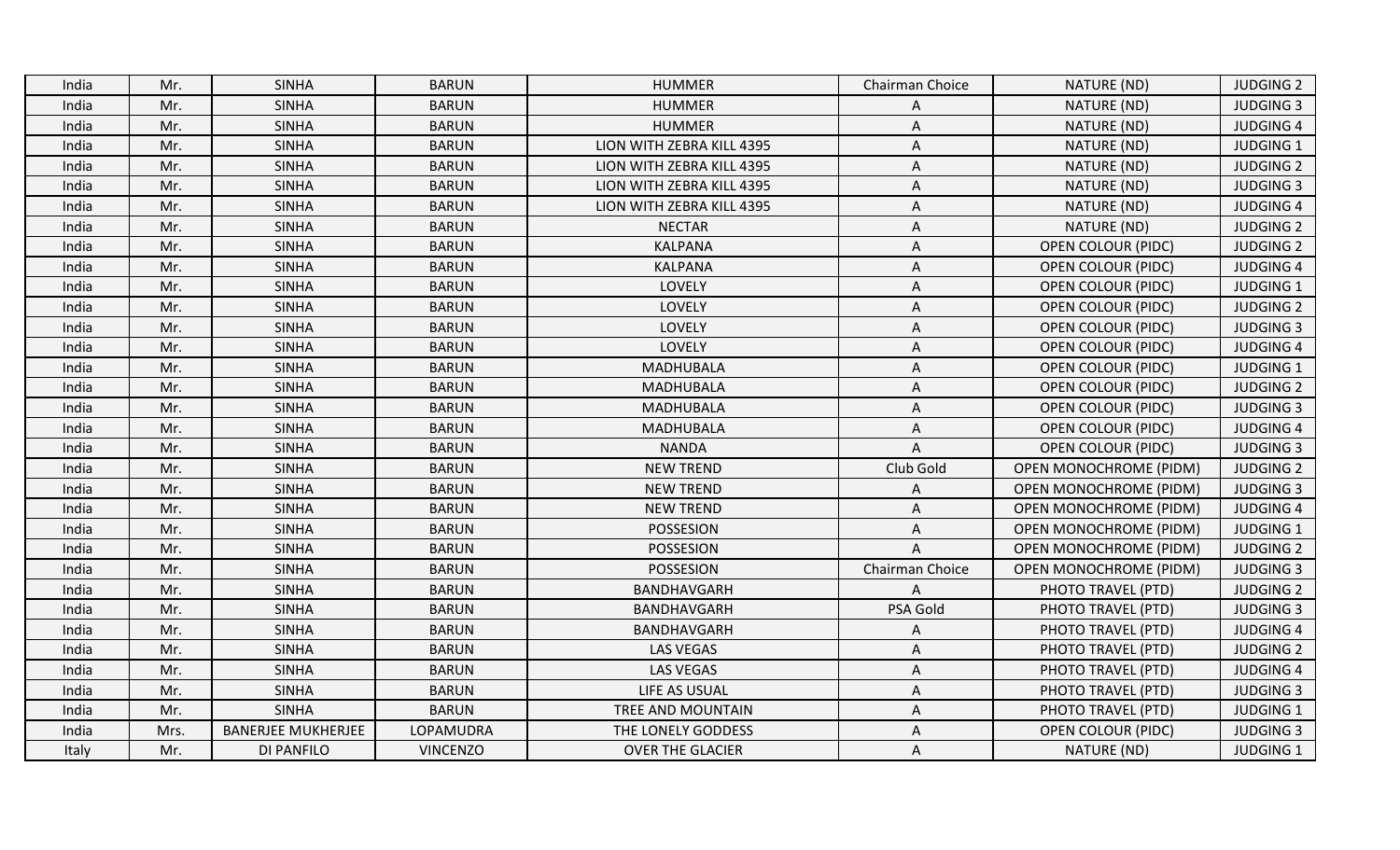| India | Mr. | SINHA | BARUN | HUMMER | Chairman Choice | NATURE (ND) | JUDGING 2 |
|---|---|---|---|---|---|---|---|
| India | Mr. | SINHA | BARUN | HUMMER | A | NATURE (ND) | JUDGING 3 |
| India | Mr. | SINHA | BARUN | HUMMER | A | NATURE (ND) | JUDGING 4 |
| India | Mr. | SINHA | BARUN | LION WITH ZEBRA KILL 4395 | A | NATURE (ND) | JUDGING 1 |
| India | Mr. | SINHA | BARUN | LION WITH ZEBRA KILL 4395 | A | NATURE (ND) | JUDGING 2 |
| India | Mr. | SINHA | BARUN | LION WITH ZEBRA KILL 4395 | A | NATURE (ND) | JUDGING 3 |
| India | Mr. | SINHA | BARUN | LION WITH ZEBRA KILL 4395 | A | NATURE (ND) | JUDGING 4 |
| India | Mr. | SINHA | BARUN | NECTAR | A | NATURE (ND) | JUDGING 2 |
| India | Mr. | SINHA | BARUN | KALPANA | A | OPEN COLOUR (PIDC) | JUDGING 2 |
| India | Mr. | SINHA | BARUN | KALPANA | A | OPEN COLOUR (PIDC) | JUDGING 4 |
| India | Mr. | SINHA | BARUN | LOVELY | A | OPEN COLOUR (PIDC) | JUDGING 1 |
| India | Mr. | SINHA | BARUN | LOVELY | A | OPEN COLOUR (PIDC) | JUDGING 2 |
| India | Mr. | SINHA | BARUN | LOVELY | A | OPEN COLOUR (PIDC) | JUDGING 3 |
| India | Mr. | SINHA | BARUN | LOVELY | A | OPEN COLOUR (PIDC) | JUDGING 4 |
| India | Mr. | SINHA | BARUN | MADHUBALA | A | OPEN COLOUR (PIDC) | JUDGING 1 |
| India | Mr. | SINHA | BARUN | MADHUBALA | A | OPEN COLOUR (PIDC) | JUDGING 2 |
| India | Mr. | SINHA | BARUN | MADHUBALA | A | OPEN COLOUR (PIDC) | JUDGING 3 |
| India | Mr. | SINHA | BARUN | MADHUBALA | A | OPEN COLOUR (PIDC) | JUDGING 4 |
| India | Mr. | SINHA | BARUN | NANDA | A | OPEN COLOUR (PIDC) | JUDGING 3 |
| India | Mr. | SINHA | BARUN | NEW TREND | Club Gold | OPEN MONOCHROME (PIDM) | JUDGING 2 |
| India | Mr. | SINHA | BARUN | NEW TREND | A | OPEN MONOCHROME (PIDM) | JUDGING 3 |
| India | Mr. | SINHA | BARUN | NEW TREND | A | OPEN MONOCHROME (PIDM) | JUDGING 4 |
| India | Mr. | SINHA | BARUN | POSSESION | A | OPEN MONOCHROME (PIDM) | JUDGING 1 |
| India | Mr. | SINHA | BARUN | POSSESION | A | OPEN MONOCHROME (PIDM) | JUDGING 2 |
| India | Mr. | SINHA | BARUN | POSSESION | Chairman Choice | OPEN MONOCHROME (PIDM) | JUDGING 3 |
| India | Mr. | SINHA | BARUN | BANDHAVGARH | A | PHOTO TRAVEL (PTD) | JUDGING 2 |
| India | Mr. | SINHA | BARUN | BANDHAVGARH | PSA Gold | PHOTO TRAVEL (PTD) | JUDGING 3 |
| India | Mr. | SINHA | BARUN | BANDHAVGARH | A | PHOTO TRAVEL (PTD) | JUDGING 4 |
| India | Mr. | SINHA | BARUN | LAS VEGAS | A | PHOTO TRAVEL (PTD) | JUDGING 2 |
| India | Mr. | SINHA | BARUN | LAS VEGAS | A | PHOTO TRAVEL (PTD) | JUDGING 4 |
| India | Mr. | SINHA | BARUN | LIFE AS USUAL | A | PHOTO TRAVEL (PTD) | JUDGING 3 |
| India | Mr. | SINHA | BARUN | TREE AND MOUNTAIN | A | PHOTO TRAVEL (PTD) | JUDGING 1 |
| India | Mrs. | BANERJEE MUKHERJEE | LOPAMUDRA | THE LONELY GODDESS | A | OPEN COLOUR (PIDC) | JUDGING 3 |
| Italy | Mr. | DI PANFILO | VINCENZO | OVER THE GLACIER | A | NATURE (ND) | JUDGING 1 |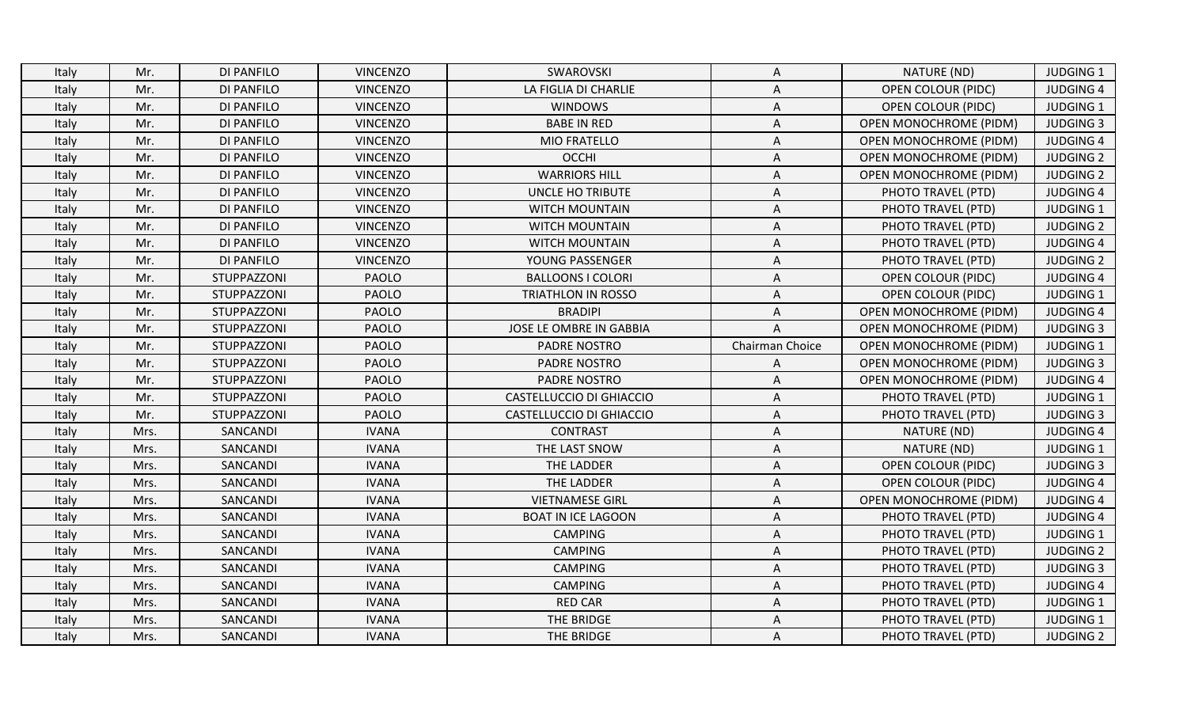| Italy | Mr. | DI PANFILO | VINCENZO | SWAROVSKI | A | NATURE (ND) | JUDGING 1 |
|---|---|---|---|---|---|---|---|
| Italy | Mr. | DI PANFILO | VINCENZO | LA FIGLIA DI CHARLIE | A | OPEN COLOUR (PIDC) | JUDGING 4 |
| Italy | Mr. | DI PANFILO | VINCENZO | WINDOWS | A | OPEN COLOUR (PIDC) | JUDGING 1 |
| Italy | Mr. | DI PANFILO | VINCENZO | BABE IN RED | A | OPEN MONOCHROME (PIDM) | JUDGING 3 |
| Italy | Mr. | DI PANFILO | VINCENZO | MIO FRATELLO | A | OPEN MONOCHROME (PIDM) | JUDGING 4 |
| Italy | Mr. | DI PANFILO | VINCENZO | OCCHI | A | OPEN MONOCHROME (PIDM) | JUDGING 2 |
| Italy | Mr. | DI PANFILO | VINCENZO | WARRIORS HILL | A | OPEN MONOCHROME (PIDM) | JUDGING 2 |
| Italy | Mr. | DI PANFILO | VINCENZO | UNCLE HO TRIBUTE | A | PHOTO TRAVEL (PTD) | JUDGING 4 |
| Italy | Mr. | DI PANFILO | VINCENZO | WITCH MOUNTAIN | A | PHOTO TRAVEL (PTD) | JUDGING 1 |
| Italy | Mr. | DI PANFILO | VINCENZO | WITCH MOUNTAIN | A | PHOTO TRAVEL (PTD) | JUDGING 2 |
| Italy | Mr. | DI PANFILO | VINCENZO | WITCH MOUNTAIN | A | PHOTO TRAVEL (PTD) | JUDGING 4 |
| Italy | Mr. | DI PANFILO | VINCENZO | YOUNG PASSENGER | A | PHOTO TRAVEL (PTD) | JUDGING 2 |
| Italy | Mr. | STUPPAZZONI | PAOLO | BALLOONS I COLORI | A | OPEN COLOUR (PIDC) | JUDGING 4 |
| Italy | Mr. | STUPPAZZONI | PAOLO | TRIATHLON IN ROSSO | A | OPEN COLOUR (PIDC) | JUDGING 1 |
| Italy | Mr. | STUPPAZZONI | PAOLO | BRADIPI | A | OPEN MONOCHROME (PIDM) | JUDGING 4 |
| Italy | Mr. | STUPPAZZONI | PAOLO | JOSE LE OMBRE IN GABBIA | A | OPEN MONOCHROME (PIDM) | JUDGING 3 |
| Italy | Mr. | STUPPAZZONI | PAOLO | PADRE NOSTRO | Chairman Choice | OPEN MONOCHROME (PIDM) | JUDGING 1 |
| Italy | Mr. | STUPPAZZONI | PAOLO | PADRE NOSTRO | A | OPEN MONOCHROME (PIDM) | JUDGING 3 |
| Italy | Mr. | STUPPAZZONI | PAOLO | PADRE NOSTRO | A | OPEN MONOCHROME (PIDM) | JUDGING 4 |
| Italy | Mr. | STUPPAZZONI | PAOLO | CASTELLUCCIO DI GHIACCIO | A | PHOTO TRAVEL (PTD) | JUDGING 1 |
| Italy | Mr. | STUPPAZZONI | PAOLO | CASTELLUCCIO DI GHIACCIO | A | PHOTO TRAVEL (PTD) | JUDGING 3 |
| Italy | Mrs. | SANCANDI | IVANA | CONTRAST | A | NATURE (ND) | JUDGING 4 |
| Italy | Mrs. | SANCANDI | IVANA | THE LAST SNOW | A | NATURE (ND) | JUDGING 1 |
| Italy | Mrs. | SANCANDI | IVANA | THE LADDER | A | OPEN COLOUR (PIDC) | JUDGING 3 |
| Italy | Mrs. | SANCANDI | IVANA | THE LADDER | A | OPEN COLOUR (PIDC) | JUDGING 4 |
| Italy | Mrs. | SANCANDI | IVANA | VIETNAMESE GIRL | A | OPEN MONOCHROME (PIDM) | JUDGING 4 |
| Italy | Mrs. | SANCANDI | IVANA | BOAT IN ICE LAGOON | A | PHOTO TRAVEL (PTD) | JUDGING 4 |
| Italy | Mrs. | SANCANDI | IVANA | CAMPING | A | PHOTO TRAVEL (PTD) | JUDGING 1 |
| Italy | Mrs. | SANCANDI | IVANA | CAMPING | A | PHOTO TRAVEL (PTD) | JUDGING 2 |
| Italy | Mrs. | SANCANDI | IVANA | CAMPING | A | PHOTO TRAVEL (PTD) | JUDGING 3 |
| Italy | Mrs. | SANCANDI | IVANA | CAMPING | A | PHOTO TRAVEL (PTD) | JUDGING 4 |
| Italy | Mrs. | SANCANDI | IVANA | RED CAR | A | PHOTO TRAVEL (PTD) | JUDGING 1 |
| Italy | Mrs. | SANCANDI | IVANA | THE BRIDGE | A | PHOTO TRAVEL (PTD) | JUDGING 1 |
| Italy | Mrs. | SANCANDI | IVANA | THE BRIDGE | A | PHOTO TRAVEL (PTD) | JUDGING 2 |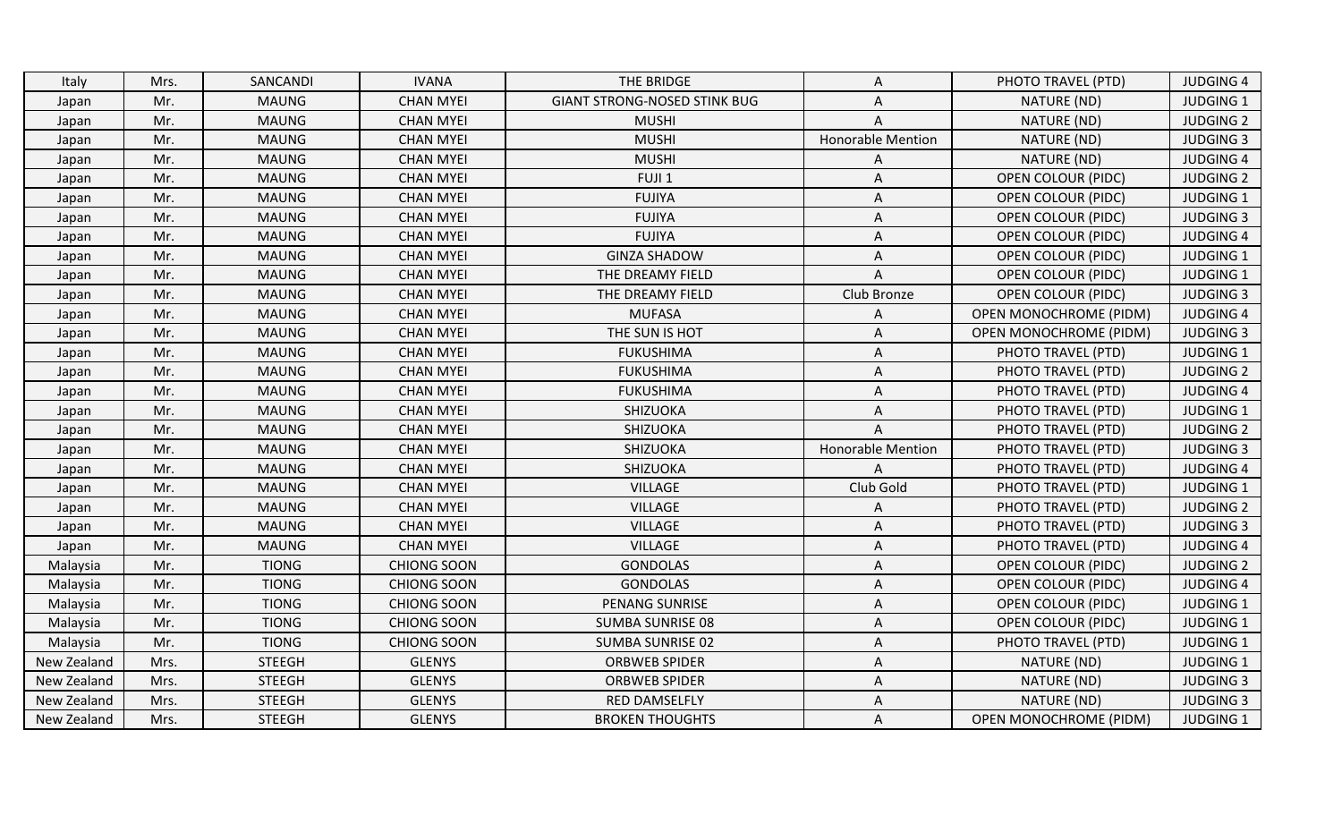| Italy | Mrs. | SANCANDI | IVANA | THE BRIDGE | A | PHOTO TRAVEL (PTD) | JUDGING 4 |
|---|---|---|---|---|---|---|---|
| Japan | Mr. | MAUNG | CHAN MYEI | GIANT STRONG-NOSED STINK BUG | A | NATURE (ND) | JUDGING 1 |
| Japan | Mr. | MAUNG | CHAN MYEI | MUSHI | A | NATURE (ND) | JUDGING 2 |
| Japan | Mr. | MAUNG | CHAN MYEI | MUSHI | Honorable Mention | NATURE (ND) | JUDGING 3 |
| Japan | Mr. | MAUNG | CHAN MYEI | MUSHI | A | NATURE (ND) | JUDGING 4 |
| Japan | Mr. | MAUNG | CHAN MYEI | FUJI 1 | A | OPEN COLOUR (PIDC) | JUDGING 2 |
| Japan | Mr. | MAUNG | CHAN MYEI | FUJIYA | A | OPEN COLOUR (PIDC) | JUDGING 1 |
| Japan | Mr. | MAUNG | CHAN MYEI | FUJIYA | A | OPEN COLOUR (PIDC) | JUDGING 3 |
| Japan | Mr. | MAUNG | CHAN MYEI | FUJIYA | A | OPEN COLOUR (PIDC) | JUDGING 4 |
| Japan | Mr. | MAUNG | CHAN MYEI | GINZA SHADOW | A | OPEN COLOUR (PIDC) | JUDGING 1 |
| Japan | Mr. | MAUNG | CHAN MYEI | THE DREAMY FIELD | A | OPEN COLOUR (PIDC) | JUDGING 1 |
| Japan | Mr. | MAUNG | CHAN MYEI | THE DREAMY FIELD | Club Bronze | OPEN COLOUR (PIDC) | JUDGING 3 |
| Japan | Mr. | MAUNG | CHAN MYEI | MUFASA | A | OPEN MONOCHROME (PIDM) | JUDGING 4 |
| Japan | Mr. | MAUNG | CHAN MYEI | THE SUN IS HOT | A | OPEN MONOCHROME (PIDM) | JUDGING 3 |
| Japan | Mr. | MAUNG | CHAN MYEI | FUKUSHIMA | A | PHOTO TRAVEL (PTD) | JUDGING 1 |
| Japan | Mr. | MAUNG | CHAN MYEI | FUKUSHIMA | A | PHOTO TRAVEL (PTD) | JUDGING 2 |
| Japan | Mr. | MAUNG | CHAN MYEI | FUKUSHIMA | A | PHOTO TRAVEL (PTD) | JUDGING 4 |
| Japan | Mr. | MAUNG | CHAN MYEI | SHIZUOKA | A | PHOTO TRAVEL (PTD) | JUDGING 1 |
| Japan | Mr. | MAUNG | CHAN MYEI | SHIZUOKA | A | PHOTO TRAVEL (PTD) | JUDGING 2 |
| Japan | Mr. | MAUNG | CHAN MYEI | SHIZUOKA | Honorable Mention | PHOTO TRAVEL (PTD) | JUDGING 3 |
| Japan | Mr. | MAUNG | CHAN MYEI | SHIZUOKA | A | PHOTO TRAVEL (PTD) | JUDGING 4 |
| Japan | Mr. | MAUNG | CHAN MYEI | VILLAGE | Club Gold | PHOTO TRAVEL (PTD) | JUDGING 1 |
| Japan | Mr. | MAUNG | CHAN MYEI | VILLAGE | A | PHOTO TRAVEL (PTD) | JUDGING 2 |
| Japan | Mr. | MAUNG | CHAN MYEI | VILLAGE | A | PHOTO TRAVEL (PTD) | JUDGING 3 |
| Japan | Mr. | MAUNG | CHAN MYEI | VILLAGE | A | PHOTO TRAVEL (PTD) | JUDGING 4 |
| Malaysia | Mr. | TIONG | CHIONG SOON | GONDOLAS | A | OPEN COLOUR (PIDC) | JUDGING 2 |
| Malaysia | Mr. | TIONG | CHIONG SOON | GONDOLAS | A | OPEN COLOUR (PIDC) | JUDGING 4 |
| Malaysia | Mr. | TIONG | CHIONG SOON | PENANG SUNRISE | A | OPEN COLOUR (PIDC) | JUDGING 1 |
| Malaysia | Mr. | TIONG | CHIONG SOON | SUMBA SUNRISE 08 | A | OPEN COLOUR (PIDC) | JUDGING 1 |
| Malaysia | Mr. | TIONG | CHIONG SOON | SUMBA SUNRISE 02 | A | PHOTO TRAVEL (PTD) | JUDGING 1 |
| New Zealand | Mrs. | STEEGH | GLENYS | ORBWEB SPIDER | A | NATURE (ND) | JUDGING 1 |
| New Zealand | Mrs. | STEEGH | GLENYS | ORBWEB SPIDER | A | NATURE (ND) | JUDGING 3 |
| New Zealand | Mrs. | STEEGH | GLENYS | RED DAMSELFLY | A | NATURE (ND) | JUDGING 3 |
| New Zealand | Mrs. | STEEGH | GLENYS | BROKEN THOUGHTS | A | OPEN MONOCHROME (PIDM) | JUDGING 1 |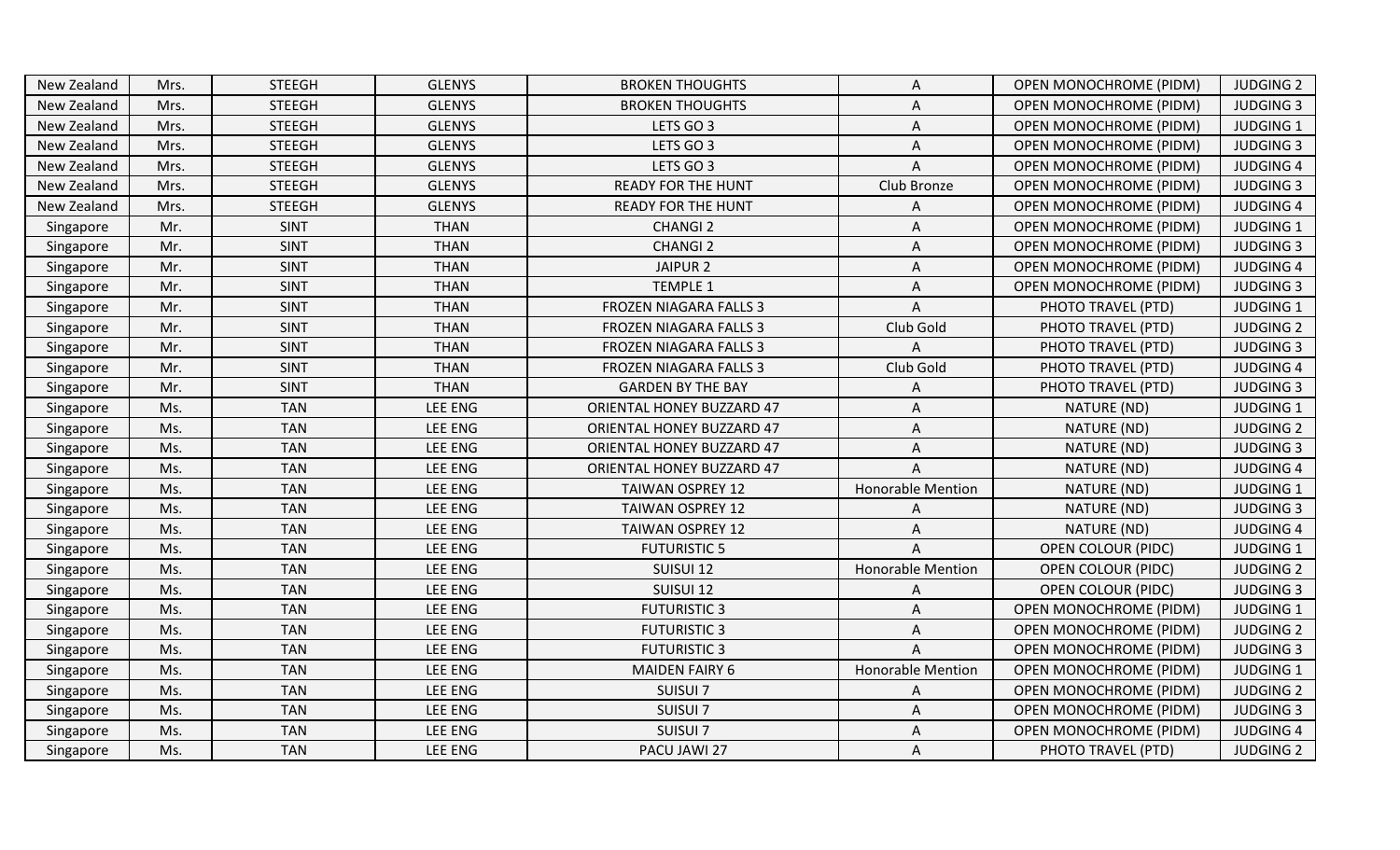| New Zealand | Mrs. | STEEGH | GLENYS | BROKEN THOUGHTS | A | OPEN MONOCHROME (PIDM) | JUDGING 2 |
|---|---|---|---|---|---|---|---|
| New Zealand | Mrs. | STEEGH | GLENYS | BROKEN THOUGHTS | A | OPEN MONOCHROME (PIDM) | JUDGING 3 |
| New Zealand | Mrs. | STEEGH | GLENYS | LETS GO 3 | A | OPEN MONOCHROME (PIDM) | JUDGING 1 |
| New Zealand | Mrs. | STEEGH | GLENYS | LETS GO 3 | A | OPEN MONOCHROME (PIDM) | JUDGING 3 |
| New Zealand | Mrs. | STEEGH | GLENYS | LETS GO 3 | A | OPEN MONOCHROME (PIDM) | JUDGING 4 |
| New Zealand | Mrs. | STEEGH | GLENYS | READY FOR THE HUNT | Club Bronze | OPEN MONOCHROME (PIDM) | JUDGING 3 |
| New Zealand | Mrs. | STEEGH | GLENYS | READY FOR THE HUNT | A | OPEN MONOCHROME (PIDM) | JUDGING 4 |
| Singapore | Mr. | SINT | THAN | CHANGI 2 | A | OPEN MONOCHROME (PIDM) | JUDGING 1 |
| Singapore | Mr. | SINT | THAN | CHANGI 2 | A | OPEN MONOCHROME (PIDM) | JUDGING 3 |
| Singapore | Mr. | SINT | THAN | JAIPUR 2 | A | OPEN MONOCHROME (PIDM) | JUDGING 4 |
| Singapore | Mr. | SINT | THAN | TEMPLE 1 | A | OPEN MONOCHROME (PIDM) | JUDGING 3 |
| Singapore | Mr. | SINT | THAN | FROZEN NIAGARA FALLS 3 | A | PHOTO TRAVEL (PTD) | JUDGING 1 |
| Singapore | Mr. | SINT | THAN | FROZEN NIAGARA FALLS 3 | Club Gold | PHOTO TRAVEL (PTD) | JUDGING 2 |
| Singapore | Mr. | SINT | THAN | FROZEN NIAGARA FALLS 3 | A | PHOTO TRAVEL (PTD) | JUDGING 3 |
| Singapore | Mr. | SINT | THAN | FROZEN NIAGARA FALLS 3 | Club Gold | PHOTO TRAVEL (PTD) | JUDGING 4 |
| Singapore | Mr. | SINT | THAN | GARDEN BY THE BAY | A | PHOTO TRAVEL (PTD) | JUDGING 3 |
| Singapore | Ms. | TAN | LEE ENG | ORIENTAL HONEY BUZZARD 47 | A | NATURE (ND) | JUDGING 1 |
| Singapore | Ms. | TAN | LEE ENG | ORIENTAL HONEY BUZZARD 47 | A | NATURE (ND) | JUDGING 2 |
| Singapore | Ms. | TAN | LEE ENG | ORIENTAL HONEY BUZZARD 47 | A | NATURE (ND) | JUDGING 3 |
| Singapore | Ms. | TAN | LEE ENG | ORIENTAL HONEY BUZZARD 47 | A | NATURE (ND) | JUDGING 4 |
| Singapore | Ms. | TAN | LEE ENG | TAIWAN OSPREY 12 | Honorable Mention | NATURE (ND) | JUDGING 1 |
| Singapore | Ms. | TAN | LEE ENG | TAIWAN OSPREY 12 | A | NATURE (ND) | JUDGING 3 |
| Singapore | Ms. | TAN | LEE ENG | TAIWAN OSPREY 12 | A | NATURE (ND) | JUDGING 4 |
| Singapore | Ms. | TAN | LEE ENG | FUTURISTIC 5 | A | OPEN COLOUR (PIDC) | JUDGING 1 |
| Singapore | Ms. | TAN | LEE ENG | SUISUI 12 | Honorable Mention | OPEN COLOUR (PIDC) | JUDGING 2 |
| Singapore | Ms. | TAN | LEE ENG | SUISUI 12 | A | OPEN COLOUR (PIDC) | JUDGING 3 |
| Singapore | Ms. | TAN | LEE ENG | FUTURISTIC 3 | A | OPEN MONOCHROME (PIDM) | JUDGING 1 |
| Singapore | Ms. | TAN | LEE ENG | FUTURISTIC 3 | A | OPEN MONOCHROME (PIDM) | JUDGING 2 |
| Singapore | Ms. | TAN | LEE ENG | FUTURISTIC 3 | A | OPEN MONOCHROME (PIDM) | JUDGING 3 |
| Singapore | Ms. | TAN | LEE ENG | MAIDEN FAIRY 6 | Honorable Mention | OPEN MONOCHROME (PIDM) | JUDGING 1 |
| Singapore | Ms. | TAN | LEE ENG | SUISUI 7 | A | OPEN MONOCHROME (PIDM) | JUDGING 2 |
| Singapore | Ms. | TAN | LEE ENG | SUISUI 7 | A | OPEN MONOCHROME (PIDM) | JUDGING 3 |
| Singapore | Ms. | TAN | LEE ENG | SUISUI 7 | A | OPEN MONOCHROME (PIDM) | JUDGING 4 |
| Singapore | Ms. | TAN | LEE ENG | PACU JAWI 27 | A | PHOTO TRAVEL (PTD) | JUDGING 2 |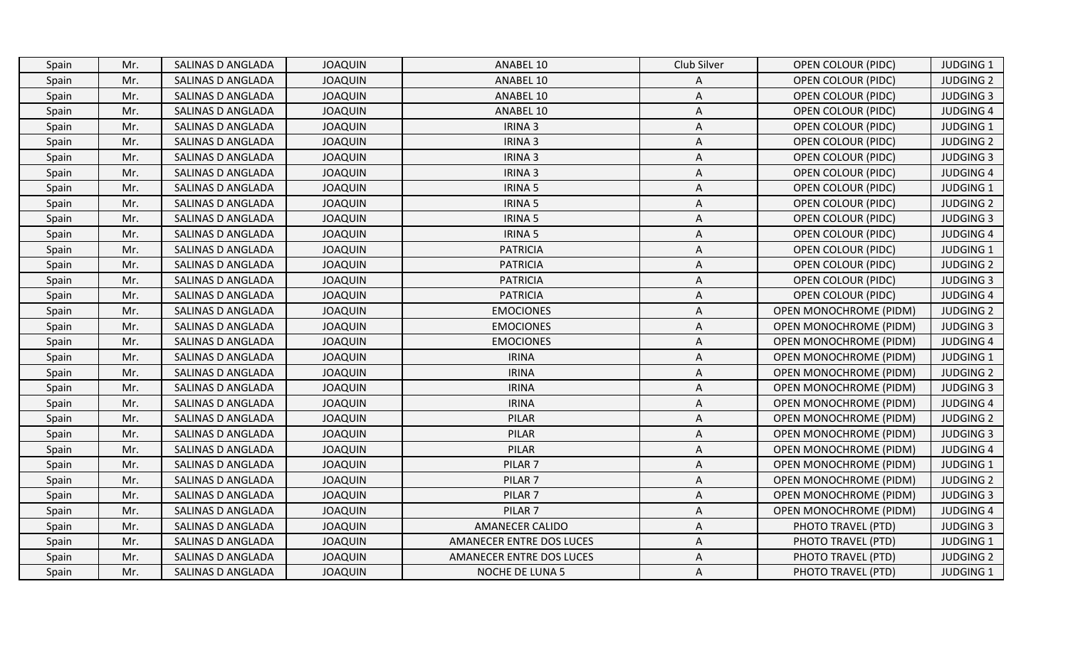| Spain | Mr. | SALINAS D ANGLADA | JOAQUIN | ANABEL 10 | Club Silver | OPEN COLOUR (PIDC) | JUDGING 1 |
|---|---|---|---|---|---|---|---|
| Spain | Mr. | SALINAS D ANGLADA | JOAQUIN | ANABEL 10 | A | OPEN COLOUR (PIDC) | JUDGING 2 |
| Spain | Mr. | SALINAS D ANGLADA | JOAQUIN | ANABEL 10 | A | OPEN COLOUR (PIDC) | JUDGING 3 |
| Spain | Mr. | SALINAS D ANGLADA | JOAQUIN | ANABEL 10 | A | OPEN COLOUR (PIDC) | JUDGING 4 |
| Spain | Mr. | SALINAS D ANGLADA | JOAQUIN | IRINA 3 | A | OPEN COLOUR (PIDC) | JUDGING 1 |
| Spain | Mr. | SALINAS D ANGLADA | JOAQUIN | IRINA 3 | A | OPEN COLOUR (PIDC) | JUDGING 2 |
| Spain | Mr. | SALINAS D ANGLADA | JOAQUIN | IRINA 3 | A | OPEN COLOUR (PIDC) | JUDGING 3 |
| Spain | Mr. | SALINAS D ANGLADA | JOAQUIN | IRINA 3 | A | OPEN COLOUR (PIDC) | JUDGING 4 |
| Spain | Mr. | SALINAS D ANGLADA | JOAQUIN | IRINA 5 | A | OPEN COLOUR (PIDC) | JUDGING 1 |
| Spain | Mr. | SALINAS D ANGLADA | JOAQUIN | IRINA 5 | A | OPEN COLOUR (PIDC) | JUDGING 2 |
| Spain | Mr. | SALINAS D ANGLADA | JOAQUIN | IRINA 5 | A | OPEN COLOUR (PIDC) | JUDGING 3 |
| Spain | Mr. | SALINAS D ANGLADA | JOAQUIN | IRINA 5 | A | OPEN COLOUR (PIDC) | JUDGING 4 |
| Spain | Mr. | SALINAS D ANGLADA | JOAQUIN | PATRICIA | A | OPEN COLOUR (PIDC) | JUDGING 1 |
| Spain | Mr. | SALINAS D ANGLADA | JOAQUIN | PATRICIA | A | OPEN COLOUR (PIDC) | JUDGING 2 |
| Spain | Mr. | SALINAS D ANGLADA | JOAQUIN | PATRICIA | A | OPEN COLOUR (PIDC) | JUDGING 3 |
| Spain | Mr. | SALINAS D ANGLADA | JOAQUIN | PATRICIA | A | OPEN COLOUR (PIDC) | JUDGING 4 |
| Spain | Mr. | SALINAS D ANGLADA | JOAQUIN | EMOCIONES | A | OPEN MONOCHROME (PIDM) | JUDGING 2 |
| Spain | Mr. | SALINAS D ANGLADA | JOAQUIN | EMOCIONES | A | OPEN MONOCHROME (PIDM) | JUDGING 3 |
| Spain | Mr. | SALINAS D ANGLADA | JOAQUIN | EMOCIONES | A | OPEN MONOCHROME (PIDM) | JUDGING 4 |
| Spain | Mr. | SALINAS D ANGLADA | JOAQUIN | IRINA | A | OPEN MONOCHROME (PIDM) | JUDGING 1 |
| Spain | Mr. | SALINAS D ANGLADA | JOAQUIN | IRINA | A | OPEN MONOCHROME (PIDM) | JUDGING 2 |
| Spain | Mr. | SALINAS D ANGLADA | JOAQUIN | IRINA | A | OPEN MONOCHROME (PIDM) | JUDGING 3 |
| Spain | Mr. | SALINAS D ANGLADA | JOAQUIN | IRINA | A | OPEN MONOCHROME (PIDM) | JUDGING 4 |
| Spain | Mr. | SALINAS D ANGLADA | JOAQUIN | PILAR | A | OPEN MONOCHROME (PIDM) | JUDGING 2 |
| Spain | Mr. | SALINAS D ANGLADA | JOAQUIN | PILAR | A | OPEN MONOCHROME (PIDM) | JUDGING 3 |
| Spain | Mr. | SALINAS D ANGLADA | JOAQUIN | PILAR | A | OPEN MONOCHROME (PIDM) | JUDGING 4 |
| Spain | Mr. | SALINAS D ANGLADA | JOAQUIN | PILAR 7 | A | OPEN MONOCHROME (PIDM) | JUDGING 1 |
| Spain | Mr. | SALINAS D ANGLADA | JOAQUIN | PILAR 7 | A | OPEN MONOCHROME (PIDM) | JUDGING 2 |
| Spain | Mr. | SALINAS D ANGLADA | JOAQUIN | PILAR 7 | A | OPEN MONOCHROME (PIDM) | JUDGING 3 |
| Spain | Mr. | SALINAS D ANGLADA | JOAQUIN | PILAR 7 | A | OPEN MONOCHROME (PIDM) | JUDGING 4 |
| Spain | Mr. | SALINAS D ANGLADA | JOAQUIN | AMANECER CALIDO | A | PHOTO TRAVEL (PTD) | JUDGING 3 |
| Spain | Mr. | SALINAS D ANGLADA | JOAQUIN | AMANECER ENTRE DOS LUCES | A | PHOTO TRAVEL (PTD) | JUDGING 1 |
| Spain | Mr. | SALINAS D ANGLADA | JOAQUIN | AMANECER ENTRE DOS LUCES | A | PHOTO TRAVEL (PTD) | JUDGING 2 |
| Spain | Mr. | SALINAS D ANGLADA | JOAQUIN | NOCHE DE LUNA 5 | A | PHOTO TRAVEL (PTD) | JUDGING 1 |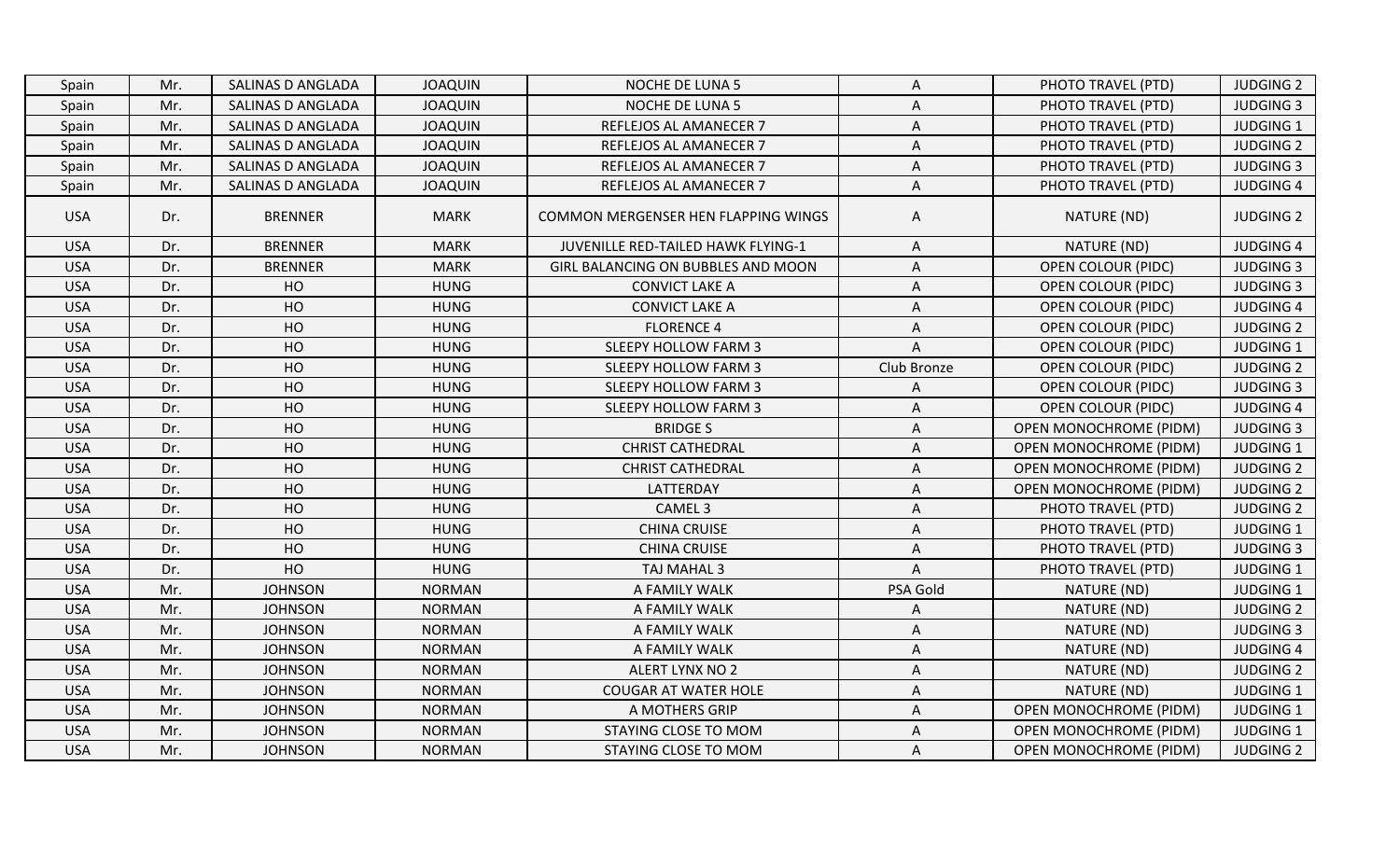| Spain | Mr. | SALINAS D ANGLADA | JOAQUIN | NOCHE DE LUNA 5 | A | PHOTO TRAVEL (PTD) | JUDGING 2 |
|---|---|---|---|---|---|---|---|
| Spain | Mr. | SALINAS D ANGLADA | JOAQUIN | NOCHE DE LUNA 5 | A | PHOTO TRAVEL (PTD) | JUDGING 3 |
| Spain | Mr. | SALINAS D ANGLADA | JOAQUIN | REFLEJOS AL AMANECER 7 | A | PHOTO TRAVEL (PTD) | JUDGING 1 |
| Spain | Mr. | SALINAS D ANGLADA | JOAQUIN | REFLEJOS AL AMANECER 7 | A | PHOTO TRAVEL (PTD) | JUDGING 2 |
| Spain | Mr. | SALINAS D ANGLADA | JOAQUIN | REFLEJOS AL AMANECER 7 | A | PHOTO TRAVEL (PTD) | JUDGING 3 |
| Spain | Mr. | SALINAS D ANGLADA | JOAQUIN | REFLEJOS AL AMANECER 7 | A | PHOTO TRAVEL (PTD) | JUDGING 4 |
| USA | Dr. | BRENNER | MARK | COMMON MERGENSER HEN FLAPPING WINGS | A | NATURE (ND) | JUDGING 2 |
| USA | Dr. | BRENNER | MARK | JUVENILLE RED-TAILED HAWK FLYING-1 | A | NATURE (ND) | JUDGING 4 |
| USA | Dr. | BRENNER | MARK | GIRL BALANCING ON BUBBLES AND MOON | A | OPEN COLOUR (PIDC) | JUDGING 3 |
| USA | Dr. | HO | HUNG | CONVICT LAKE A | A | OPEN COLOUR (PIDC) | JUDGING 3 |
| USA | Dr. | HO | HUNG | CONVICT LAKE A | A | OPEN COLOUR (PIDC) | JUDGING 4 |
| USA | Dr. | HO | HUNG | FLORENCE 4 | A | OPEN COLOUR (PIDC) | JUDGING 2 |
| USA | Dr. | HO | HUNG | SLEEPY HOLLOW FARM 3 | A | OPEN COLOUR (PIDC) | JUDGING 1 |
| USA | Dr. | HO | HUNG | SLEEPY HOLLOW FARM 3 | Club Bronze | OPEN COLOUR (PIDC) | JUDGING 2 |
| USA | Dr. | HO | HUNG | SLEEPY HOLLOW FARM 3 | A | OPEN COLOUR (PIDC) | JUDGING 3 |
| USA | Dr. | HO | HUNG | SLEEPY HOLLOW FARM 3 | A | OPEN COLOUR (PIDC) | JUDGING 4 |
| USA | Dr. | HO | HUNG | BRIDGE S | A | OPEN MONOCHROME (PIDM) | JUDGING 3 |
| USA | Dr. | HO | HUNG | CHRIST CATHEDRAL | A | OPEN MONOCHROME (PIDM) | JUDGING 1 |
| USA | Dr. | HO | HUNG | CHRIST CATHEDRAL | A | OPEN MONOCHROME (PIDM) | JUDGING 2 |
| USA | Dr. | HO | HUNG | LATTERDAY | A | OPEN MONOCHROME (PIDM) | JUDGING 2 |
| USA | Dr. | HO | HUNG | CAMEL 3 | A | PHOTO TRAVEL (PTD) | JUDGING 2 |
| USA | Dr. | HO | HUNG | CHINA CRUISE | A | PHOTO TRAVEL (PTD) | JUDGING 1 |
| USA | Dr. | HO | HUNG | CHINA CRUISE | A | PHOTO TRAVEL (PTD) | JUDGING 3 |
| USA | Dr. | HO | HUNG | TAJ MAHAL 3 | A | PHOTO TRAVEL (PTD) | JUDGING 1 |
| USA | Mr. | JOHNSON | NORMAN | A FAMILY WALK | PSA Gold | NATURE (ND) | JUDGING 1 |
| USA | Mr. | JOHNSON | NORMAN | A FAMILY WALK | A | NATURE (ND) | JUDGING 2 |
| USA | Mr. | JOHNSON | NORMAN | A FAMILY WALK | A | NATURE (ND) | JUDGING 3 |
| USA | Mr. | JOHNSON | NORMAN | A FAMILY WALK | A | NATURE (ND) | JUDGING 4 |
| USA | Mr. | JOHNSON | NORMAN | ALERT LYNX NO 2 | A | NATURE (ND) | JUDGING 2 |
| USA | Mr. | JOHNSON | NORMAN | COUGAR AT WATER HOLE | A | NATURE (ND) | JUDGING 1 |
| USA | Mr. | JOHNSON | NORMAN | A MOTHERS GRIP | A | OPEN MONOCHROME (PIDM) | JUDGING 1 |
| USA | Mr. | JOHNSON | NORMAN | STAYING CLOSE TO MOM | A | OPEN MONOCHROME (PIDM) | JUDGING 1 |
| USA | Mr. | JOHNSON | NORMAN | STAYING CLOSE TO MOM | A | OPEN MONOCHROME (PIDM) | JUDGING 2 |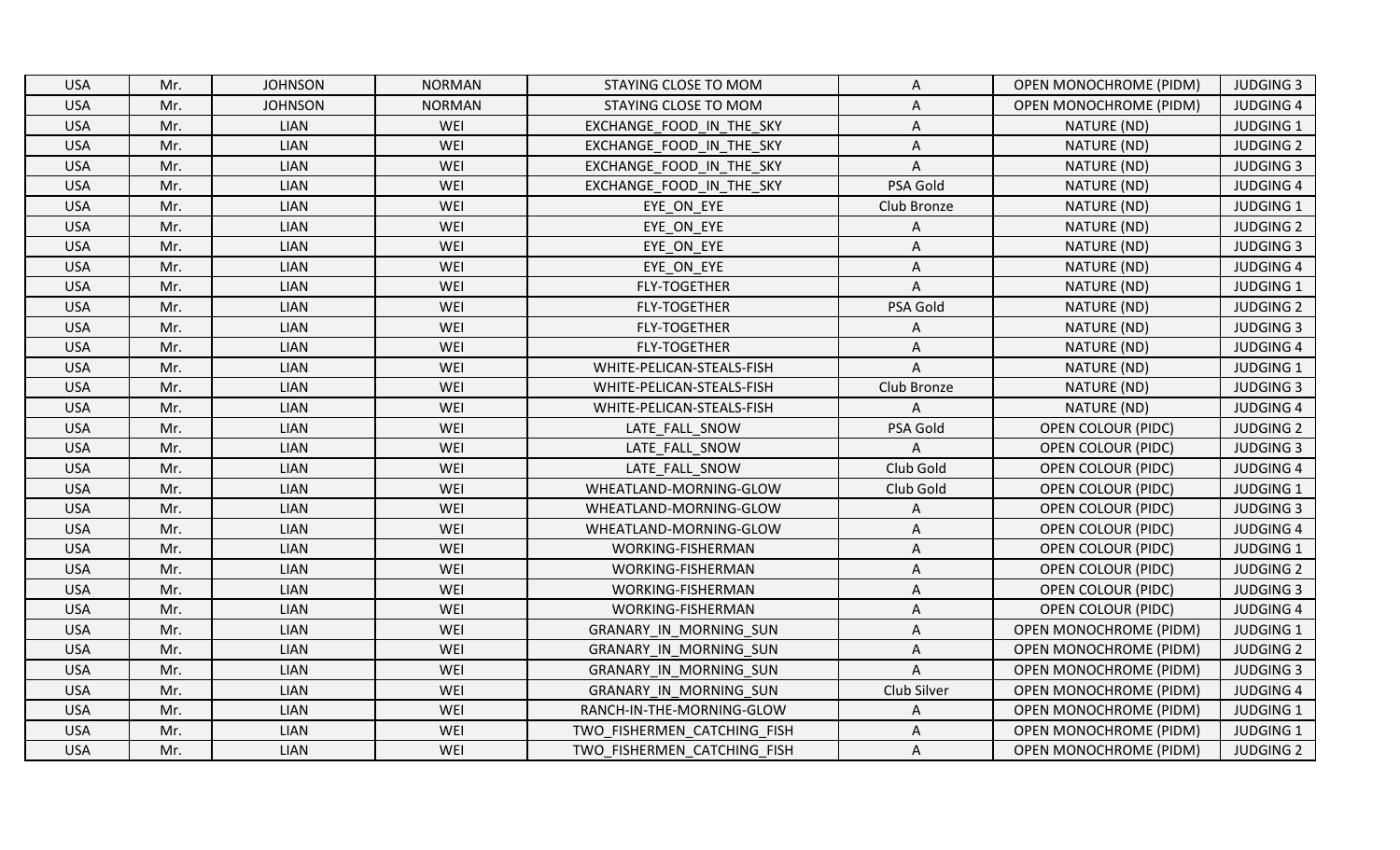| USA | Mr. | JOHNSON | NORMAN | STAYING CLOSE TO MOM | A | OPEN MONOCHROME (PIDM) | JUDGING 3 |
|---|---|---|---|---|---|---|---|
| USA | Mr. | JOHNSON | NORMAN | STAYING CLOSE TO MOM | A | OPEN MONOCHROME (PIDM) | JUDGING 4 |
| USA | Mr. | LIAN | WEI | EXCHANGE_FOOD_IN_THE_SKY | A | NATURE (ND) | JUDGING 1 |
| USA | Mr. | LIAN | WEI | EXCHANGE_FOOD_IN_THE_SKY | A | NATURE (ND) | JUDGING 2 |
| USA | Mr. | LIAN | WEI | EXCHANGE_FOOD_IN_THE_SKY | A | NATURE (ND) | JUDGING 3 |
| USA | Mr. | LIAN | WEI | EXCHANGE_FOOD_IN_THE_SKY | PSA Gold | NATURE (ND) | JUDGING 4 |
| USA | Mr. | LIAN | WEI | EYE_ON_EYE | Club Bronze | NATURE (ND) | JUDGING 1 |
| USA | Mr. | LIAN | WEI | EYE_ON_EYE | A | NATURE (ND) | JUDGING 2 |
| USA | Mr. | LIAN | WEI | EYE_ON_EYE | A | NATURE (ND) | JUDGING 3 |
| USA | Mr. | LIAN | WEI | EYE_ON_EYE | A | NATURE (ND) | JUDGING 4 |
| USA | Mr. | LIAN | WEI | FLY-TOGETHER | A | NATURE (ND) | JUDGING 1 |
| USA | Mr. | LIAN | WEI | FLY-TOGETHER | PSA Gold | NATURE (ND) | JUDGING 2 |
| USA | Mr. | LIAN | WEI | FLY-TOGETHER | A | NATURE (ND) | JUDGING 3 |
| USA | Mr. | LIAN | WEI | FLY-TOGETHER | A | NATURE (ND) | JUDGING 4 |
| USA | Mr. | LIAN | WEI | WHITE-PELICAN-STEALS-FISH | A | NATURE (ND) | JUDGING 1 |
| USA | Mr. | LIAN | WEI | WHITE-PELICAN-STEALS-FISH | Club Bronze | NATURE (ND) | JUDGING 3 |
| USA | Mr. | LIAN | WEI | WHITE-PELICAN-STEALS-FISH | A | NATURE (ND) | JUDGING 4 |
| USA | Mr. | LIAN | WEI | LATE_FALL_SNOW | PSA Gold | OPEN COLOUR (PIDC) | JUDGING 2 |
| USA | Mr. | LIAN | WEI | LATE_FALL_SNOW | A | OPEN COLOUR (PIDC) | JUDGING 3 |
| USA | Mr. | LIAN | WEI | LATE_FALL_SNOW | Club Gold | OPEN COLOUR (PIDC) | JUDGING 4 |
| USA | Mr. | LIAN | WEI | WHEATLAND-MORNING-GLOW | Club Gold | OPEN COLOUR (PIDC) | JUDGING 1 |
| USA | Mr. | LIAN | WEI | WHEATLAND-MORNING-GLOW | A | OPEN COLOUR (PIDC) | JUDGING 3 |
| USA | Mr. | LIAN | WEI | WHEATLAND-MORNING-GLOW | A | OPEN COLOUR (PIDC) | JUDGING 4 |
| USA | Mr. | LIAN | WEI | WORKING-FISHERMAN | A | OPEN COLOUR (PIDC) | JUDGING 1 |
| USA | Mr. | LIAN | WEI | WORKING-FISHERMAN | A | OPEN COLOUR (PIDC) | JUDGING 2 |
| USA | Mr. | LIAN | WEI | WORKING-FISHERMAN | A | OPEN COLOUR (PIDC) | JUDGING 3 |
| USA | Mr. | LIAN | WEI | WORKING-FISHERMAN | A | OPEN COLOUR (PIDC) | JUDGING 4 |
| USA | Mr. | LIAN | WEI | GRANARY_IN_MORNING_SUN | A | OPEN MONOCHROME (PIDM) | JUDGING 1 |
| USA | Mr. | LIAN | WEI | GRANARY_IN_MORNING_SUN | A | OPEN MONOCHROME (PIDM) | JUDGING 2 |
| USA | Mr. | LIAN | WEI | GRANARY_IN_MORNING_SUN | A | OPEN MONOCHROME (PIDM) | JUDGING 3 |
| USA | Mr. | LIAN | WEI | GRANARY_IN_MORNING_SUN | Club Silver | OPEN MONOCHROME (PIDM) | JUDGING 4 |
| USA | Mr. | LIAN | WEI | RANCH-IN-THE-MORNING-GLOW | A | OPEN MONOCHROME (PIDM) | JUDGING 1 |
| USA | Mr. | LIAN | WEI | TWO_FISHERMEN_CATCHING_FISH | A | OPEN MONOCHROME (PIDM) | JUDGING 1 |
| USA | Mr. | LIAN | WEI | TWO_FISHERMEN_CATCHING_FISH | A | OPEN MONOCHROME (PIDM) | JUDGING 2 |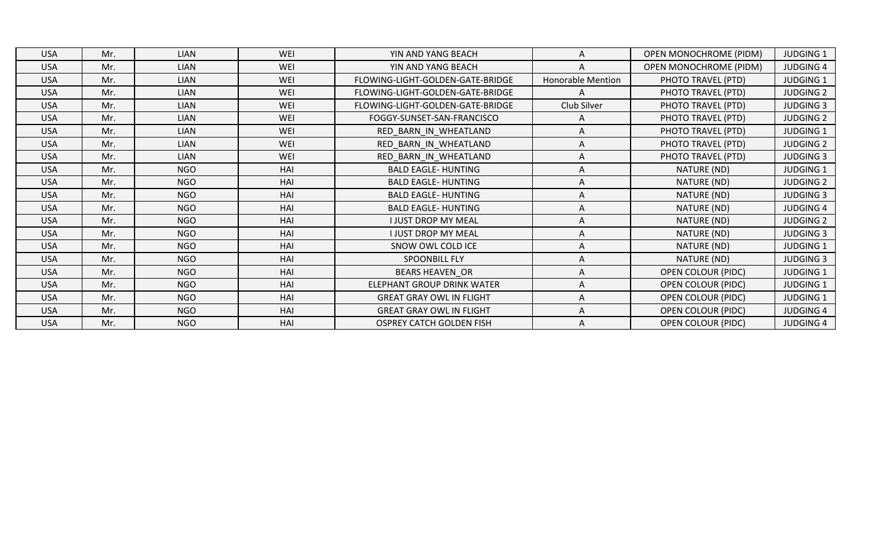| | | | | | | | |
|---|---|---|---|---|---|---|---|
| USA | Mr. | LIAN | WEI | YIN AND YANG BEACH | A | OPEN MONOCHROME (PIDM) | JUDGING 1 |
| USA | Mr. | LIAN | WEI | YIN AND YANG BEACH | A | OPEN MONOCHROME (PIDM) | JUDGING 4 |
| USA | Mr. | LIAN | WEI | FLOWING-LIGHT-GOLDEN-GATE-BRIDGE | Honorable Mention | PHOTO TRAVEL (PTD) | JUDGING 1 |
| USA | Mr. | LIAN | WEI | FLOWING-LIGHT-GOLDEN-GATE-BRIDGE | A | PHOTO TRAVEL (PTD) | JUDGING 2 |
| USA | Mr. | LIAN | WEI | FLOWING-LIGHT-GOLDEN-GATE-BRIDGE | Club Silver | PHOTO TRAVEL (PTD) | JUDGING 3 |
| USA | Mr. | LIAN | WEI | FOGGY-SUNSET-SAN-FRANCISCO | A | PHOTO TRAVEL (PTD) | JUDGING 2 |
| USA | Mr. | LIAN | WEI | RED_BARN_IN_WHEATLAND | A | PHOTO TRAVEL (PTD) | JUDGING 1 |
| USA | Mr. | LIAN | WEI | RED_BARN_IN_WHEATLAND | A | PHOTO TRAVEL (PTD) | JUDGING 2 |
| USA | Mr. | LIAN | WEI | RED_BARN_IN_WHEATLAND | A | PHOTO TRAVEL (PTD) | JUDGING 3 |
| USA | Mr. | NGO | HAI | BALD EAGLE- HUNTING | A | NATURE (ND) | JUDGING 1 |
| USA | Mr. | NGO | HAI | BALD EAGLE- HUNTING | A | NATURE (ND) | JUDGING 2 |
| USA | Mr. | NGO | HAI | BALD EAGLE- HUNTING | A | NATURE (ND) | JUDGING 3 |
| USA | Mr. | NGO | HAI | BALD EAGLE- HUNTING | A | NATURE (ND) | JUDGING 4 |
| USA | Mr. | NGO | HAI | I JUST DROP MY MEAL | A | NATURE (ND) | JUDGING 2 |
| USA | Mr. | NGO | HAI | I JUST DROP MY MEAL | A | NATURE (ND) | JUDGING 3 |
| USA | Mr. | NGO | HAI | SNOW OWL COLD ICE | A | NATURE (ND) | JUDGING 1 |
| USA | Mr. | NGO | HAI | SPOONBILL FLY | A | NATURE (ND) | JUDGING 3 |
| USA | Mr. | NGO | HAI | BEARS HEAVEN_OR | A | OPEN COLOUR (PIDC) | JUDGING 1 |
| USA | Mr. | NGO | HAI | ELEPHANT GROUP DRINK WATER | A | OPEN COLOUR (PIDC) | JUDGING 1 |
| USA | Mr. | NGO | HAI | GREAT GRAY OWL IN FLIGHT | A | OPEN COLOUR (PIDC) | JUDGING 1 |
| USA | Mr. | NGO | HAI | GREAT GRAY OWL IN FLIGHT | A | OPEN COLOUR (PIDC) | JUDGING 4 |
| USA | Mr. | NGO | HAI | OSPREY CATCH GOLDEN FISH | A | OPEN COLOUR (PIDC) | JUDGING 4 |